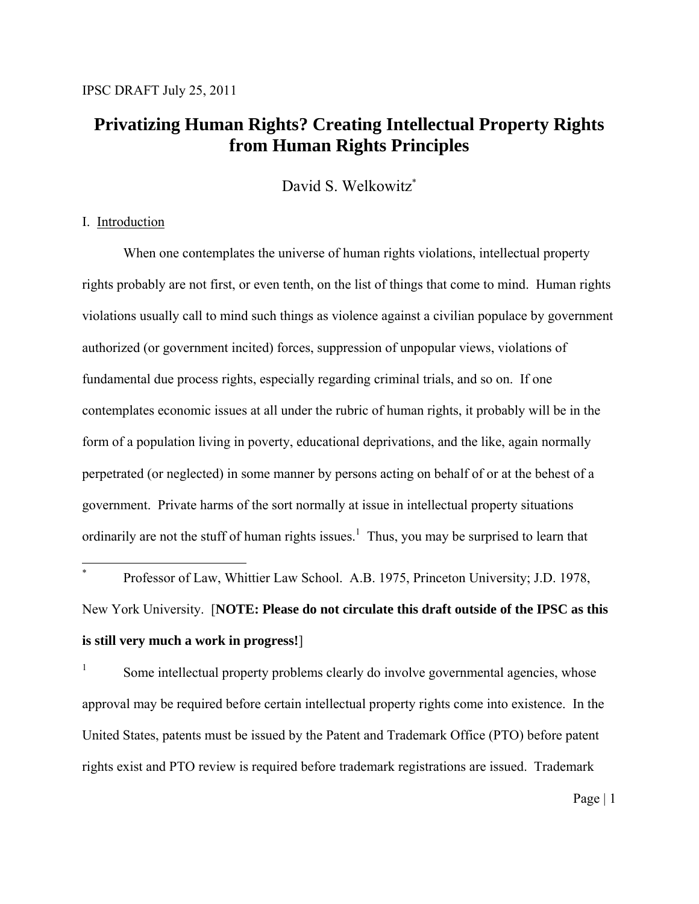IPSC DRAFT July 25, 2011

# Privatizing Human Rights? Creating Intellectual Property Rights from Human Rights Principles

David S. Welkowitz[*]

## I. Introduction

When one contemplates the universe of human rights violations, intellectual property rights probably are not first, or even tenth, on the list of things that come to mind. Human rights violations usually call to mind such things as violence against a civilian populace by government authorized (or government incited) forces, suppression of unpopular views, violations of fundamental due process rights, especially regarding criminal trials, and so on. If one contemplates economic issues at all under the rubric of human rights, it probably will be in the form of a population living in poverty, educational deprivations, and the like, again normally perpetrated (or neglected) in some manner by persons acting on behalf of or at the behest of a government. Private harms of the sort normally at issue in intellectual property situations ordinarily are not the stuff of human rights issues.[1] Thus, you may be surprised to learn that

---

[*] Professor of Law, Whittier Law School. A.B. 1975, Princeton University; J.D. 1978, New York University. [**NOTE: Please do not circulate this draft outside of the IPSC as this is still very much a work in progress!**]

[1] Some intellectual property problems clearly do involve governmental agencies, whose approval may be required before certain intellectual property rights come into existence. In the United States, patents must be issued by the Patent and Trademark Office (PTO) before patent rights exist and PTO review is required before trademark registrations are issued. Trademark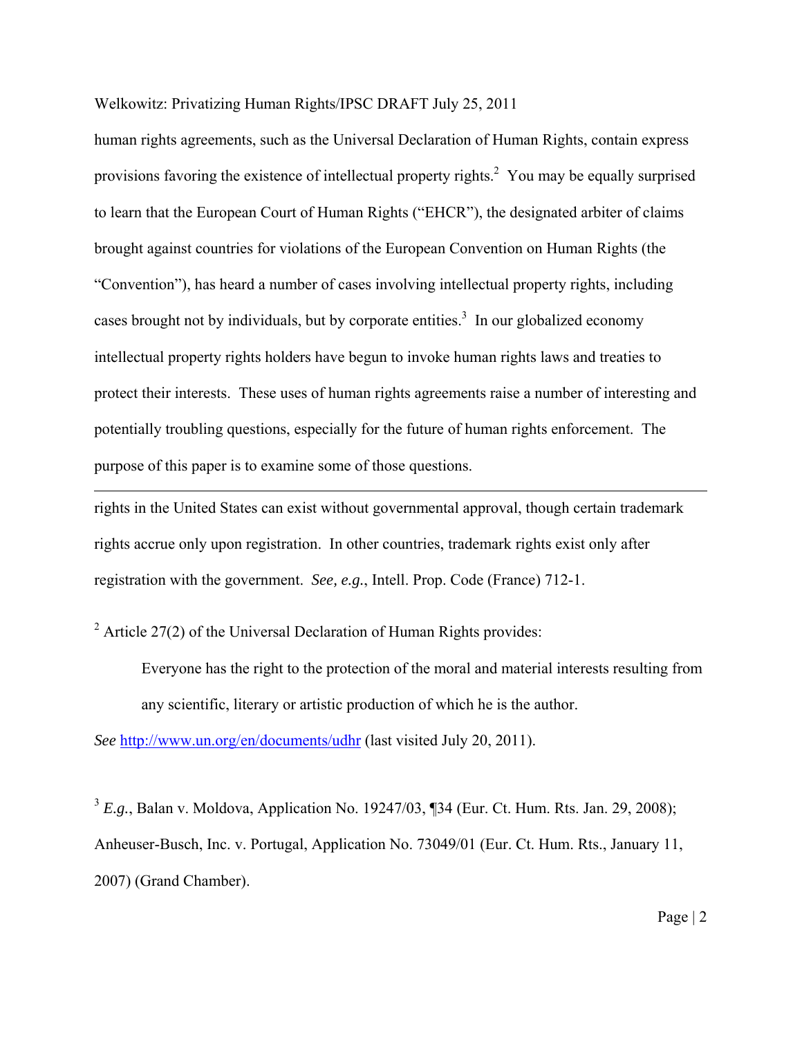human rights agreements, such as the Universal Declaration of Human Rights, contain express provisions favoring the existence of intellectual property rights.[2] You may be equally surprised to learn that the European Court of Human Rights ("EHCR"), the designated arbiter of claims brought against countries for violations of the European Convention on Human Rights (the "Convention"), has heard a number of cases involving intellectual property rights, including cases brought not by individuals, but by corporate entities.[3] In our globalized economy intellectual property rights holders have begun to invoke human rights laws and treaties to protect their interests. These uses of human rights agreements raise a number of interesting and potentially troubling questions, especially for the future of human rights enforcement. The purpose of this paper is to examine some of those questions.

---

rights in the United States can exist without governmental approval, though certain trademark rights accrue only upon registration. In other countries, trademark rights exist only after registration with the government. *See, e.g.*, Intell. Prop. Code (France) 712-1.

[2] Article 27(2) of the Universal Declaration of Human Rights provides:

> Everyone has the right to the protection of the moral and material interests resulting from any scientific, literary or artistic production of which he is the author.

*See* http://www.un.org/en/documents/udhr (last visited July 20, 2011).

[3] *E.g.*, Balan v. Moldova, Application No. 19247/03, ¶34 (Eur. Ct. Hum. Rts. Jan. 29, 2008); Anheuser-Busch, Inc. v. Portugal, Application No. 73049/01 (Eur. Ct. Hum. Rts., January 11, 2007) (Grand Chamber).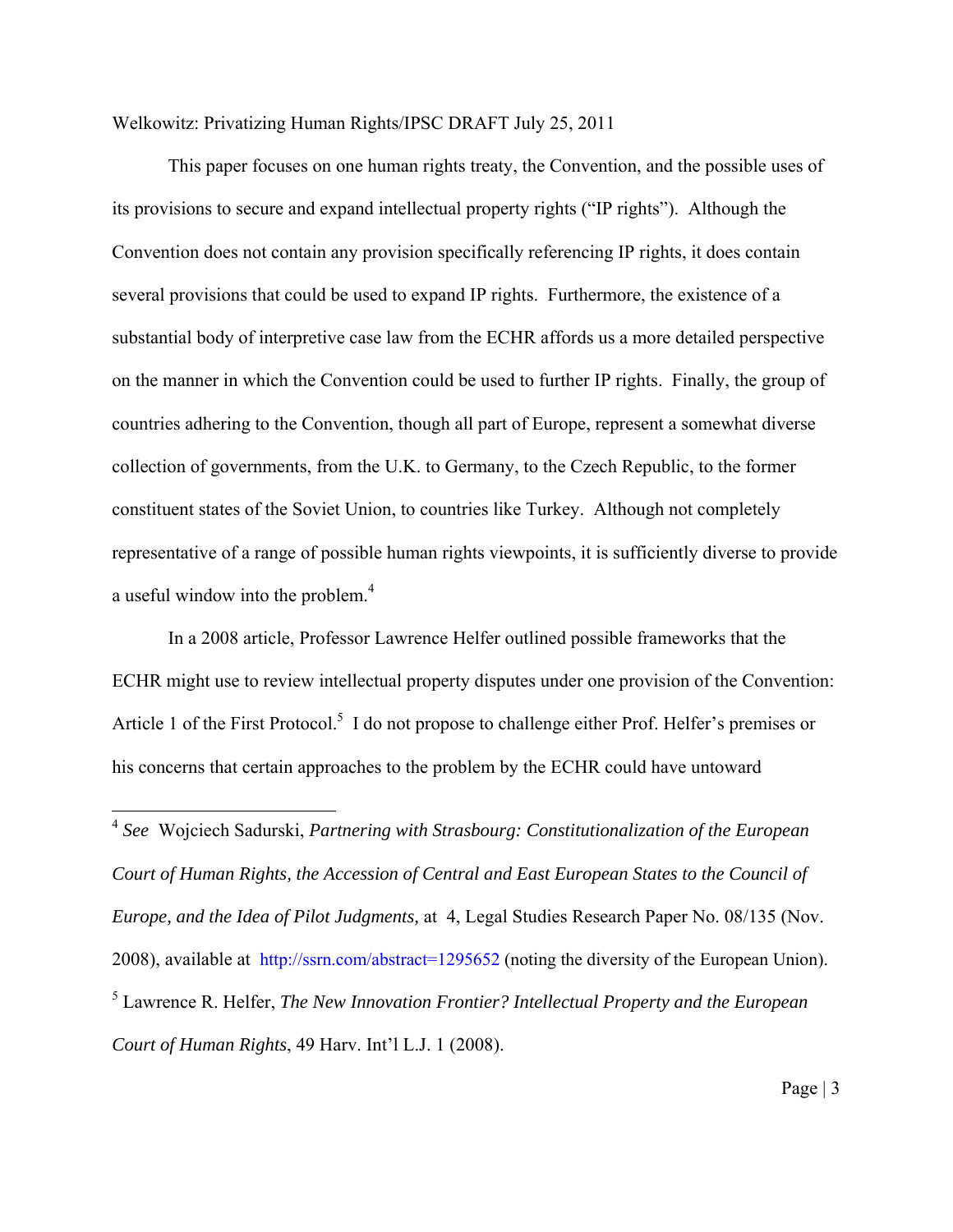This paper focuses on one human rights treaty, the Convention, and the possible uses of its provisions to secure and expand intellectual property rights ("IP rights"). Although the Convention does not contain any provision specifically referencing IP rights, it does contain several provisions that could be used to expand IP rights. Furthermore, the existence of a substantial body of interpretive case law from the ECHR affords us a more detailed perspective on the manner in which the Convention could be used to further IP rights. Finally, the group of countries adhering to the Convention, though all part of Europe, represent a somewhat diverse collection of governments, from the U.K. to Germany, to the Czech Republic, to the former constituent states of the Soviet Union, to countries like Turkey. Although not completely representative of a range of possible human rights viewpoints, it is sufficiently diverse to provide a useful window into the problem.[4]

In a 2008 article, Professor Lawrence Helfer outlined possible frameworks that the ECHR might use to review intellectual property disputes under one provision of the Convention: Article 1 of the First Protocol.[5] I do not propose to challenge either Prof. Helfer's premises or his concerns that certain approaches to the problem by the ECHR could have untoward

---

[4] *See* Wojciech Sadurski, *Partnering with Strasbourg: Constitutionalization of the European Court of Human Rights, the Accession of Central and East European States to the Council of Europe, and the Idea of Pilot Judgments,* at 4, Legal Studies Research Paper No. 08/135 (Nov. 2008), available at http://ssrn.com/abstract=1295652 (noting the diversity of the European Union).

[5] Lawrence R. Helfer, *The New Innovation Frontier? Intellectual Property and the European Court of Human Rights*, 49 Harv. Int'l L.J. 1 (2008).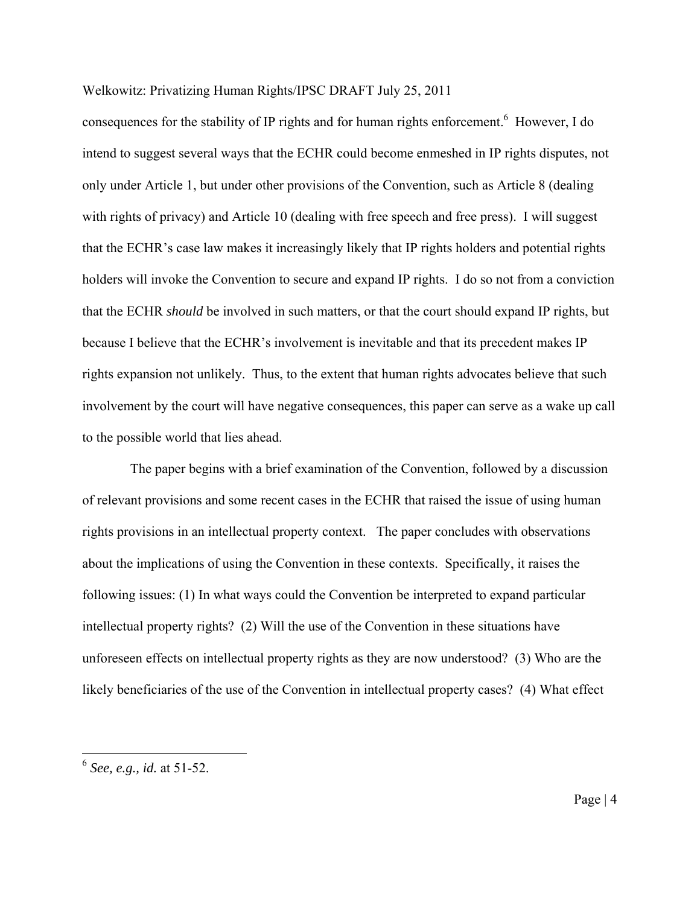consequences for the stability of IP rights and for human rights enforcement.[6] However, I do intend to suggest several ways that the ECHR could become enmeshed in IP rights disputes, not only under Article 1, but under other provisions of the Convention, such as Article 8 (dealing with rights of privacy) and Article 10 (dealing with free speech and free press). I will suggest that the ECHR's case law makes it increasingly likely that IP rights holders and potential rights holders will invoke the Convention to secure and expand IP rights. I do so not from a conviction that the ECHR *should* be involved in such matters, or that the court should expand IP rights, but because I believe that the ECHR's involvement is inevitable and that its precedent makes IP rights expansion not unlikely. Thus, to the extent that human rights advocates believe that such involvement by the court will have negative consequences, this paper can serve as a wake up call to the possible world that lies ahead.

The paper begins with a brief examination of the Convention, followed by a discussion of relevant provisions and some recent cases in the ECHR that raised the issue of using human rights provisions in an intellectual property context. The paper concludes with observations about the implications of using the Convention in these contexts. Specifically, it raises the following issues: (1) In what ways could the Convention be interpreted to expand particular intellectual property rights? (2) Will the use of the Convention in these situations have unforeseen effects on intellectual property rights as they are now understood? (3) Who are the likely beneficiaries of the use of the Convention in intellectual property cases? (4) What effect

---

[6] *See, e.g., id.* at 51-52.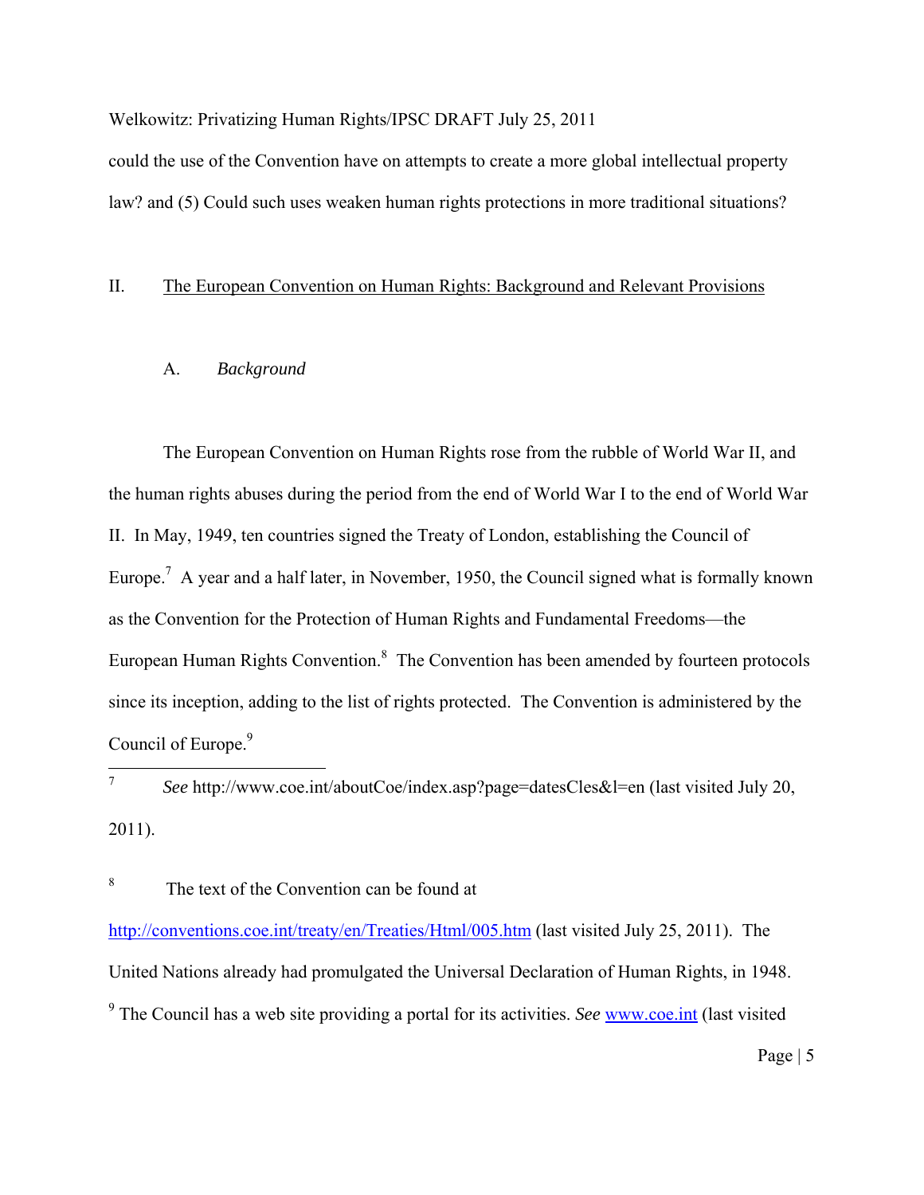could the use of the Convention have on attempts to create a more global intellectual property law? and (5) Could such uses weaken human rights protections in more traditional situations?

## II. The European Convention on Human Rights: Background and Relevant Provisions

### A. *Background*

The European Convention on Human Rights rose from the rubble of World War II, and the human rights abuses during the period from the end of World War I to the end of World War II. In May, 1949, ten countries signed the Treaty of London, establishing the Council of Europe.[7] A year and a half later, in November, 1950, the Council signed what is formally known as the Convention for the Protection of Human Rights and Fundamental Freedoms—the European Human Rights Convention.[8] The Convention has been amended by fourteen protocols since its inception, adding to the list of rights protected. The Convention is administered by the Council of Europe.[9]

---

[7] *See* http://www.coe.int/aboutCoe/index.asp?page=datesCles&l=en (last visited July 20, 2011).

[8] The text of the Convention can be found at http://conventions.coe.int/treaty/en/Treaties/Html/005.htm (last visited July 25, 2011). The United Nations already had promulgated the Universal Declaration of Human Rights, in 1948.

[9] The Council has a web site providing a portal for its activities. *See* www.coe.int (last visited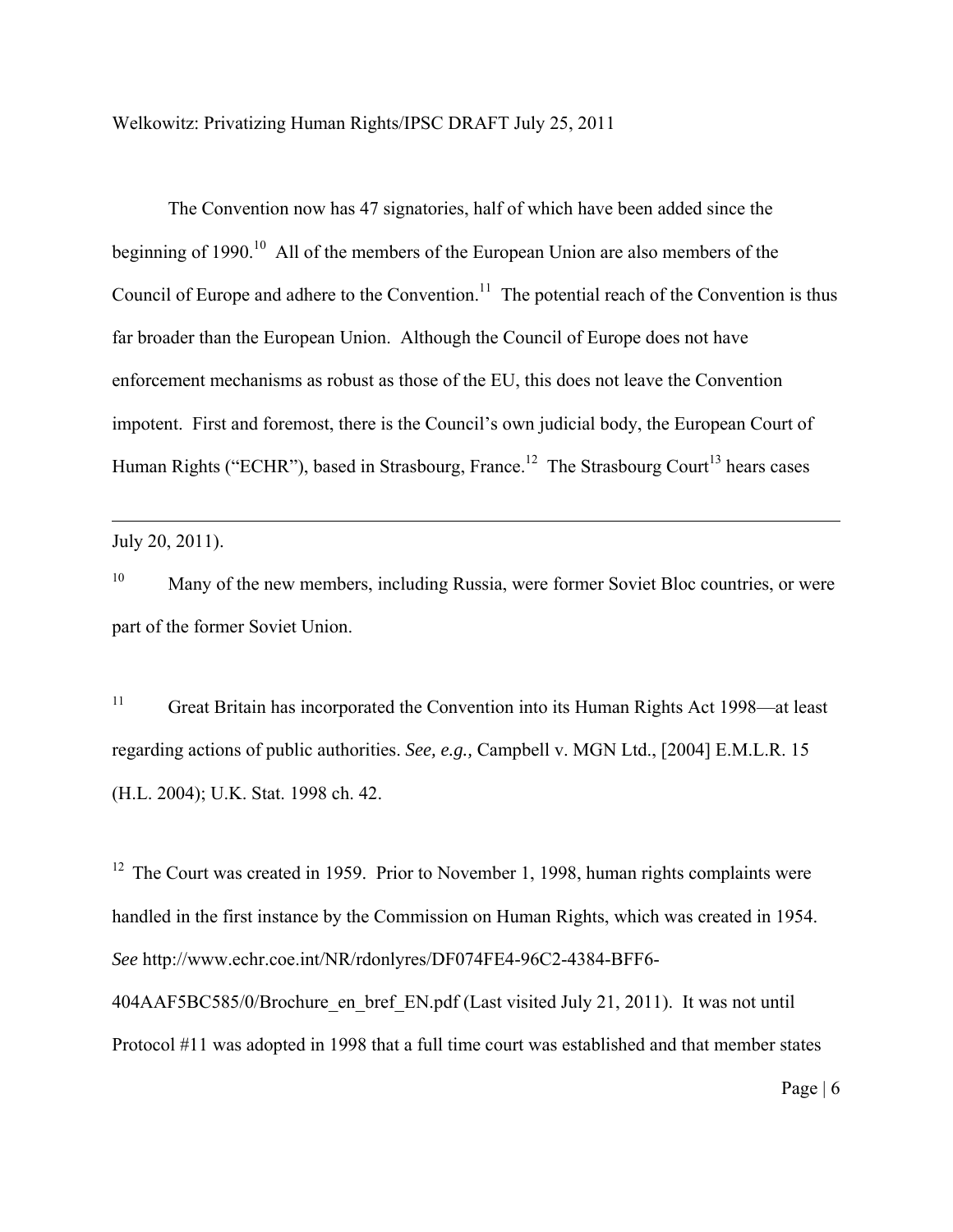The Convention now has 47 signatories, half of which have been added since the beginning of 1990.[10] All of the members of the European Union are also members of the Council of Europe and adhere to the Convention.[11] The potential reach of the Convention is thus far broader than the European Union. Although the Council of Europe does not have enforcement mechanisms as robust as those of the EU, this does not leave the Convention impotent. First and foremost, there is the Council's own judicial body, the European Court of Human Rights ("ECHR"), based in Strasbourg, France.[12] The Strasbourg Court[13] hears cases

---

July 20, 2011).

[10] Many of the new members, including Russia, were former Soviet Bloc countries, or were part of the former Soviet Union.

[11] Great Britain has incorporated the Convention into its Human Rights Act 1998—at least regarding actions of public authorities. *See, e.g.,* Campbell v. MGN Ltd., [2004] E.M.L.R. 15 (H.L. 2004); U.K. Stat. 1998 ch. 42.

[12] The Court was created in 1959. Prior to November 1, 1998, human rights complaints were handled in the first instance by the Commission on Human Rights, which was created in 1954. *See* http://www.echr.coe.int/NR/rdonlyres/DF074FE4-96C2-4384-BFF6-404AAF5BC585/0/Brochure_en_bref_EN.pdf (Last visited July 21, 2011). It was not until Protocol #11 was adopted in 1998 that a full time court was established and that member states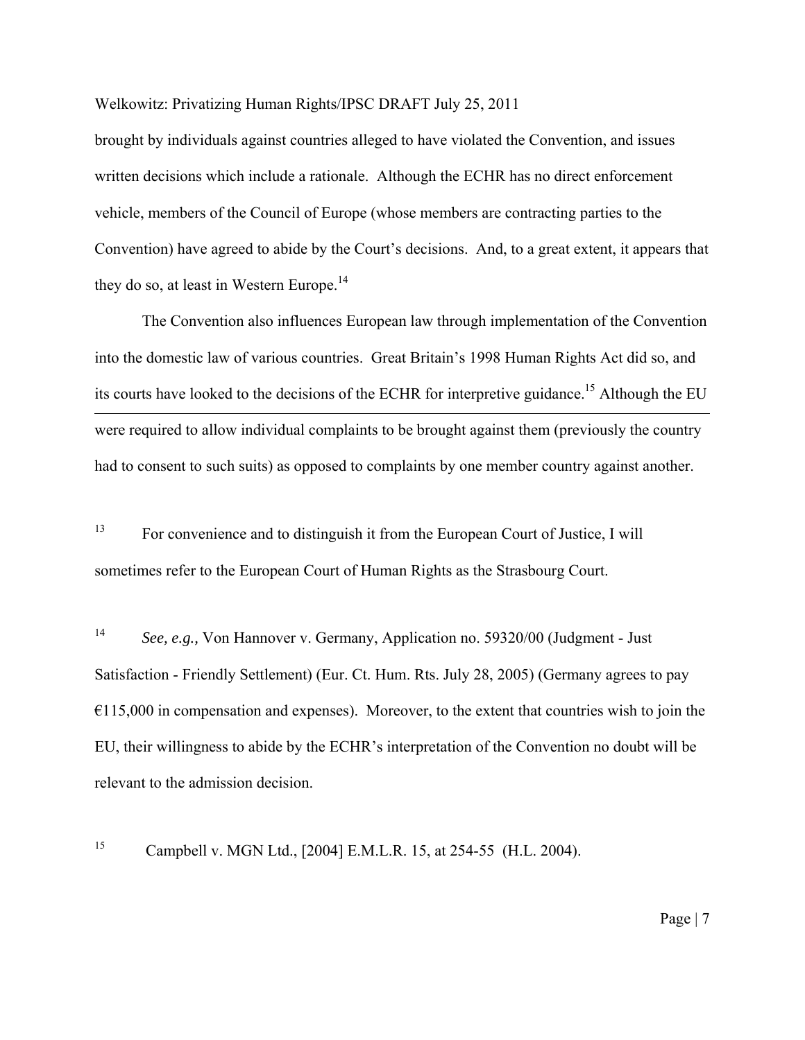brought by individuals against countries alleged to have violated the Convention, and issues written decisions which include a rationale. Although the ECHR has no direct enforcement vehicle, members of the Council of Europe (whose members are contracting parties to the Convention) have agreed to abide by the Court's decisions. And, to a great extent, it appears that they do so, at least in Western Europe.[14]

The Convention also influences European law through implementation of the Convention into the domestic law of various countries. Great Britain's 1998 Human Rights Act did so, and its courts have looked to the decisions of the ECHR for interpretive guidance.[15] Although the EU

---

were required to allow individual complaints to be brought against them (previously the country had to consent to such suits) as opposed to complaints by one member country against another.

[13] For convenience and to distinguish it from the European Court of Justice, I will sometimes refer to the European Court of Human Rights as the Strasbourg Court.

[14] *See, e.g.,* Von Hannover v. Germany, Application no. 59320/00 (Judgment - Just Satisfaction - Friendly Settlement) (Eur. Ct. Hum. Rts. July 28, 2005) (Germany agrees to pay €115,000 in compensation and expenses). Moreover, to the extent that countries wish to join the EU, their willingness to abide by the ECHR's interpretation of the Convention no doubt will be relevant to the admission decision.

[15] Campbell v. MGN Ltd., [2004] E.M.L.R. 15, at 254-55 (H.L. 2004).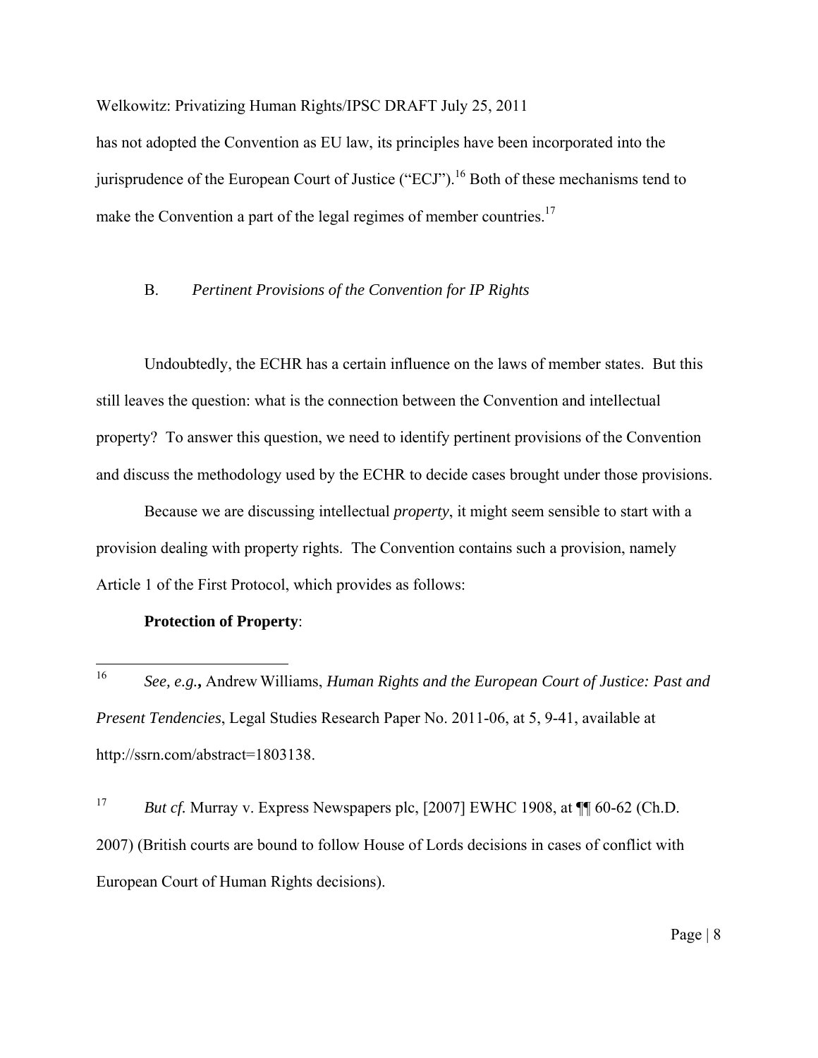has not adopted the Convention as EU law, its principles have been incorporated into the jurisprudence of the European Court of Justice ("ECJ").[16] Both of these mechanisms tend to make the Convention a part of the legal regimes of member countries.[17]

### B. *Pertinent Provisions of the Convention for IP Rights*

Undoubtedly, the ECHR has a certain influence on the laws of member states. But this still leaves the question: what is the connection between the Convention and intellectual property? To answer this question, we need to identify pertinent provisions of the Convention and discuss the methodology used by the ECHR to decide cases brought under those provisions.

Because we are discussing intellectual *property*, it might seem sensible to start with a provision dealing with property rights. The Convention contains such a provision, namely Article 1 of the First Protocol, which provides as follows:

**Protection of Property**:

---

[16] *See, e.g.*, Andrew Williams, *Human Rights and the European Court of Justice: Past and Present Tendencies*, Legal Studies Research Paper No. 2011-06, at 5, 9-41, available at http://ssrn.com/abstract=1803138.

[17] *But cf.* Murray v. Express Newspapers plc, [2007] EWHC 1908, at ¶¶ 60-62 (Ch.D. 2007) (British courts are bound to follow House of Lords decisions in cases of conflict with European Court of Human Rights decisions).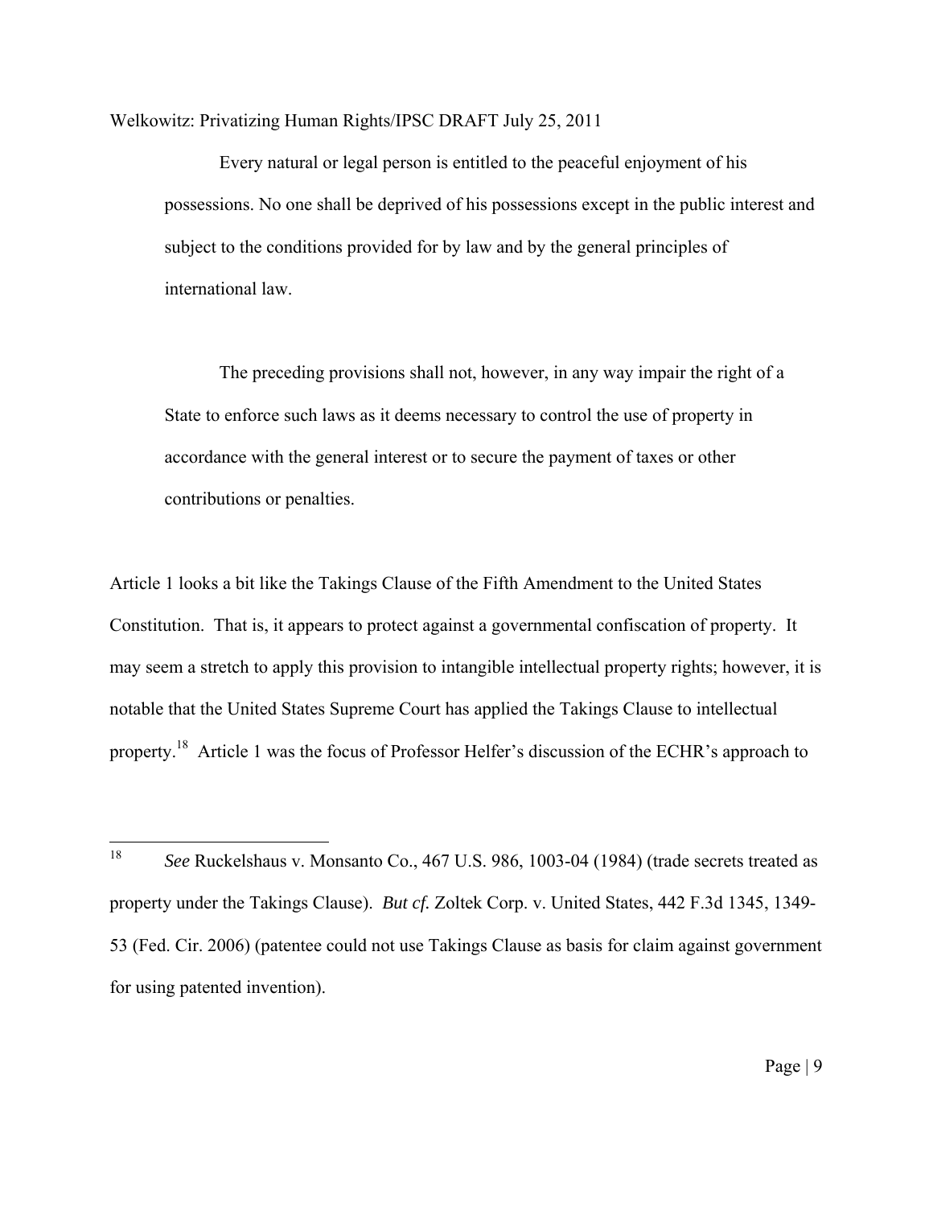> Every natural or legal person is entitled to the peaceful enjoyment of his possessions. No one shall be deprived of his possessions except in the public interest and subject to the conditions provided for by law and by the general principles of international law.
>
> The preceding provisions shall not, however, in any way impair the right of a State to enforce such laws as it deems necessary to control the use of property in accordance with the general interest or to secure the payment of taxes or other contributions or penalties.

Article 1 looks a bit like the Takings Clause of the Fifth Amendment to the United States Constitution. That is, it appears to protect against a governmental confiscation of property. It may seem a stretch to apply this provision to intangible intellectual property rights; however, it is notable that the United States Supreme Court has applied the Takings Clause to intellectual property.[18] Article 1 was the focus of Professor Helfer's discussion of the ECHR's approach to

---

[18] *See* Ruckelshaus v. Monsanto Co., 467 U.S. 986, 1003-04 (1984) (trade secrets treated as property under the Takings Clause). *But cf.* Zoltek Corp. v. United States, 442 F.3d 1345, 1349-53 (Fed. Cir. 2006) (patentee could not use Takings Clause as basis for claim against government for using patented invention).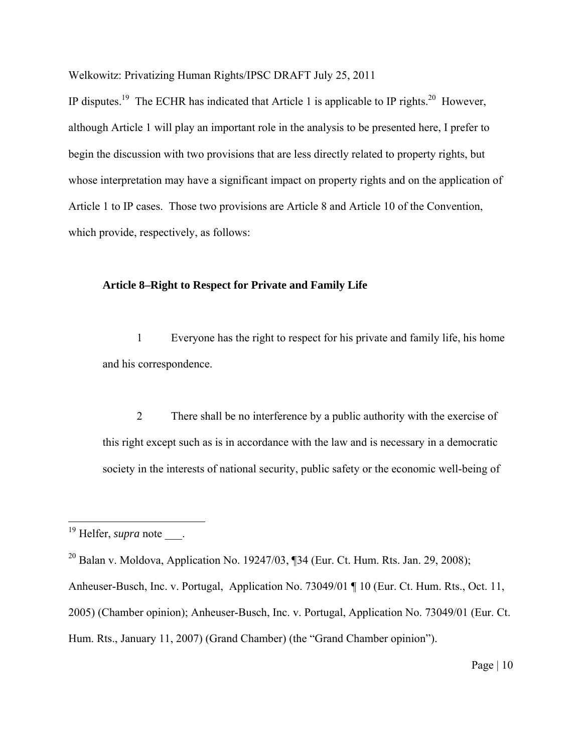IP disputes.[19] The ECHR has indicated that Article 1 is applicable to IP rights.[20] However, although Article 1 will play an important role in the analysis to be presented here, I prefer to begin the discussion with two provisions that are less directly related to property rights, but whose interpretation may have a significant impact on property rights and on the application of Article 1 to IP cases. Those two provisions are Article 8 and Article 10 of the Convention, which provide, respectively, as follows:

**Article 8–Right to Respect for Private and Family Life**

> 1 Everyone has the right to respect for his private and family life, his home and his correspondence.
>
> 2 There shall be no interference by a public authority with the exercise of this right except such as is in accordance with the law and is necessary in a democratic society in the interests of national security, public safety or the economic well-being of

---

[19] Helfer, *supra* note ___.

[20] Balan v. Moldova, Application No. 19247/03, ¶34 (Eur. Ct. Hum. Rts. Jan. 29, 2008); Anheuser-Busch, Inc. v. Portugal, Application No. 73049/01 ¶ 10 (Eur. Ct. Hum. Rts., Oct. 11, 2005) (Chamber opinion); Anheuser-Busch, Inc. v. Portugal, Application No. 73049/01 (Eur. Ct. Hum. Rts., January 11, 2007) (Grand Chamber) (the "Grand Chamber opinion").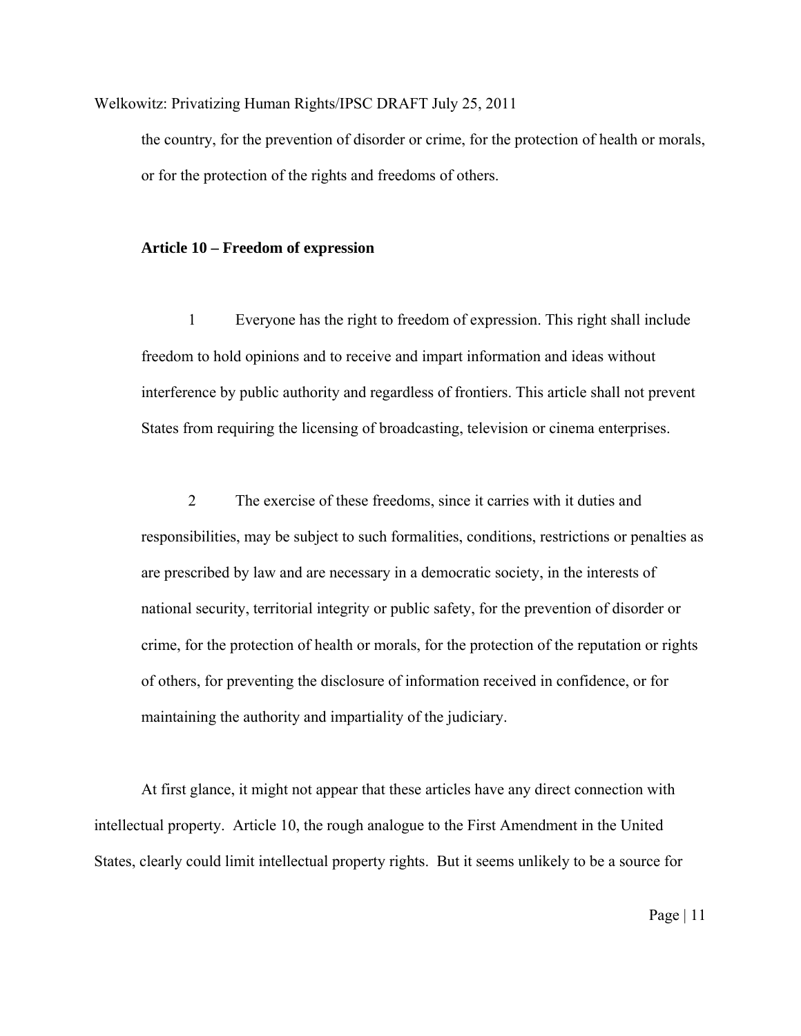the country, for the prevention of disorder or crime, for the protection of health or morals, or for the protection of the rights and freedoms of others.

**Article 10 – Freedom of expression**

1 Everyone has the right to freedom of expression. This right shall include freedom to hold opinions and to receive and impart information and ideas without interference by public authority and regardless of frontiers. This article shall not prevent States from requiring the licensing of broadcasting, television or cinema enterprises.

2 The exercise of these freedoms, since it carries with it duties and responsibilities, may be subject to such formalities, conditions, restrictions or penalties as are prescribed by law and are necessary in a democratic society, in the interests of national security, territorial integrity or public safety, for the prevention of disorder or crime, for the protection of health or morals, for the protection of the reputation or rights of others, for preventing the disclosure of information received in confidence, or for maintaining the authority and impartiality of the judiciary.

At first glance, it might not appear that these articles have any direct connection with intellectual property. Article 10, the rough analogue to the First Amendment in the United States, clearly could limit intellectual property rights. But it seems unlikely to be a source for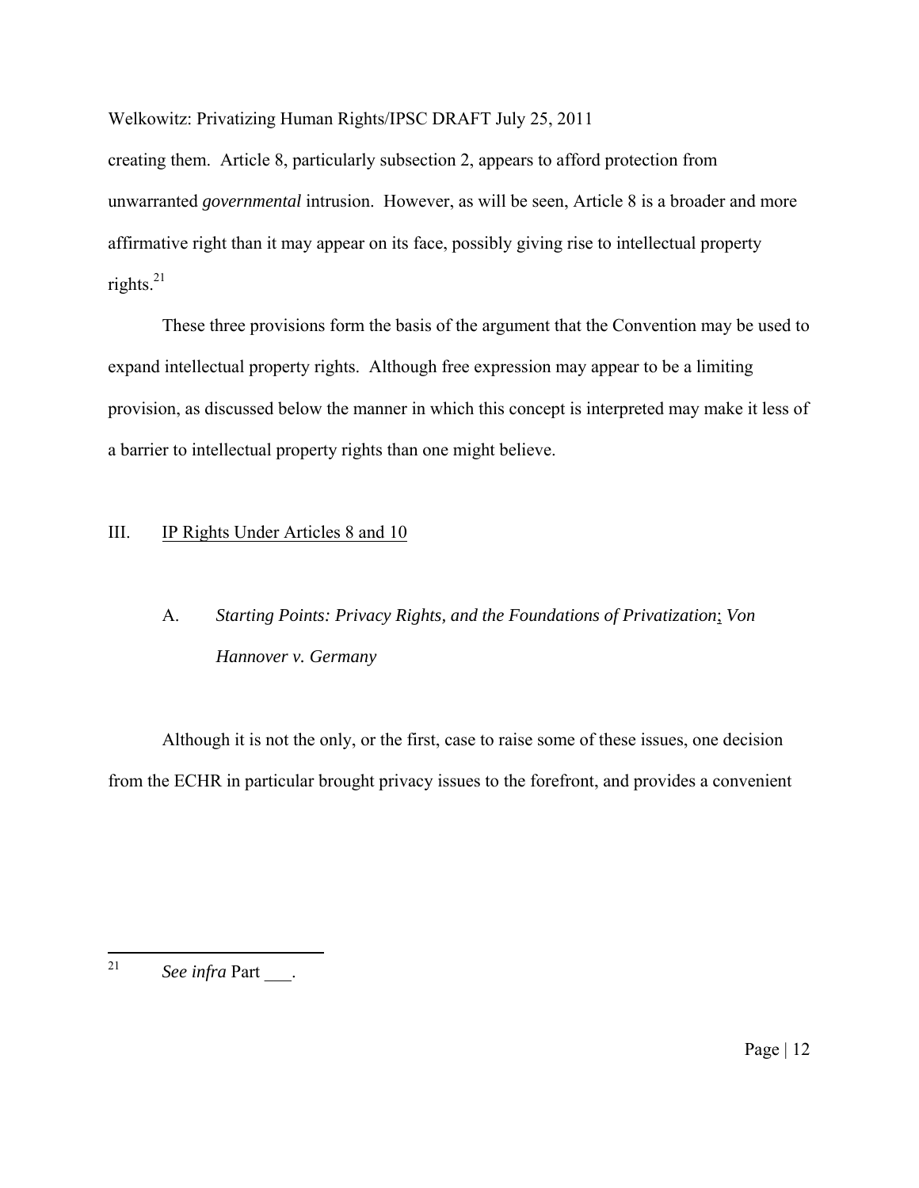creating them. Article 8, particularly subsection 2, appears to afford protection from unwarranted *governmental* intrusion. However, as will be seen, Article 8 is a broader and more affirmative right than it may appear on its face, possibly giving rise to intellectual property rights.[21]

These three provisions form the basis of the argument that the Convention may be used to expand intellectual property rights. Although free expression may appear to be a limiting provision, as discussed below the manner in which this concept is interpreted may make it less of a barrier to intellectual property rights than one might believe.

## III. IP Rights Under Articles 8 and 10

### A. *Starting Points: Privacy Rights, and the Foundations of Privatization*; *Von Hannover v. Germany*

Although it is not the only, or the first, case to raise some of these issues, one decision from the ECHR in particular brought privacy issues to the forefront, and provides a convenient

---

[21] *See infra* Part ___.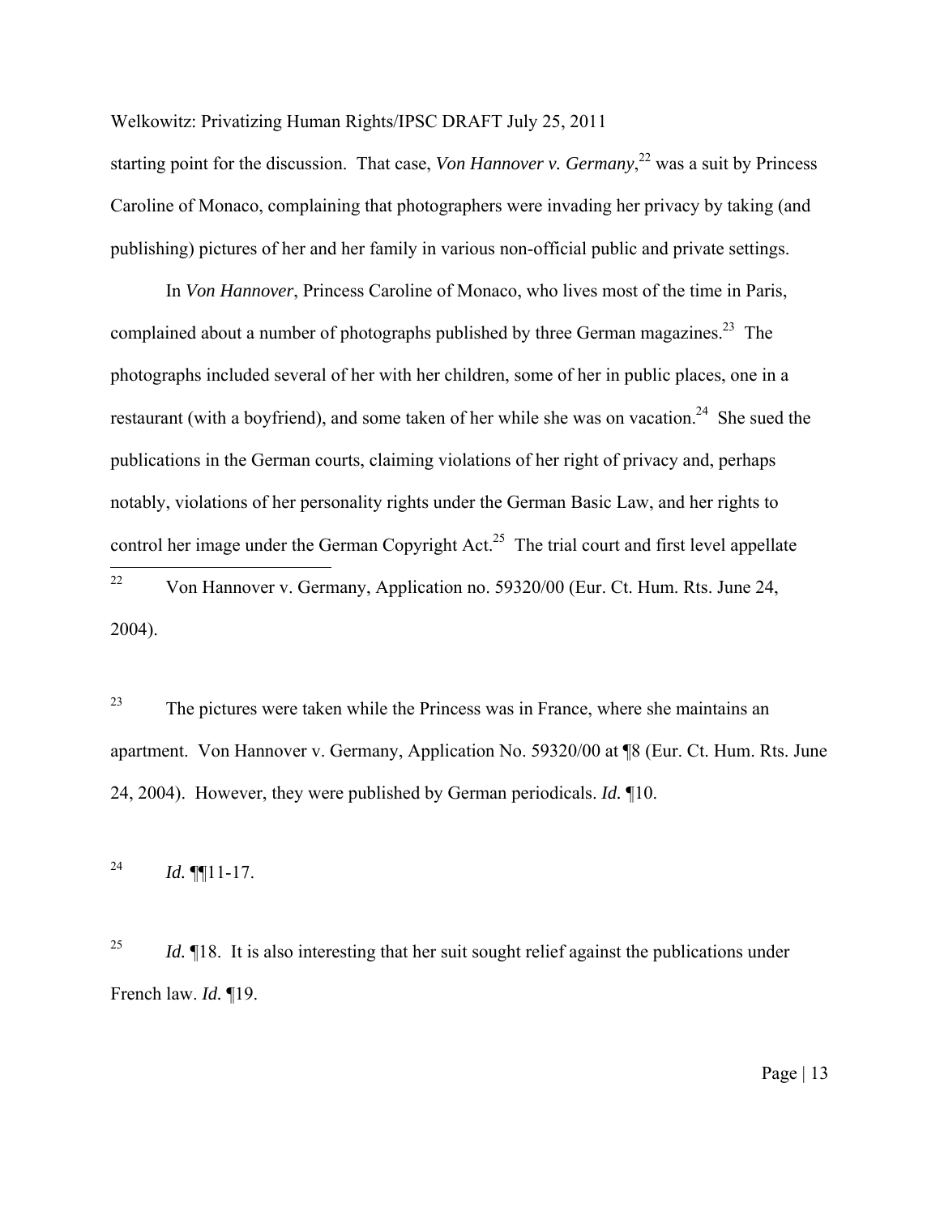starting point for the discussion. That case, *Von Hannover v. Germany*,[22] was a suit by Princess Caroline of Monaco, complaining that photographers were invading her privacy by taking (and publishing) pictures of her and her family in various non-official public and private settings.

In *Von Hannover*, Princess Caroline of Monaco, who lives most of the time in Paris, complained about a number of photographs published by three German magazines.[23] The photographs included several of her with her children, some of her in public places, one in a restaurant (with a boyfriend), and some taken of her while she was on vacation.[24] She sued the publications in the German courts, claiming violations of her right of privacy and, perhaps notably, violations of her personality rights under the German Basic Law, and her rights to control her image under the German Copyright Act.[25] The trial court and first level appellate

---

[22] Von Hannover v. Germany, Application no. 59320/00 (Eur. Ct. Hum. Rts. June 24, 2004).

[23] The pictures were taken while the Princess was in France, where she maintains an apartment. Von Hannover v. Germany, Application No. 59320/00 at ¶8 (Eur. Ct. Hum. Rts. June 24, 2004). However, they were published by German periodicals. *Id.* ¶10.

[24] *Id.* ¶¶11-17.

[25] *Id.* ¶18. It is also interesting that her suit sought relief against the publications under French law. *Id.* ¶19.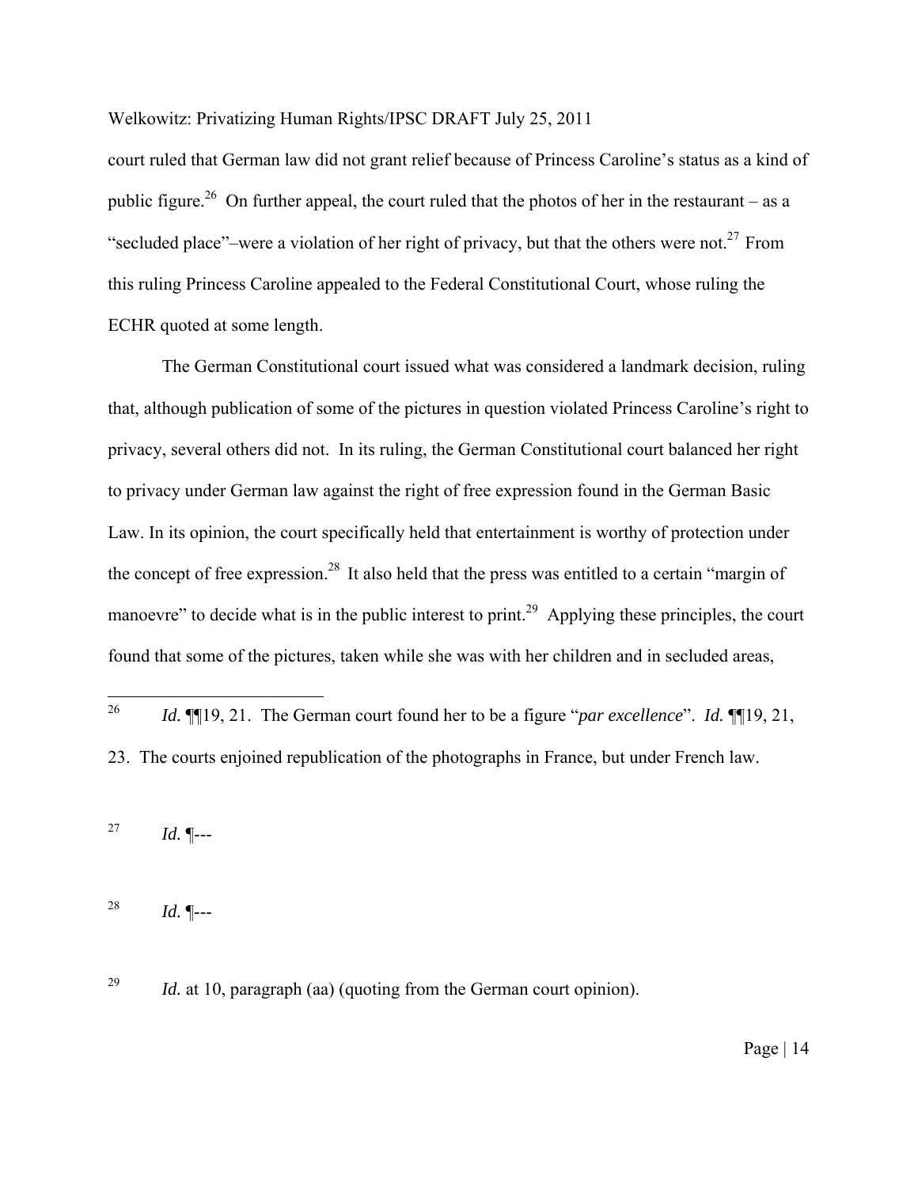court ruled that German law did not grant relief because of Princess Caroline's status as a kind of public figure.[26] On further appeal, the court ruled that the photos of her in the restaurant – as a "secluded place"–were a violation of her right of privacy, but that the others were not.[27] From this ruling Princess Caroline appealed to the Federal Constitutional Court, whose ruling the ECHR quoted at some length.

The German Constitutional court issued what was considered a landmark decision, ruling that, although publication of some of the pictures in question violated Princess Caroline's right to privacy, several others did not. In its ruling, the German Constitutional court balanced her right to privacy under German law against the right of free expression found in the German Basic Law. In its opinion, the court specifically held that entertainment is worthy of protection under the concept of free expression.[28] It also held that the press was entitled to a certain "margin of manoevre" to decide what is in the public interest to print.[29] Applying these principles, the court found that some of the pictures, taken while she was with her children and in secluded areas,

---

[26] *Id.* ¶¶19, 21. The German court found her to be a figure "*par excellence*". *Id.* ¶¶19, 21, 23. The courts enjoined republication of the photographs in France, but under French law.

[27] *Id.* ¶---

[28] *Id.* ¶---

[29] *Id.* at 10, paragraph (aa) (quoting from the German court opinion).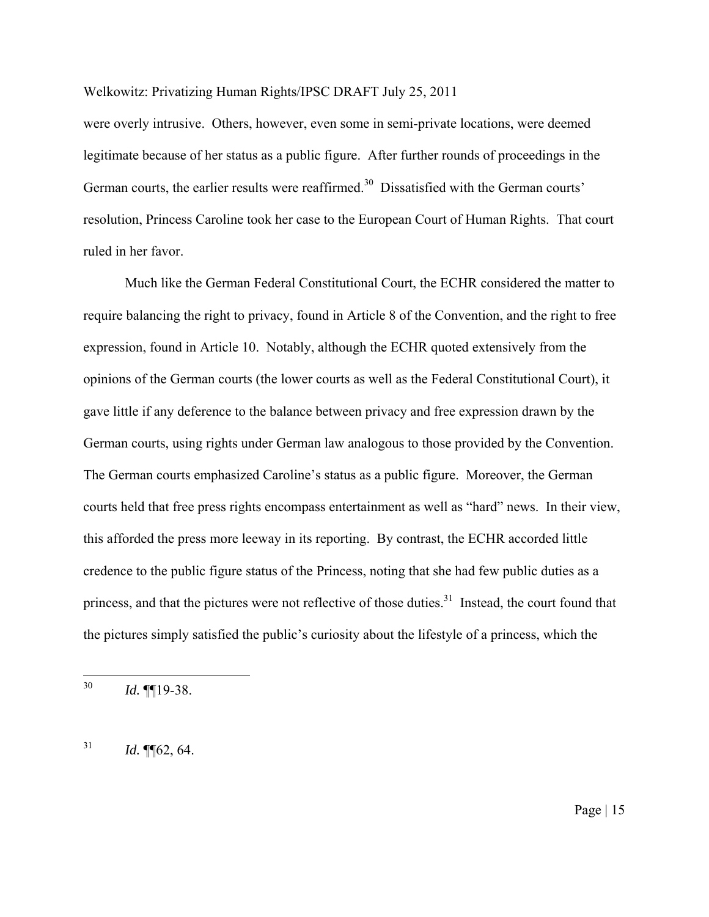were overly intrusive. Others, however, even some in semi-private locations, were deemed legitimate because of her status as a public figure. After further rounds of proceedings in the German courts, the earlier results were reaffirmed.[30] Dissatisfied with the German courts' resolution, Princess Caroline took her case to the European Court of Human Rights. That court ruled in her favor.

Much like the German Federal Constitutional Court, the ECHR considered the matter to require balancing the right to privacy, found in Article 8 of the Convention, and the right to free expression, found in Article 10. Notably, although the ECHR quoted extensively from the opinions of the German courts (the lower courts as well as the Federal Constitutional Court), it gave little if any deference to the balance between privacy and free expression drawn by the German courts, using rights under German law analogous to those provided by the Convention. The German courts emphasized Caroline's status as a public figure. Moreover, the German courts held that free press rights encompass entertainment as well as "hard" news. In their view, this afforded the press more leeway in its reporting. By contrast, the ECHR accorded little credence to the public figure status of the Princess, noting that she had few public duties as a princess, and that the pictures were not reflective of those duties.[31] Instead, the court found that the pictures simply satisfied the public's curiosity about the lifestyle of a princess, which the

---

[30] *Id.* ¶¶19-38.

[31] *Id.* ¶¶62, 64.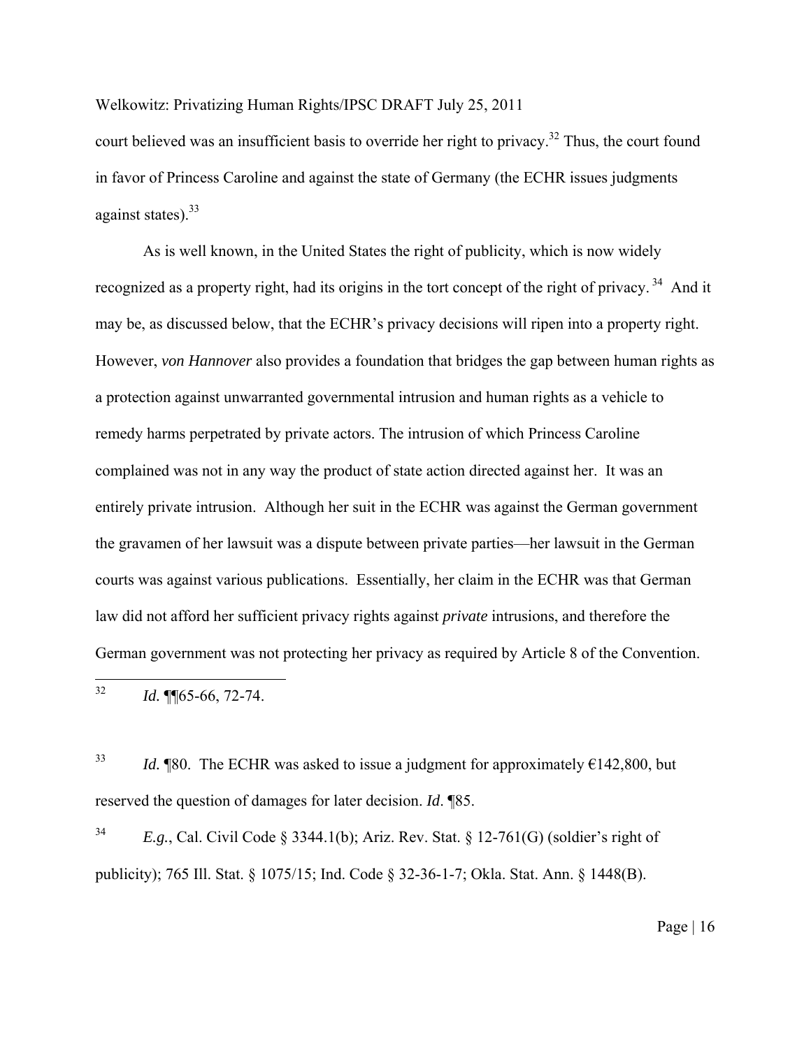court believed was an insufficient basis to override her right to privacy.[32] Thus, the court found in favor of Princess Caroline and against the state of Germany (the ECHR issues judgments against states).[33]

As is well known, in the United States the right of publicity, which is now widely recognized as a property right, had its origins in the tort concept of the right of privacy.[34] And it may be, as discussed below, that the ECHR's privacy decisions will ripen into a property right. However, *von Hannover* also provides a foundation that bridges the gap between human rights as a protection against unwarranted governmental intrusion and human rights as a vehicle to remedy harms perpetrated by private actors. The intrusion of which Princess Caroline complained was not in any way the product of state action directed against her. It was an entirely private intrusion. Although her suit in the ECHR was against the German government the gravamen of her lawsuit was a dispute between private parties—her lawsuit in the German courts was against various publications. Essentially, her claim in the ECHR was that German law did not afford her sufficient privacy rights against *private* intrusions, and therefore the German government was not protecting her privacy as required by Article 8 of the Convention.

---

[32] *Id.* ¶¶65-66, 72-74.

[33] *Id.* ¶80. The ECHR was asked to issue a judgment for approximately €142,800, but reserved the question of damages for later decision. *Id*. ¶85.

[34] *E.g.*, Cal. Civil Code § 3344.1(b); Ariz. Rev. Stat. § 12-761(G) (soldier's right of publicity); 765 Ill. Stat. § 1075/15; Ind. Code § 32-36-1-7; Okla. Stat. Ann. § 1448(B).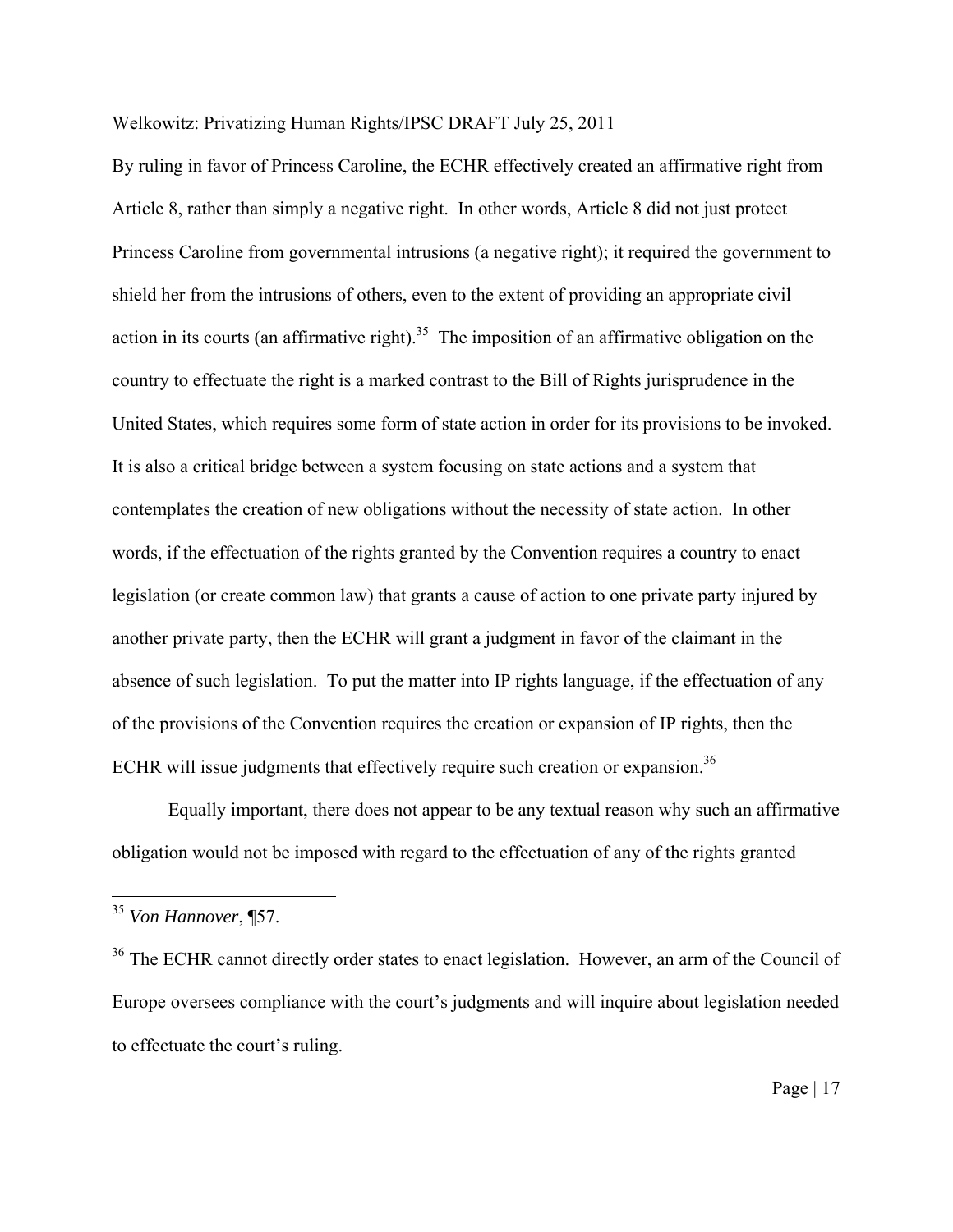By ruling in favor of Princess Caroline, the ECHR effectively created an affirmative right from Article 8, rather than simply a negative right. In other words, Article 8 did not just protect Princess Caroline from governmental intrusions (a negative right); it required the government to shield her from the intrusions of others, even to the extent of providing an appropriate civil action in its courts (an affirmative right).[35] The imposition of an affirmative obligation on the country to effectuate the right is a marked contrast to the Bill of Rights jurisprudence in the United States, which requires some form of state action in order for its provisions to be invoked. It is also a critical bridge between a system focusing on state actions and a system that contemplates the creation of new obligations without the necessity of state action. In other words, if the effectuation of the rights granted by the Convention requires a country to enact legislation (or create common law) that grants a cause of action to one private party injured by another private party, then the ECHR will grant a judgment in favor of the claimant in the absence of such legislation. To put the matter into IP rights language, if the effectuation of any of the provisions of the Convention requires the creation or expansion of IP rights, then the ECHR will issue judgments that effectively require such creation or expansion.[36]

Equally important, there does not appear to be any textual reason why such an affirmative obligation would not be imposed with regard to the effectuation of any of the rights granted

---

[35] *Von Hannover*, ¶57.

[36] The ECHR cannot directly order states to enact legislation. However, an arm of the Council of Europe oversees compliance with the court's judgments and will inquire about legislation needed to effectuate the court's ruling.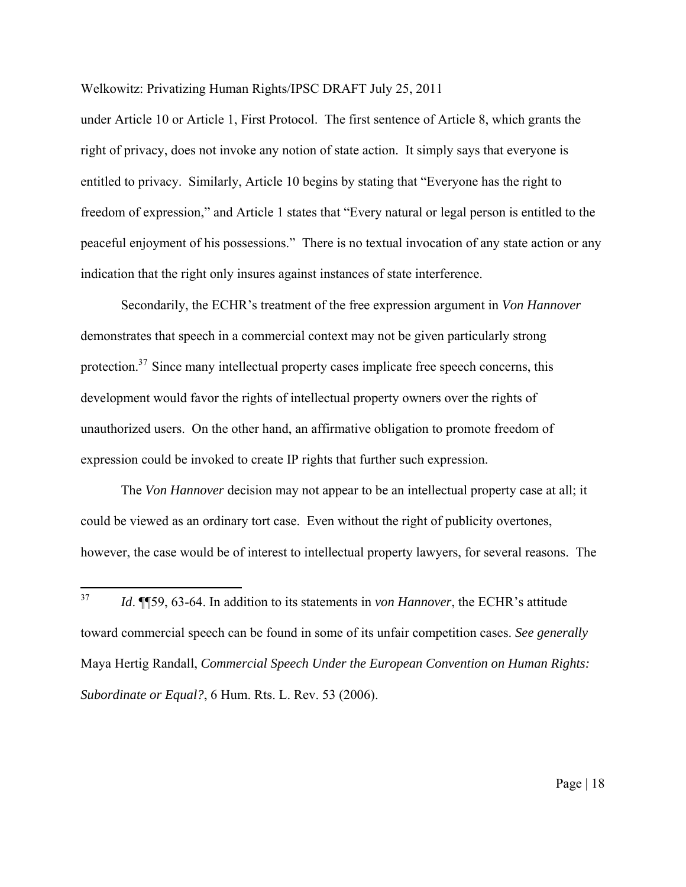under Article 10 or Article 1, First Protocol. The first sentence of Article 8, which grants the right of privacy, does not invoke any notion of state action. It simply says that everyone is entitled to privacy. Similarly, Article 10 begins by stating that "Everyone has the right to freedom of expression," and Article 1 states that "Every natural or legal person is entitled to the peaceful enjoyment of his possessions." There is no textual invocation of any state action or any indication that the right only insures against instances of state interference.

Secondarily, the ECHR's treatment of the free expression argument in *Von Hannover* demonstrates that speech in a commercial context may not be given particularly strong protection.[37] Since many intellectual property cases implicate free speech concerns, this development would favor the rights of intellectual property owners over the rights of unauthorized users. On the other hand, an affirmative obligation to promote freedom of expression could be invoked to create IP rights that further such expression.

The *Von Hannover* decision may not appear to be an intellectual property case at all; it could be viewed as an ordinary tort case. Even without the right of publicity overtones, however, the case would be of interest to intellectual property lawyers, for several reasons. The

---

[37] *Id*. ¶¶59, 63-64. In addition to its statements in *von Hannover*, the ECHR's attitude toward commercial speech can be found in some of its unfair competition cases. *See generally* Maya Hertig Randall, *Commercial Speech Under the European Convention on Human Rights: Subordinate or Equal?*, 6 Hum. Rts. L. Rev. 53 (2006).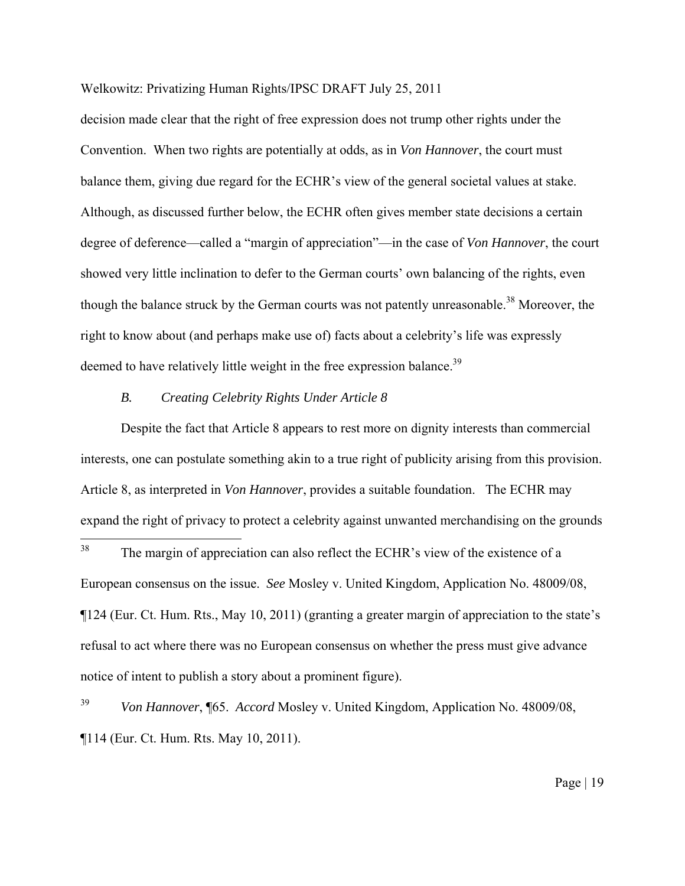decision made clear that the right of free expression does not trump other rights under the Convention. When two rights are potentially at odds, as in *Von Hannover*, the court must balance them, giving due regard for the ECHR's view of the general societal values at stake. Although, as discussed further below, the ECHR often gives member state decisions a certain degree of deference—called a "margin of appreciation"—in the case of *Von Hannover*, the court showed very little inclination to defer to the German courts' own balancing of the rights, even though the balance struck by the German courts was not patently unreasonable.[38] Moreover, the right to know about (and perhaps make use of) facts about a celebrity's life was expressly deemed to have relatively little weight in the free expression balance.[39]

### *B. Creating Celebrity Rights Under Article 8*

Despite the fact that Article 8 appears to rest more on dignity interests than commercial interests, one can postulate something akin to a true right of publicity arising from this provision. Article 8, as interpreted in *Von Hannover*, provides a suitable foundation. The ECHR may expand the right of privacy to protect a celebrity against unwanted merchandising on the grounds

---

[38] The margin of appreciation can also reflect the ECHR's view of the existence of a European consensus on the issue. *See* Mosley v. United Kingdom, Application No. 48009/08, ¶124 (Eur. Ct. Hum. Rts., May 10, 2011) (granting a greater margin of appreciation to the state's refusal to act where there was no European consensus on whether the press must give advance notice of intent to publish a story about a prominent figure).

[39] *Von Hannover*, ¶65. *Accord* Mosley v. United Kingdom, Application No. 48009/08, ¶114 (Eur. Ct. Hum. Rts. May 10, 2011).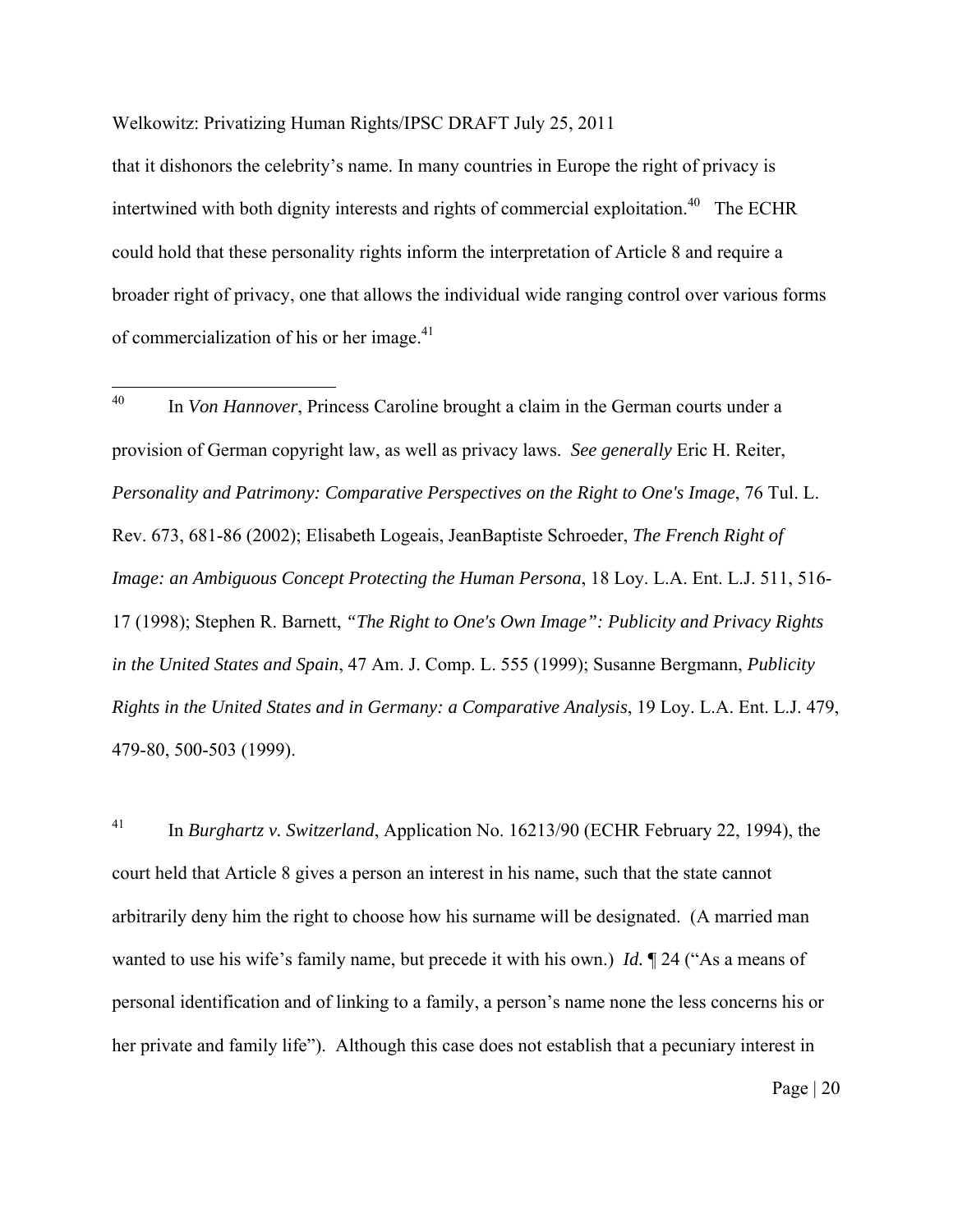that it dishonors the celebrity's name. In many countries in Europe the right of privacy is intertwined with both dignity interests and rights of commercial exploitation.[40] The ECHR could hold that these personality rights inform the interpretation of Article 8 and require a broader right of privacy, one that allows the individual wide ranging control over various forms of commercialization of his or her image.[41]

---

[40] In *Von Hannover*, Princess Caroline brought a claim in the German courts under a provision of German copyright law, as well as privacy laws. *See generally* Eric H. Reiter, *Personality and Patrimony: Comparative Perspectives on the Right to One's Image*, 76 Tul. L. Rev. 673, 681-86 (2002); Elisabeth Logeais, JeanBaptiste Schroeder, *The French Right of Image: an Ambiguous Concept Protecting the Human Persona*, 18 Loy. L.A. Ent. L.J. 511, 516-17 (1998); Stephen R. Barnett, *"The Right to One's Own Image": Publicity and Privacy Rights in the United States and Spain*, 47 Am. J. Comp. L. 555 (1999); Susanne Bergmann, *Publicity Rights in the United States and in Germany: a Comparative Analysis*, 19 Loy. L.A. Ent. L.J. 479, 479-80, 500-503 (1999).

[41] In *Burghartz v. Switzerland*, Application No. 16213/90 (ECHR February 22, 1994), the court held that Article 8 gives a person an interest in his name, such that the state cannot arbitrarily deny him the right to choose how his surname will be designated. (A married man wanted to use his wife's family name, but precede it with his own.) *Id.* ¶ 24 ("As a means of personal identification and of linking to a family, a person's name none the less concerns his or her private and family life"). Although this case does not establish that a pecuniary interest in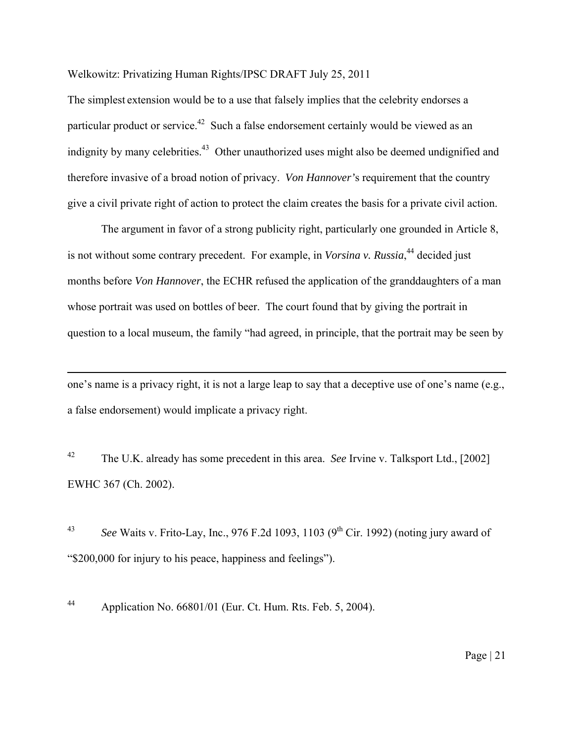The simplest extension would be to a use that falsely implies that the celebrity endorses a particular product or service.[42] Such a false endorsement certainly would be viewed as an indignity by many celebrities.[43] Other unauthorized uses might also be deemed undignified and therefore invasive of a broad notion of privacy. *Von Hannover*'s requirement that the country give a civil private right of action to protect the claim creates the basis for a private civil action.

The argument in favor of a strong publicity right, particularly one grounded in Article 8, is not without some contrary precedent. For example, in *Vorsina v. Russia*,[44] decided just months before *Von Hannover*, the ECHR refused the application of the granddaughters of a man whose portrait was used on bottles of beer. The court found that by giving the portrait in question to a local museum, the family "had agreed, in principle, that the portrait may be seen by

---

one's name is a privacy right, it is not a large leap to say that a deceptive use of one's name (e.g., a false endorsement) would implicate a privacy right.

[42] The U.K. already has some precedent in this area. *See* Irvine v. Talksport Ltd., [2002] EWHC 367 (Ch. 2002).

[43] *See* Waits v. Frito-Lay, Inc., 976 F.2d 1093, 1103 (9th Cir. 1992) (noting jury award of "$200,000 for injury to his peace, happiness and feelings").

[44] Application No. 66801/01 (Eur. Ct. Hum. Rts. Feb. 5, 2004).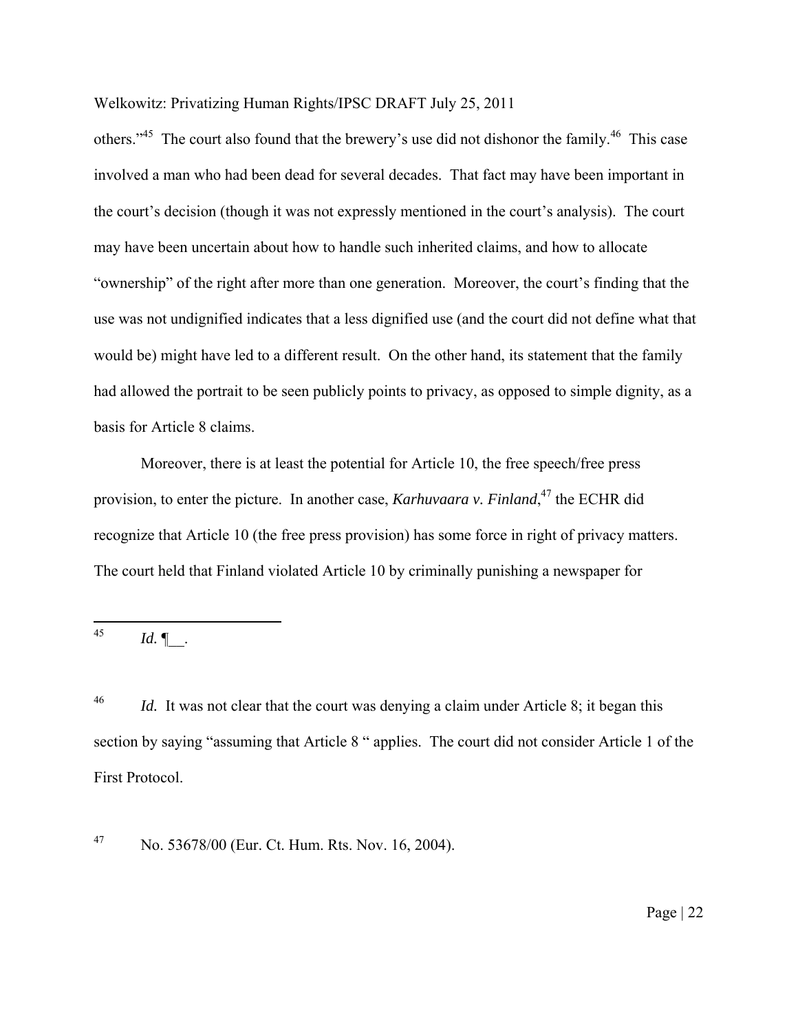others."[45] The court also found that the brewery's use did not dishonor the family.[46] This case involved a man who had been dead for several decades. That fact may have been important in the court's decision (though it was not expressly mentioned in the court's analysis). The court may have been uncertain about how to handle such inherited claims, and how to allocate "ownership" of the right after more than one generation. Moreover, the court's finding that the use was not undignified indicates that a less dignified use (and the court did not define what that would be) might have led to a different result. On the other hand, its statement that the family had allowed the portrait to be seen publicly points to privacy, as opposed to simple dignity, as a basis for Article 8 claims.

Moreover, there is at least the potential for Article 10, the free speech/free press provision, to enter the picture. In another case, *Karhuvaara v. Finland*,[47] the ECHR did recognize that Article 10 (the free press provision) has some force in right of privacy matters. The court held that Finland violated Article 10 by criminally punishing a newspaper for

---

[45] *Id.* ¶__.

[46] *Id.* It was not clear that the court was denying a claim under Article 8; it began this section by saying "assuming that Article 8 " applies. The court did not consider Article 1 of the First Protocol.

[47] No. 53678/00 (Eur. Ct. Hum. Rts. Nov. 16, 2004).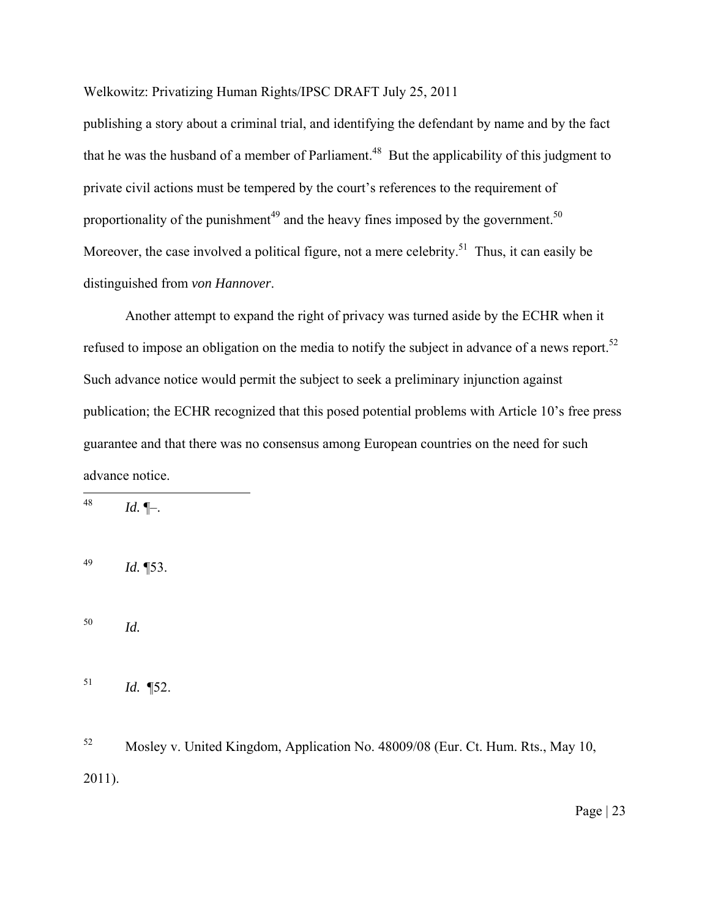publishing a story about a criminal trial, and identifying the defendant by name and by the fact that he was the husband of a member of Parliament.[48] But the applicability of this judgment to private civil actions must be tempered by the court's references to the requirement of proportionality of the punishment[49] and the heavy fines imposed by the government.[50] Moreover, the case involved a political figure, not a mere celebrity.[51] Thus, it can easily be distinguished from *von Hannover*.

Another attempt to expand the right of privacy was turned aside by the ECHR when it refused to impose an obligation on the media to notify the subject in advance of a news report.[52] Such advance notice would permit the subject to seek a preliminary injunction against publication; the ECHR recognized that this posed potential problems with Article 10's free press guarantee and that there was no consensus among European countries on the need for such advance notice.

---

[48] *Id.* ¶–.

[49] *Id.* ¶53.

[50] *Id.*

[51] *Id.* ¶52.

[52] Mosley v. United Kingdom, Application No. 48009/08 (Eur. Ct. Hum. Rts., May 10, 2011).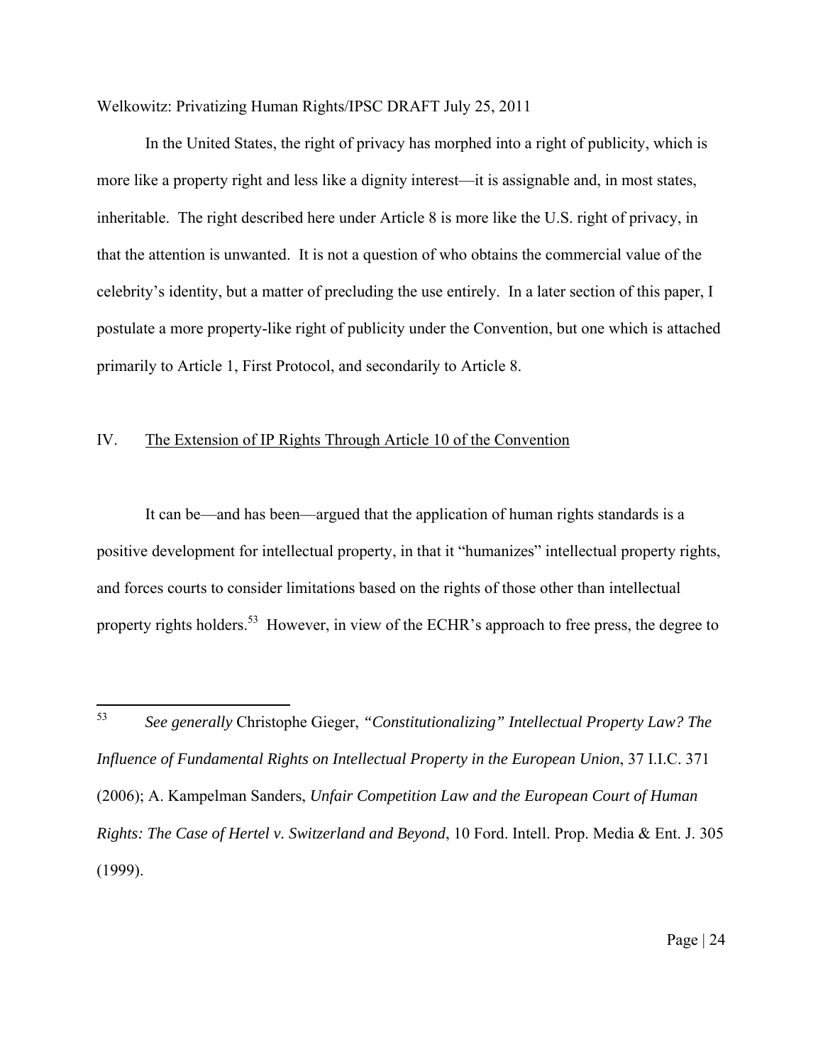In the United States, the right of privacy has morphed into a right of publicity, which is more like a property right and less like a dignity interest—it is assignable and, in most states, inheritable. The right described here under Article 8 is more like the U.S. right of privacy, in that the attention is unwanted. It is not a question of who obtains the commercial value of the celebrity's identity, but a matter of precluding the use entirely. In a later section of this paper, I postulate a more property-like right of publicity under the Convention, but one which is attached primarily to Article 1, First Protocol, and secondarily to Article 8.

## IV. The Extension of IP Rights Through Article 10 of the Convention

It can be—and has been—argued that the application of human rights standards is a positive development for intellectual property, in that it "humanizes" intellectual property rights, and forces courts to consider limitations based on the rights of those other than intellectual property rights holders.[53] However, in view of the ECHR's approach to free press, the degree to

---

[53] *See generally* Christophe Gieger, *"Constitutionalizing" Intellectual Property Law? The Influence of Fundamental Rights on Intellectual Property in the European Union*, 37 I.I.C. 371 (2006); A. Kampelman Sanders, *Unfair Competition Law and the European Court of Human Rights: The Case of Hertel v. Switzerland and Beyond*, 10 Ford. Intell. Prop. Media & Ent. J. 305 (1999).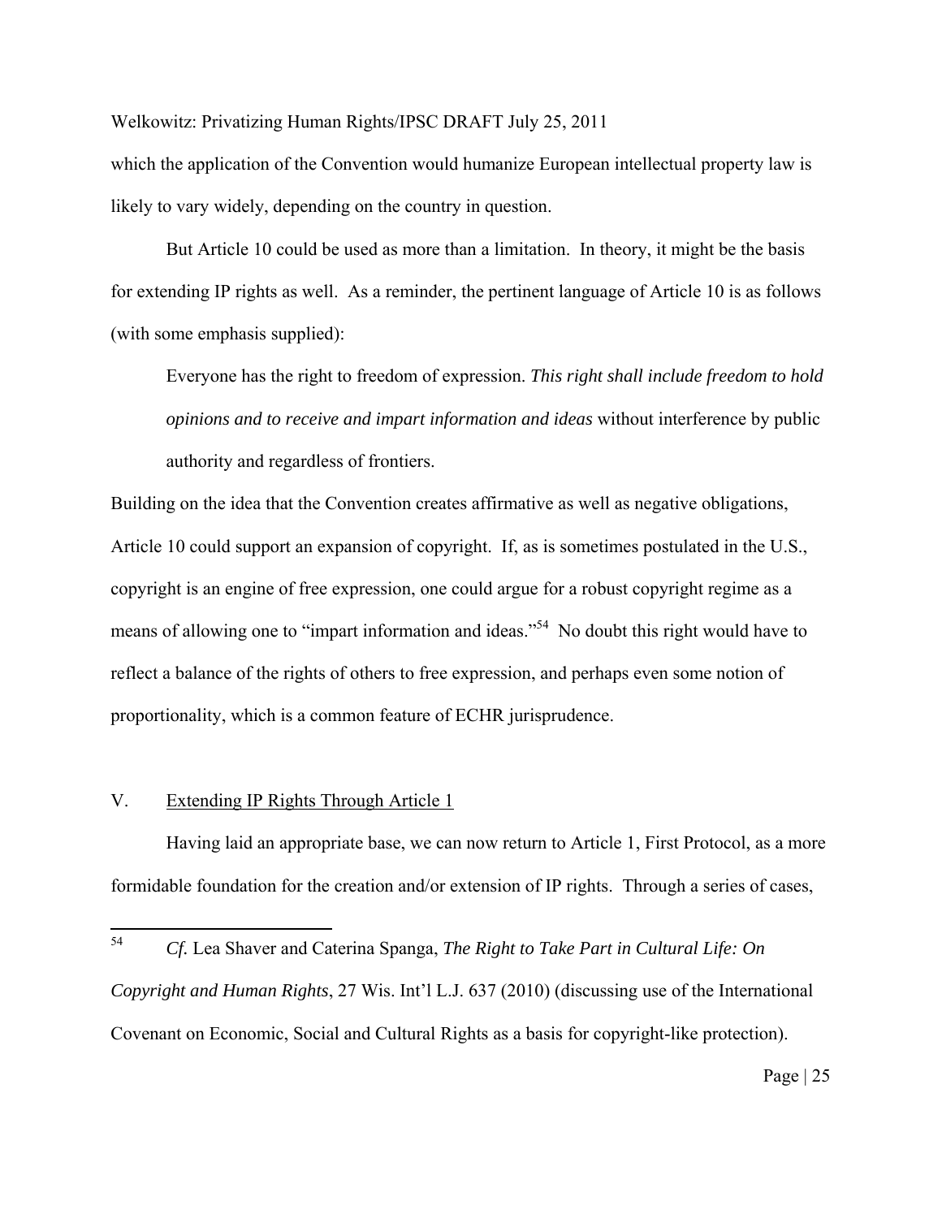which the application of the Convention would humanize European intellectual property law is likely to vary widely, depending on the country in question.

But Article 10 could be used as more than a limitation. In theory, it might be the basis for extending IP rights as well. As a reminder, the pertinent language of Article 10 is as follows (with some emphasis supplied):

> Everyone has the right to freedom of expression. *This right shall include freedom to hold opinions and to receive and impart information and ideas* without interference by public authority and regardless of frontiers.

Building on the idea that the Convention creates affirmative as well as negative obligations, Article 10 could support an expansion of copyright. If, as is sometimes postulated in the U.S., copyright is an engine of free expression, one could argue for a robust copyright regime as a means of allowing one to "impart information and ideas."[54] No doubt this right would have to reflect a balance of the rights of others to free expression, and perhaps even some notion of proportionality, which is a common feature of ECHR jurisprudence.

## V. Extending IP Rights Through Article 1

Having laid an appropriate base, we can now return to Article 1, First Protocol, as a more formidable foundation for the creation and/or extension of IP rights. Through a series of cases,

---

[54] *Cf.* Lea Shaver and Caterina Spanga, *The Right to Take Part in Cultural Life: On Copyright and Human Rights*, 27 Wis. Int'l L.J. 637 (2010) (discussing use of the International Covenant on Economic, Social and Cultural Rights as a basis for copyright-like protection).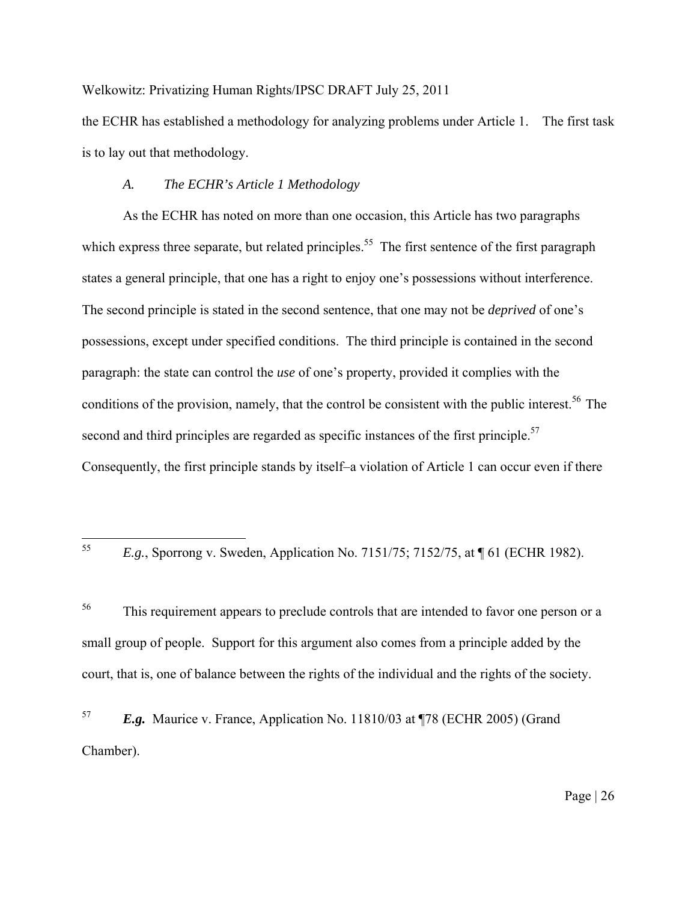the ECHR has established a methodology for analyzing problems under Article 1. The first task is to lay out that methodology.

### *A. The ECHR's Article 1 Methodology*

As the ECHR has noted on more than one occasion, this Article has two paragraphs which express three separate, but related principles.[55] The first sentence of the first paragraph states a general principle, that one has a right to enjoy one's possessions without interference. The second principle is stated in the second sentence, that one may not be *deprived* of one's possessions, except under specified conditions. The third principle is contained in the second paragraph: the state can control the *use* of one's property, provided it complies with the conditions of the provision, namely, that the control be consistent with the public interest.[56] The second and third principles are regarded as specific instances of the first principle.[57] Consequently, the first principle stands by itself–a violation of Article 1 can occur even if there

---

[55] *E.g.*, Sporrong v. Sweden, Application No. 7151/75; 7152/75, at ¶ 61 (ECHR 1982).

[56] This requirement appears to preclude controls that are intended to favor one person or a small group of people. Support for this argument also comes from a principle added by the court, that is, one of balance between the rights of the individual and the rights of the society.

[57] ***E.g.*** Maurice v. France, Application No. 11810/03 at ¶78 (ECHR 2005) (Grand Chamber).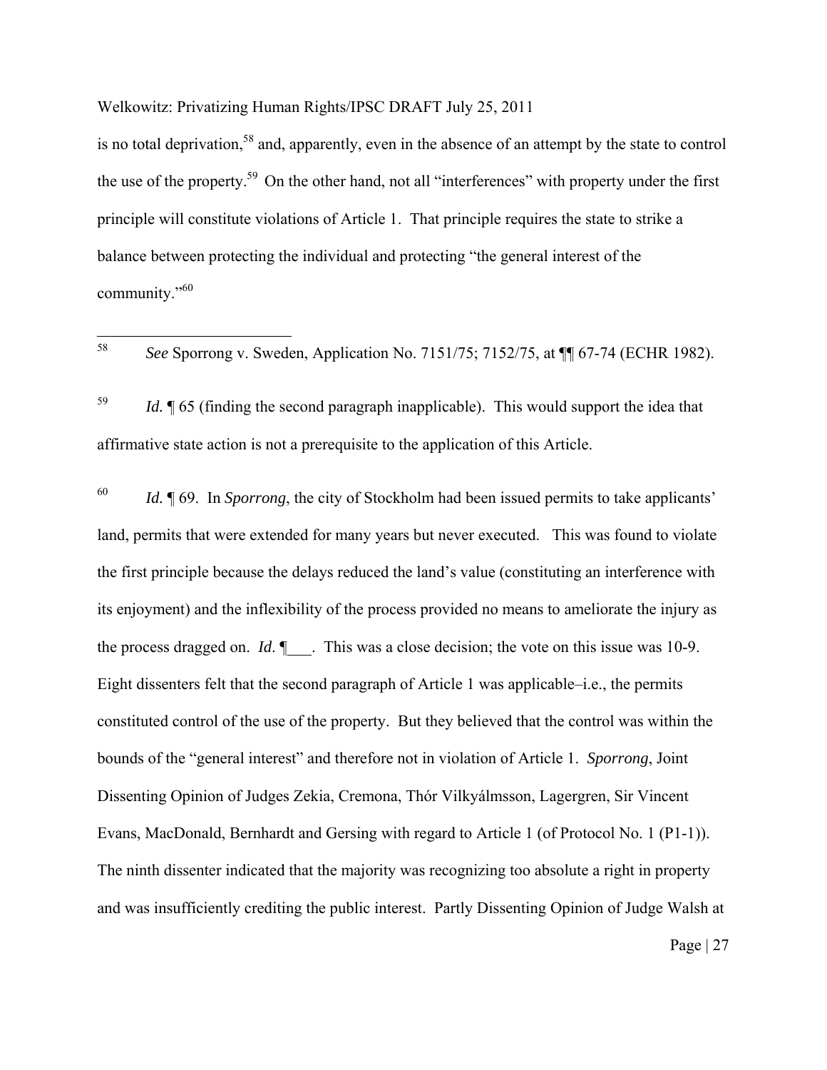is no total deprivation,[58] and, apparently, even in the absence of an attempt by the state to control the use of the property.[59] On the other hand, not all "interferences" with property under the first principle will constitute violations of Article 1. That principle requires the state to strike a balance between protecting the individual and protecting "the general interest of the community."[60]

---

[58] *See* Sporrong v. Sweden, Application No. 7151/75; 7152/75, at ¶¶ 67-74 (ECHR 1982).

[59] *Id.* ¶ 65 (finding the second paragraph inapplicable). This would support the idea that affirmative state action is not a prerequisite to the application of this Article.

[60] *Id.* ¶ 69. In *Sporrong*, the city of Stockholm had been issued permits to take applicants' land, permits that were extended for many years but never executed. This was found to violate the first principle because the delays reduced the land's value (constituting an interference with its enjoyment) and the inflexibility of the process provided no means to ameliorate the injury as the process dragged on. *Id.* ¶___. This was a close decision; the vote on this issue was 10-9. Eight dissenters felt that the second paragraph of Article 1 was applicable–i.e., the permits constituted control of the use of the property. But they believed that the control was within the bounds of the "general interest" and therefore not in violation of Article 1. *Sporrong*, Joint Dissenting Opinion of Judges Zekia, Cremona, Thór Vilkyálmsson, Lagergren, Sir Vincent Evans, MacDonald, Bernhardt and Gersing with regard to Article 1 (of Protocol No. 1 (P1-1)). The ninth dissenter indicated that the majority was recognizing too absolute a right in property and was insufficiently crediting the public interest. Partly Dissenting Opinion of Judge Walsh at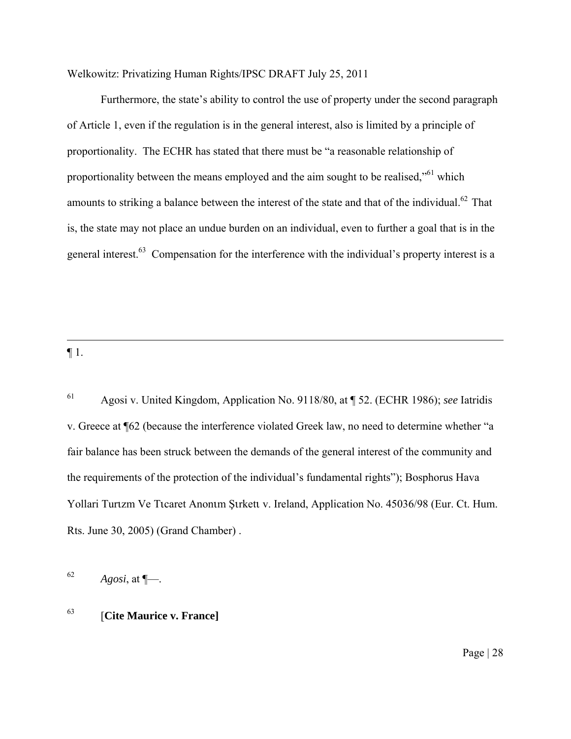Furthermore, the state's ability to control the use of property under the second paragraph of Article 1, even if the regulation is in the general interest, also is limited by a principle of proportionality. The ECHR has stated that there must be "a reasonable relationship of proportionality between the means employed and the aim sought to be realised,"[61] which amounts to striking a balance between the interest of the state and that of the individual.[62] That is, the state may not place an undue burden on an individual, even to further a goal that is in the general interest.[63] Compensation for the interference with the individual's property interest is a

---

¶ 1.

[61] Agosi v. United Kingdom, Application No. 9118/80, at ¶ 52. (ECHR 1986); *see* Iatridis v. Greece at ¶62 (because the interference violated Greek law, no need to determine whether "a fair balance has been struck between the demands of the general interest of the community and the requirements of the protection of the individual's fundamental rights"); Bosphorus Hava Yollari Turızm Ve Tıcaret Anonım Şırketı v. Ireland, Application No. 45036/98 (Eur. Ct. Hum. Rts. June 30, 2005) (Grand Chamber) .

[62] *Agosi*, at ¶—.

[63] [**Cite Maurice v. France]**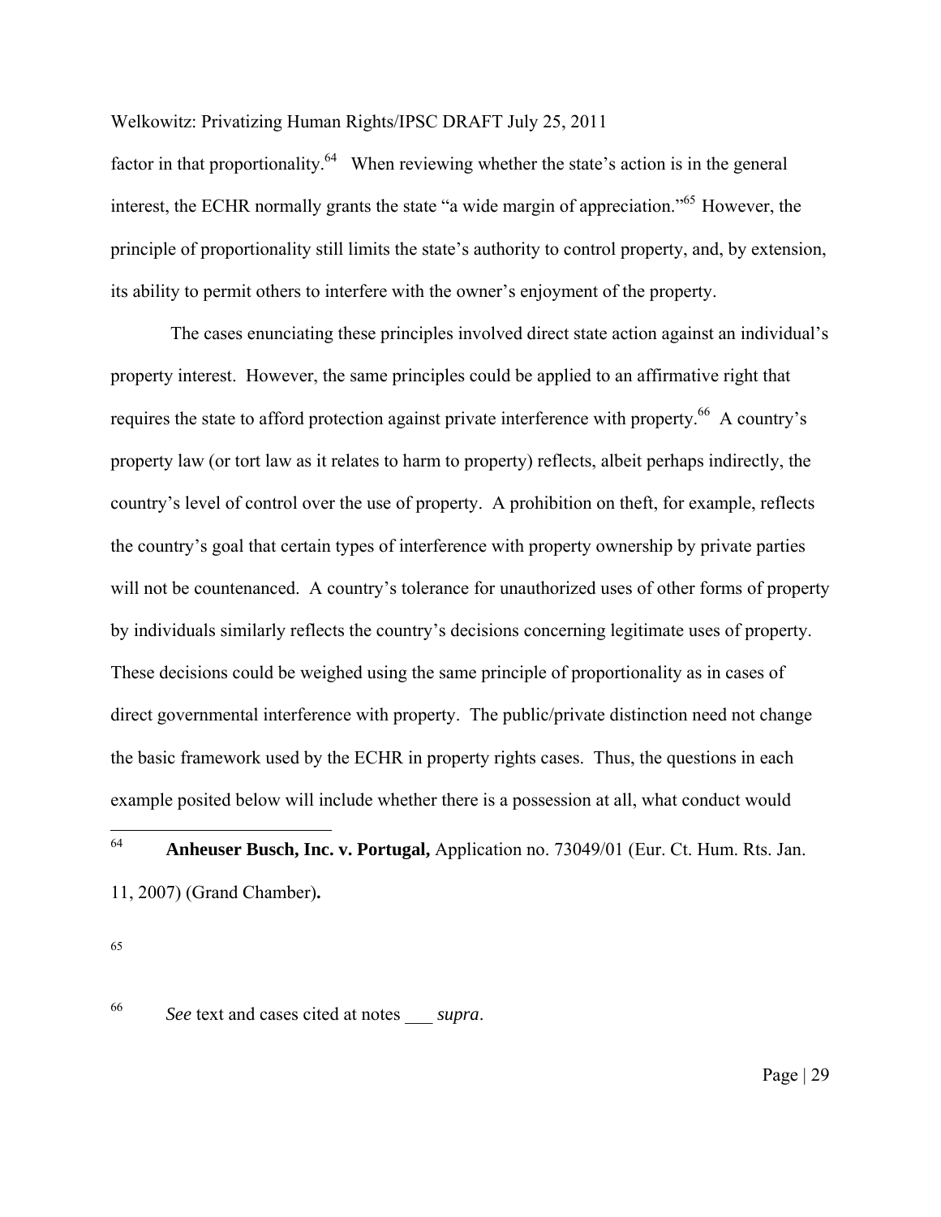factor in that proportionality.[64] When reviewing whether the state's action is in the general interest, the ECHR normally grants the state "a wide margin of appreciation."[65] However, the principle of proportionality still limits the state's authority to control property, and, by extension, its ability to permit others to interfere with the owner's enjoyment of the property.

The cases enunciating these principles involved direct state action against an individual's property interest. However, the same principles could be applied to an affirmative right that requires the state to afford protection against private interference with property.[66] A country's property law (or tort law as it relates to harm to property) reflects, albeit perhaps indirectly, the country's level of control over the use of property. A prohibition on theft, for example, reflects the country's goal that certain types of interference with property ownership by private parties will not be countenanced. A country's tolerance for unauthorized uses of other forms of property by individuals similarly reflects the country's decisions concerning legitimate uses of property. These decisions could be weighed using the same principle of proportionality as in cases of direct governmental interference with property. The public/private distinction need not change the basic framework used by the ECHR in property rights cases. Thus, the questions in each example posited below will include whether there is a possession at all, what conduct would

---

[64] **Anheuser Busch, Inc. v. Portugal,** Application no. 73049/01 (Eur. Ct. Hum. Rts. Jan. 11, 2007) (Grand Chamber)**.**

[65]

[66] *See* text and cases cited at notes ___ *supra*.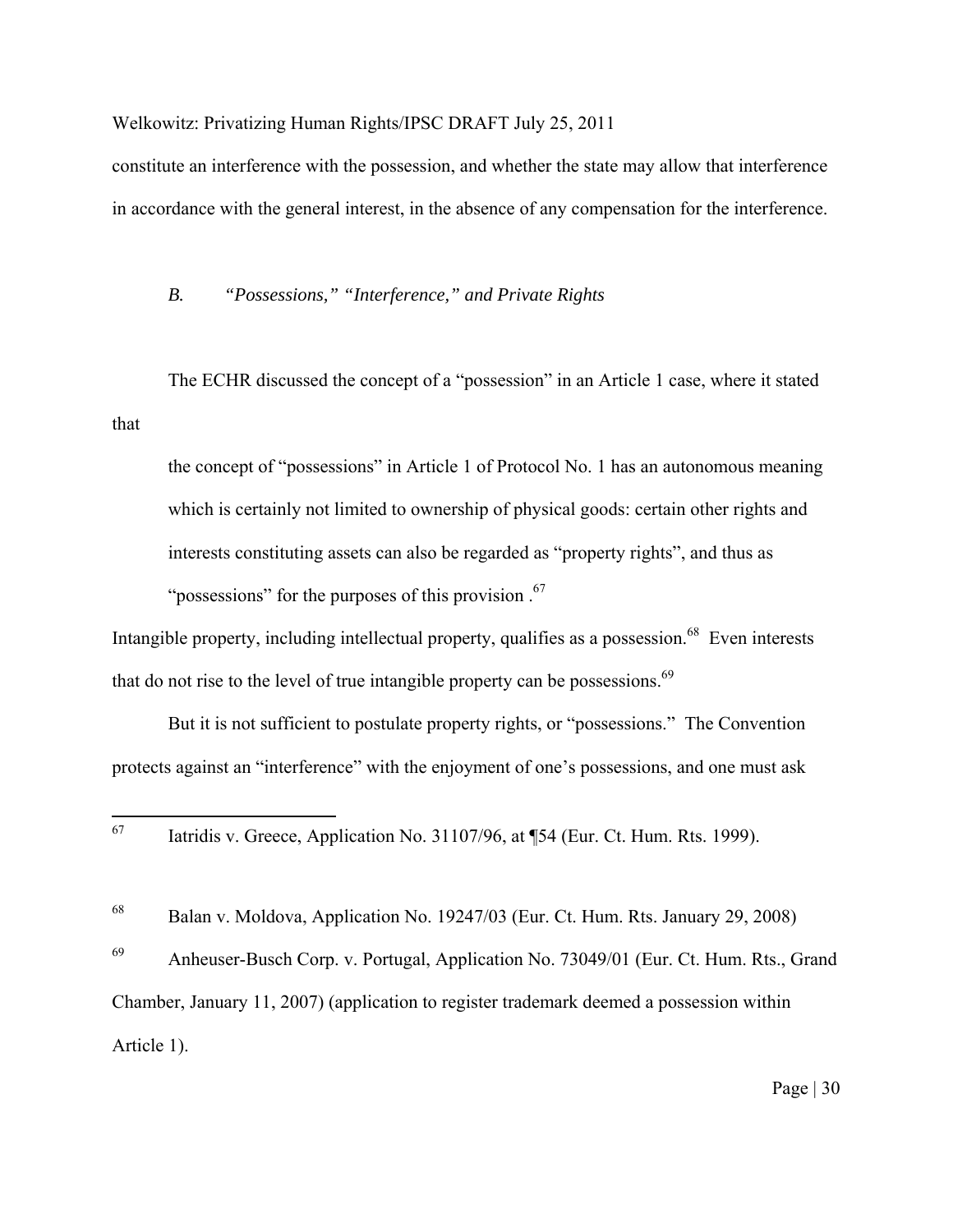constitute an interference with the possession, and whether the state may allow that interference in accordance with the general interest, in the absence of any compensation for the interference.

### *B. "Possessions," "Interference," and Private Rights*

The ECHR discussed the concept of a "possession" in an Article 1 case, where it stated that

> the concept of "possessions" in Article 1 of Protocol No. 1 has an autonomous meaning which is certainly not limited to ownership of physical goods: certain other rights and interests constituting assets can also be regarded as "property rights", and thus as "possessions" for the purposes of this provision .[67]

Intangible property, including intellectual property, qualifies as a possession.[68] Even interests that do not rise to the level of true intangible property can be possessions.[69]

But it is not sufficient to postulate property rights, or "possessions." The Convention protects against an "interference" with the enjoyment of one's possessions, and one must ask

---

[67] Iatridis v. Greece, Application No. 31107/96, at ¶54 (Eur. Ct. Hum. Rts. 1999).

[68] Balan v. Moldova, Application No. 19247/03 (Eur. Ct. Hum. Rts. January 29, 2008)

[69] Anheuser-Busch Corp. v. Portugal, Application No. 73049/01 (Eur. Ct. Hum. Rts., Grand Chamber, January 11, 2007) (application to register trademark deemed a possession within Article 1).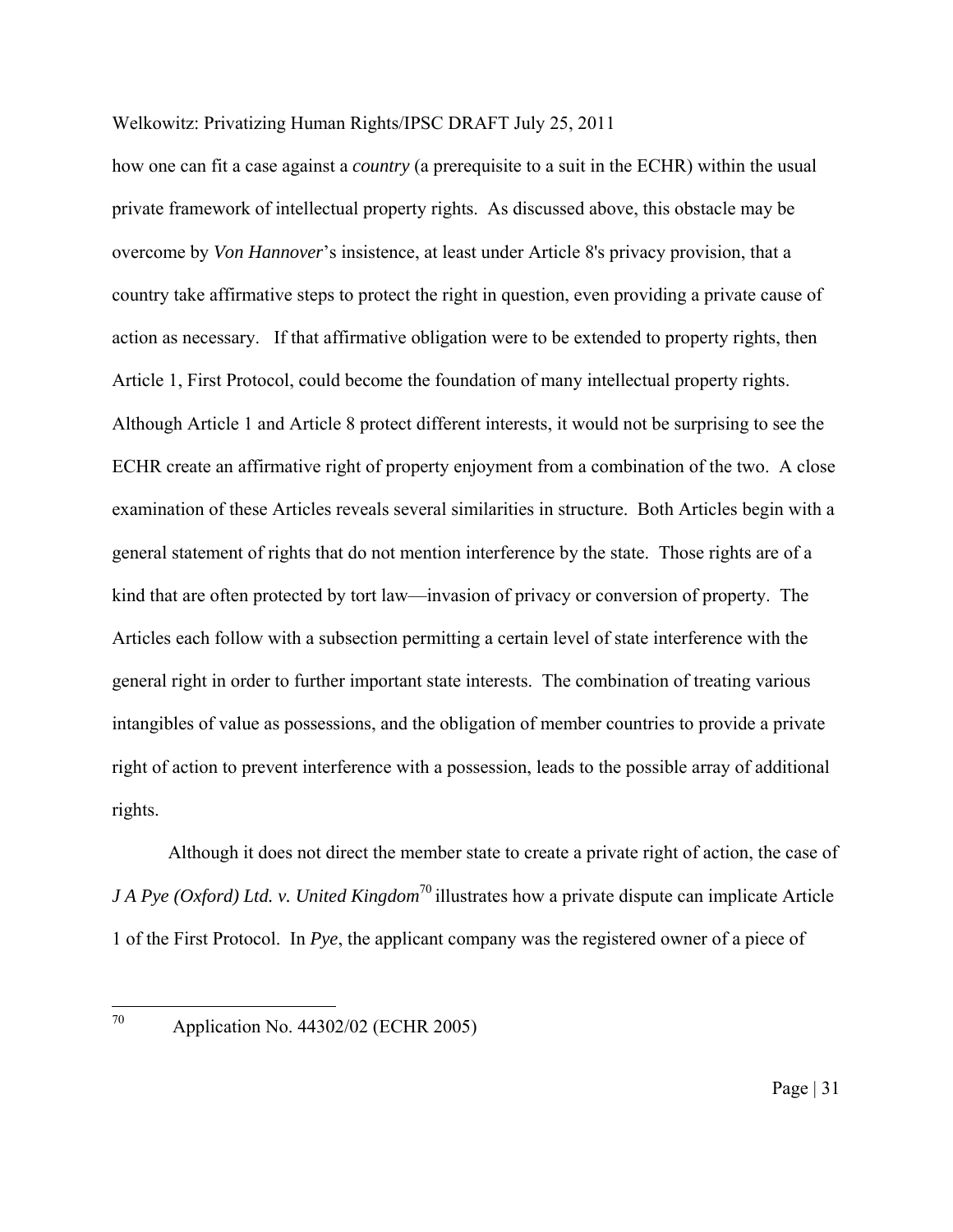how one can fit a case against a *country* (a prerequisite to a suit in the ECHR) within the usual private framework of intellectual property rights. As discussed above, this obstacle may be overcome by *Von Hannover*'s insistence, at least under Article 8's privacy provision, that a country take affirmative steps to protect the right in question, even providing a private cause of action as necessary. If that affirmative obligation were to be extended to property rights, then Article 1, First Protocol, could become the foundation of many intellectual property rights. Although Article 1 and Article 8 protect different interests, it would not be surprising to see the ECHR create an affirmative right of property enjoyment from a combination of the two. A close examination of these Articles reveals several similarities in structure. Both Articles begin with a general statement of rights that do not mention interference by the state. Those rights are of a kind that are often protected by tort law—invasion of privacy or conversion of property. The Articles each follow with a subsection permitting a certain level of state interference with the general right in order to further important state interests. The combination of treating various intangibles of value as possessions, and the obligation of member countries to provide a private right of action to prevent interference with a possession, leads to the possible array of additional rights.

Although it does not direct the member state to create a private right of action, the case of *J A Pye (Oxford) Ltd. v. United Kingdom*[70] illustrates how a private dispute can implicate Article 1 of the First Protocol. In *Pye*, the applicant company was the registered owner of a piece of

[70] Application No. 44302/02 (ECHR 2005)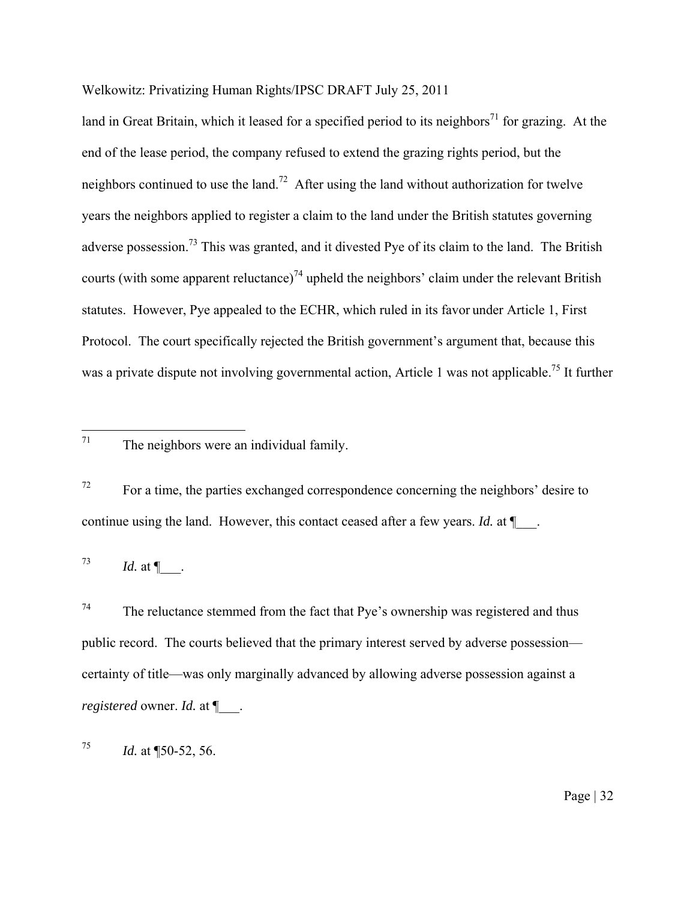land in Great Britain, which it leased for a specified period to its neighbors[71] for grazing. At the end of the lease period, the company refused to extend the grazing rights period, but the neighbors continued to use the land.[72] After using the land without authorization for twelve years the neighbors applied to register a claim to the land under the British statutes governing adverse possession.[73] This was granted, and it divested Pye of its claim to the land. The British courts (with some apparent reluctance)[74] upheld the neighbors' claim under the relevant British statutes. However, Pye appealed to the ECHR, which ruled in its favor under Article 1, First Protocol. The court specifically rejected the British government's argument that, because this was a private dispute not involving governmental action, Article 1 was not applicable.[75] It further

---

[71] The neighbors were an individual family.

[72] For a time, the parties exchanged correspondence concerning the neighbors' desire to continue using the land. However, this contact ceased after a few years. *Id.* at ¶___.

[73] *Id.* at ¶___.

[74] The reluctance stemmed from the fact that Pye's ownership was registered and thus public record. The courts believed that the primary interest served by adverse possession—certainty of title—was only marginally advanced by allowing adverse possession against a *registered* owner. *Id.* at ¶___.

[75] *Id.* at ¶50-52, 56.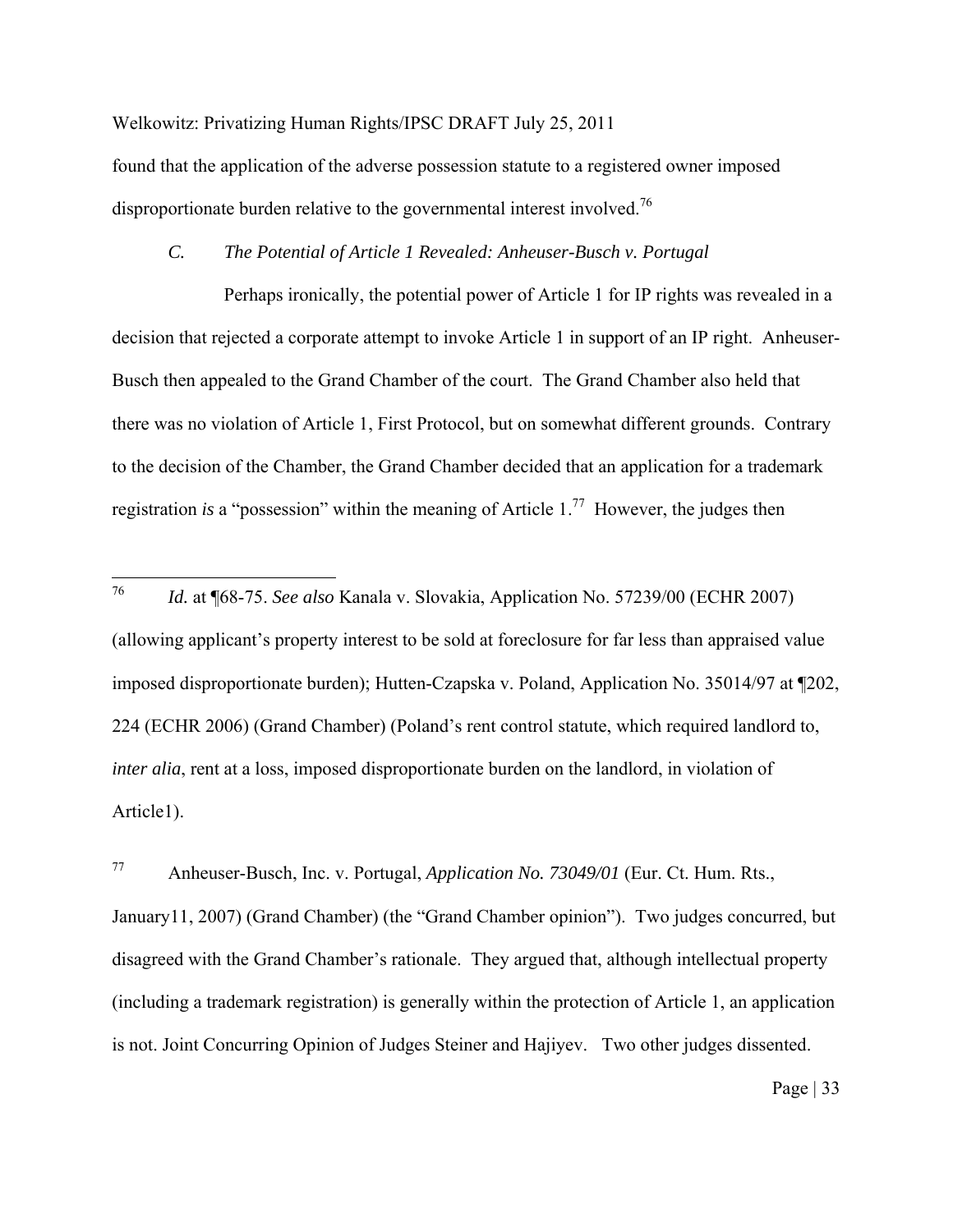found that the application of the adverse possession statute to a registered owner imposed disproportionate burden relative to the governmental interest involved.[76]

### *C. The Potential of Article 1 Revealed: Anheuser-Busch v. Portugal*

Perhaps ironically, the potential power of Article 1 for IP rights was revealed in a decision that rejected a corporate attempt to invoke Article 1 in support of an IP right. Anheuser-Busch then appealed to the Grand Chamber of the court. The Grand Chamber also held that there was no violation of Article 1, First Protocol, but on somewhat different grounds. Contrary to the decision of the Chamber, the Grand Chamber decided that an application for a trademark registration *is* a "possession" within the meaning of Article 1.[77] However, the judges then

---

[76] *Id.* at ¶68-75. *See also* Kanala v. Slovakia, Application No. 57239/00 (ECHR 2007) (allowing applicant's property interest to be sold at foreclosure for far less than appraised value imposed disproportionate burden); Hutten-Czapska v. Poland, Application No. 35014/97 at ¶202, 224 (ECHR 2006) (Grand Chamber) (Poland's rent control statute, which required landlord to, *inter alia*, rent at a loss, imposed disproportionate burden on the landlord, in violation of Article1).

[77] Anheuser-Busch, Inc. v. Portugal, *Application No. 73049/01* (Eur. Ct. Hum. Rts., January11, 2007) (Grand Chamber) (the "Grand Chamber opinion"). Two judges concurred, but disagreed with the Grand Chamber's rationale. They argued that, although intellectual property (including a trademark registration) is generally within the protection of Article 1, an application is not. Joint Concurring Opinion of Judges Steiner and Hajiyev. Two other judges dissented.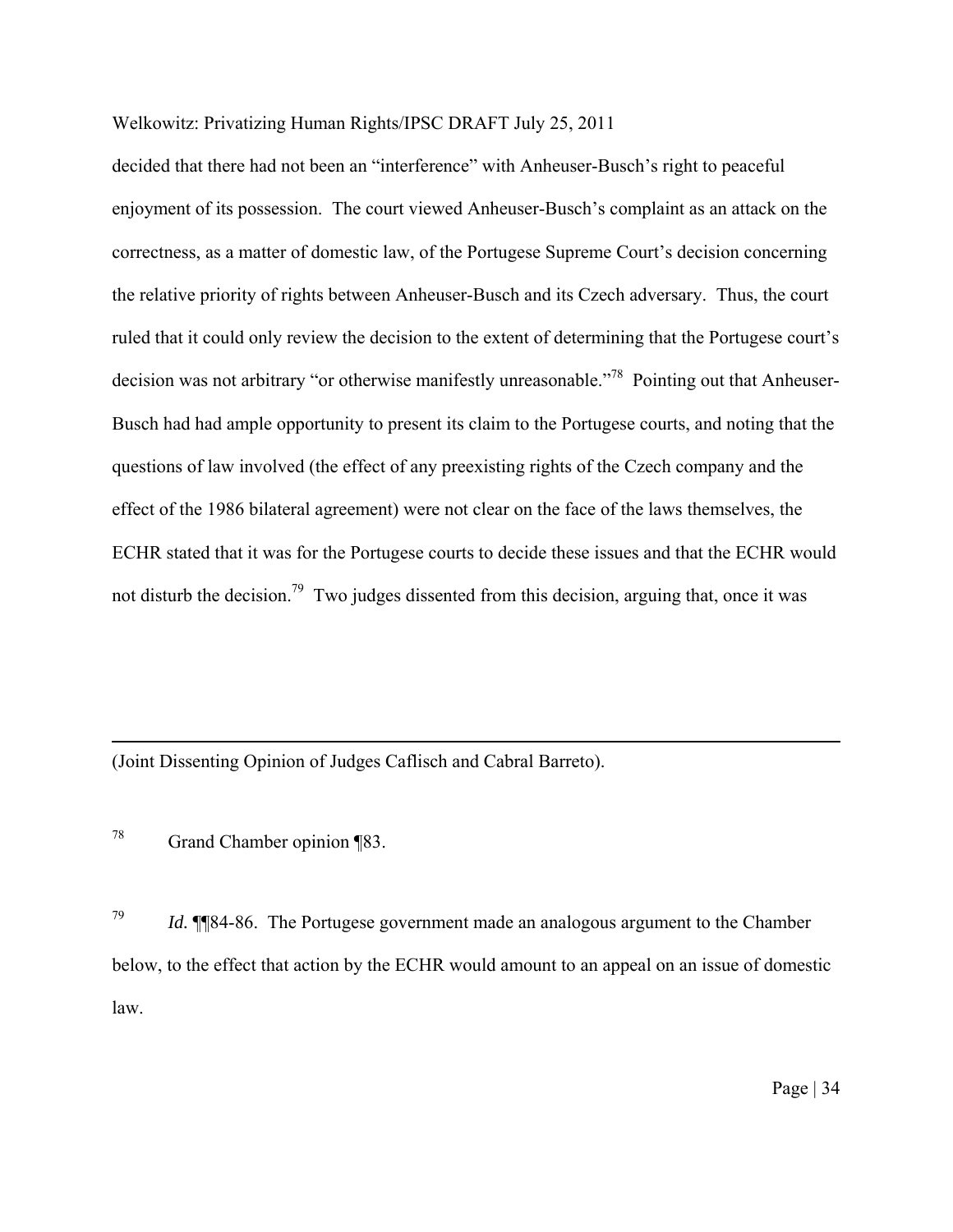decided that there had not been an "interference" with Anheuser-Busch's right to peaceful enjoyment of its possession. The court viewed Anheuser-Busch's complaint as an attack on the correctness, as a matter of domestic law, of the Portugese Supreme Court's decision concerning the relative priority of rights between Anheuser-Busch and its Czech adversary. Thus, the court ruled that it could only review the decision to the extent of determining that the Portugese court's decision was not arbitrary "or otherwise manifestly unreasonable."[78] Pointing out that Anheuser-Busch had had ample opportunity to present its claim to the Portugese courts, and noting that the questions of law involved (the effect of any preexisting rights of the Czech company and the effect of the 1986 bilateral agreement) were not clear on the face of the laws themselves, the ECHR stated that it was for the Portugese courts to decide these issues and that the ECHR would not disturb the decision.[79] Two judges dissented from this decision, arguing that, once it was

---

(Joint Dissenting Opinion of Judges Caflisch and Cabral Barreto).

[78] Grand Chamber opinion ¶83.

[79] *Id.* ¶¶84-86. The Portugese government made an analogous argument to the Chamber below, to the effect that action by the ECHR would amount to an appeal on an issue of domestic law.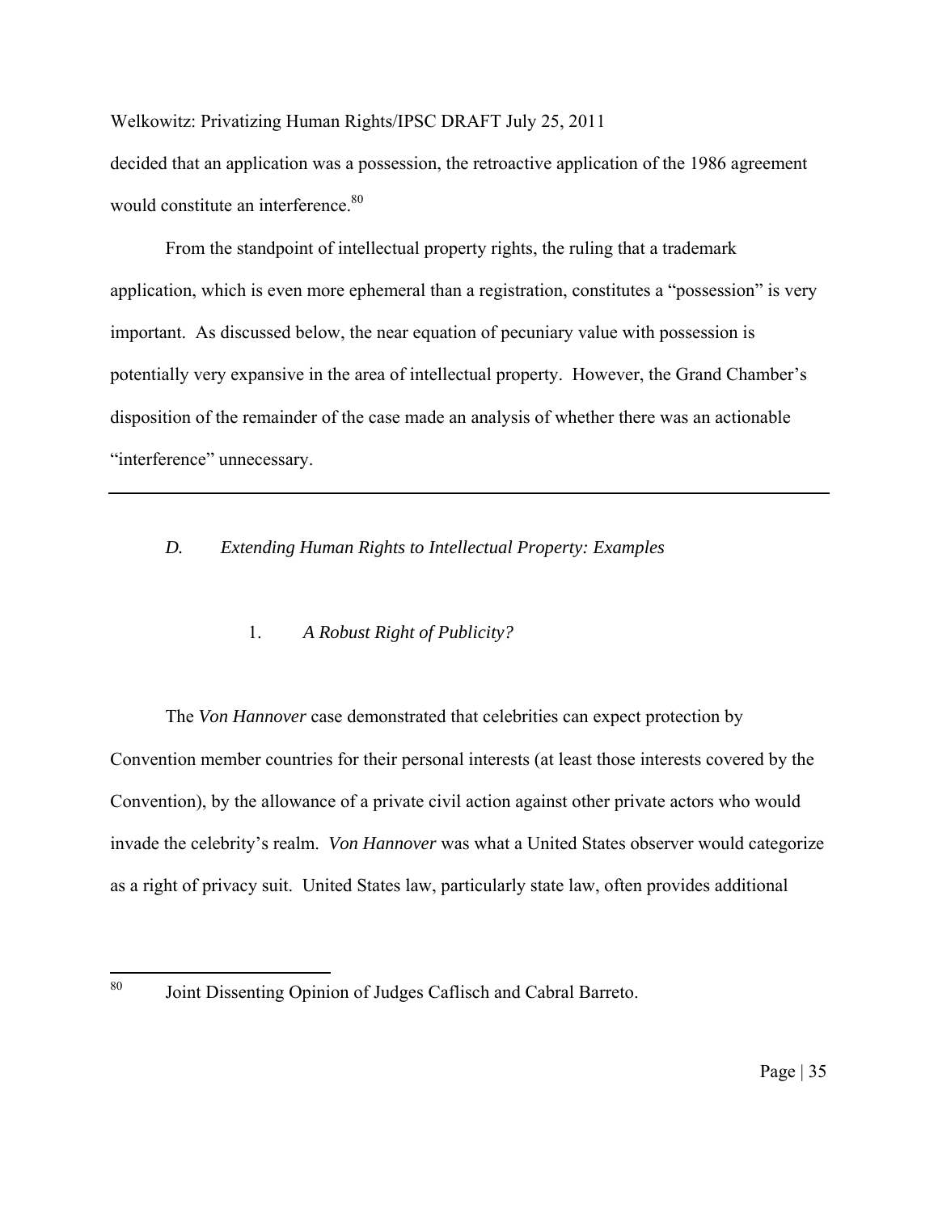decided that an application was a possession, the retroactive application of the 1986 agreement would constitute an interference.[80]

From the standpoint of intellectual property rights, the ruling that a trademark application, which is even more ephemeral than a registration, constitutes a "possession" is very important. As discussed below, the near equation of pecuniary value with possession is potentially very expansive in the area of intellectual property. However, the Grand Chamber's disposition of the remainder of the case made an analysis of whether there was an actionable "interference" unnecessary.

---

### *D. Extending Human Rights to Intellectual Property: Examples*

#### 1. *A Robust Right of Publicity?*

The *Von Hannover* case demonstrated that celebrities can expect protection by Convention member countries for their personal interests (at least those interests covered by the Convention), by the allowance of a private civil action against other private actors who would invade the celebrity's realm. *Von Hannover* was what a United States observer would categorize as a right of privacy suit. United States law, particularly state law, often provides additional

---

[80] Joint Dissenting Opinion of Judges Caflisch and Cabral Barreto.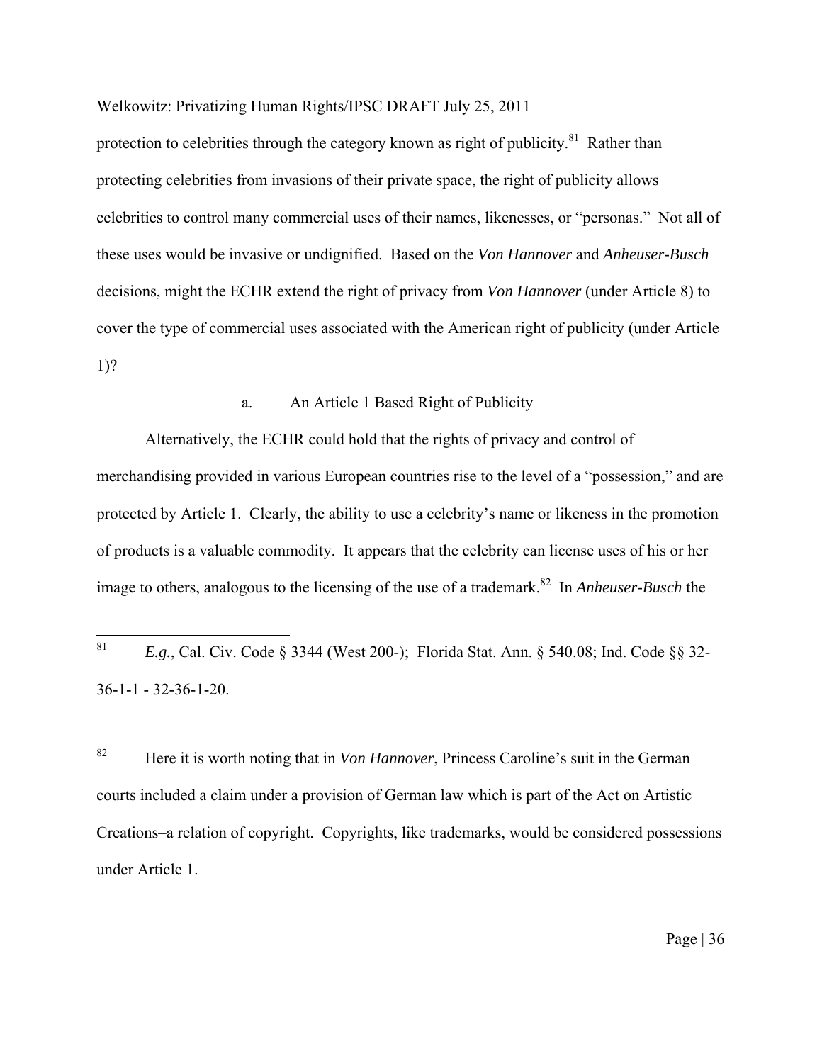protection to celebrities through the category known as right of publicity.[81] Rather than protecting celebrities from invasions of their private space, the right of publicity allows celebrities to control many commercial uses of their names, likenesses, or "personas." Not all of these uses would be invasive or undignified. Based on the *Von Hannover* and *Anheuser-Busch* decisions, might the ECHR extend the right of privacy from *Von Hannover* (under Article 8) to cover the type of commercial uses associated with the American right of publicity (under Article 1)?

a. An Article 1 Based Right of Publicity

Alternatively, the ECHR could hold that the rights of privacy and control of merchandising provided in various European countries rise to the level of a "possession," and are protected by Article 1. Clearly, the ability to use a celebrity's name or likeness in the promotion of products is a valuable commodity. It appears that the celebrity can license uses of his or her image to others, analogous to the licensing of the use of a trademark.[82] In *Anheuser-Busch* the

---

[81] *E.g.*, Cal. Civ. Code § 3344 (West 200-); Florida Stat. Ann. § 540.08; Ind. Code §§ 32-36-1-1 - 32-36-1-20.

[82] Here it is worth noting that in *Von Hannover*, Princess Caroline's suit in the German courts included a claim under a provision of German law which is part of the Act on Artistic Creations–a relation of copyright. Copyrights, like trademarks, would be considered possessions under Article 1.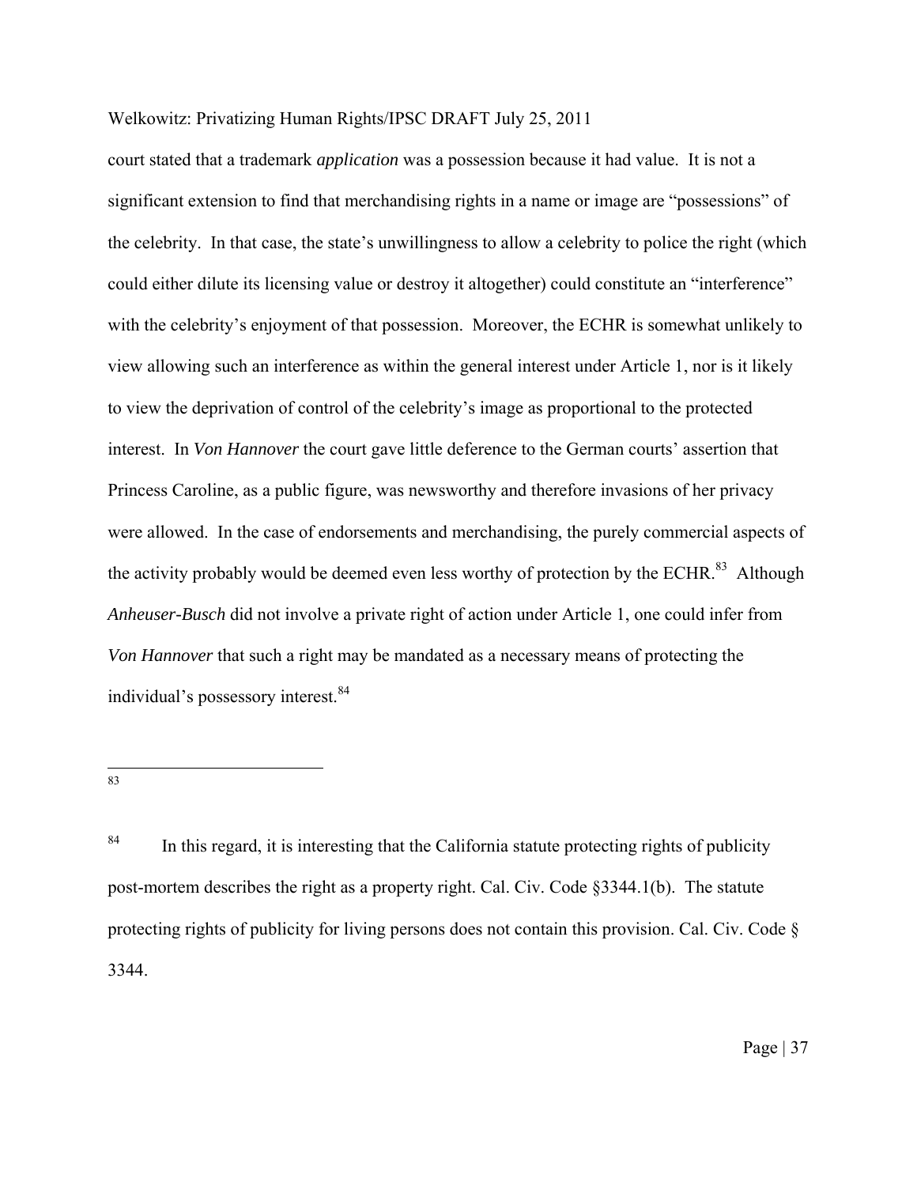court stated that a trademark *application* was a possession because it had value. It is not a significant extension to find that merchandising rights in a name or image are "possessions" of the celebrity. In that case, the state's unwillingness to allow a celebrity to police the right (which could either dilute its licensing value or destroy it altogether) could constitute an "interference" with the celebrity's enjoyment of that possession. Moreover, the ECHR is somewhat unlikely to view allowing such an interference as within the general interest under Article 1, nor is it likely to view the deprivation of control of the celebrity's image as proportional to the protected interest. In *Von Hannover* the court gave little deference to the German courts' assertion that Princess Caroline, as a public figure, was newsworthy and therefore invasions of her privacy were allowed. In the case of endorsements and merchandising, the purely commercial aspects of the activity probably would be deemed even less worthy of protection by the ECHR.[83] Although *Anheuser-Busch* did not involve a private right of action under Article 1, one could infer from *Von Hannover* that such a right may be mandated as a necessary means of protecting the individual's possessory interest.[84]

---

[83]

[84] In this regard, it is interesting that the California statute protecting rights of publicity post-mortem describes the right as a property right. Cal. Civ. Code §3344.1(b). The statute protecting rights of publicity for living persons does not contain this provision. Cal. Civ. Code § 3344.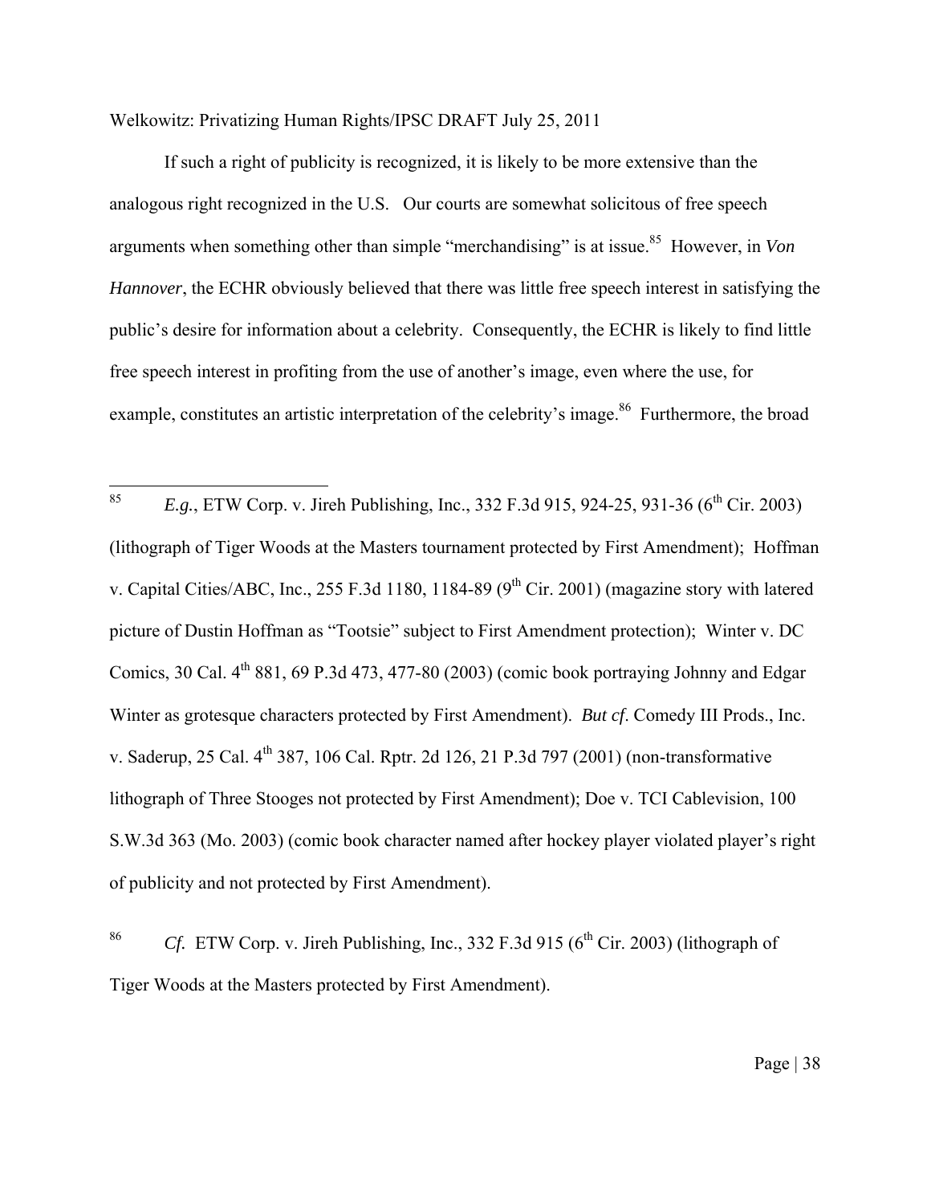If such a right of publicity is recognized, it is likely to be more extensive than the analogous right recognized in the U.S. Our courts are somewhat solicitous of free speech arguments when something other than simple "merchandising" is at issue.[85] However, in *Von Hannover*, the ECHR obviously believed that there was little free speech interest in satisfying the public's desire for information about a celebrity. Consequently, the ECHR is likely to find little free speech interest in profiting from the use of another's image, even where the use, for example, constitutes an artistic interpretation of the celebrity's image.[86] Furthermore, the broad

---

[85] *E.g.*, ETW Corp. v. Jireh Publishing, Inc., 332 F.3d 915, 924-25, 931-36 (6th Cir. 2003) (lithograph of Tiger Woods at the Masters tournament protected by First Amendment); Hoffman v. Capital Cities/ABC, Inc., 255 F.3d 1180, 1184-89 (9th Cir. 2001) (magazine story with latered picture of Dustin Hoffman as "Tootsie" subject to First Amendment protection); Winter v. DC Comics, 30 Cal. 4th 881, 69 P.3d 473, 477-80 (2003) (comic book portraying Johnny and Edgar Winter as grotesque characters protected by First Amendment). *But cf*. Comedy III Prods., Inc. v. Saderup, 25 Cal. 4th 387, 106 Cal. Rptr. 2d 126, 21 P.3d 797 (2001) (non-transformative lithograph of Three Stooges not protected by First Amendment); Doe v. TCI Cablevision, 100 S.W.3d 363 (Mo. 2003) (comic book character named after hockey player violated player's right of publicity and not protected by First Amendment).

[86] *Cf.* ETW Corp. v. Jireh Publishing, Inc., 332 F.3d 915 (6th Cir. 2003) (lithograph of Tiger Woods at the Masters protected by First Amendment).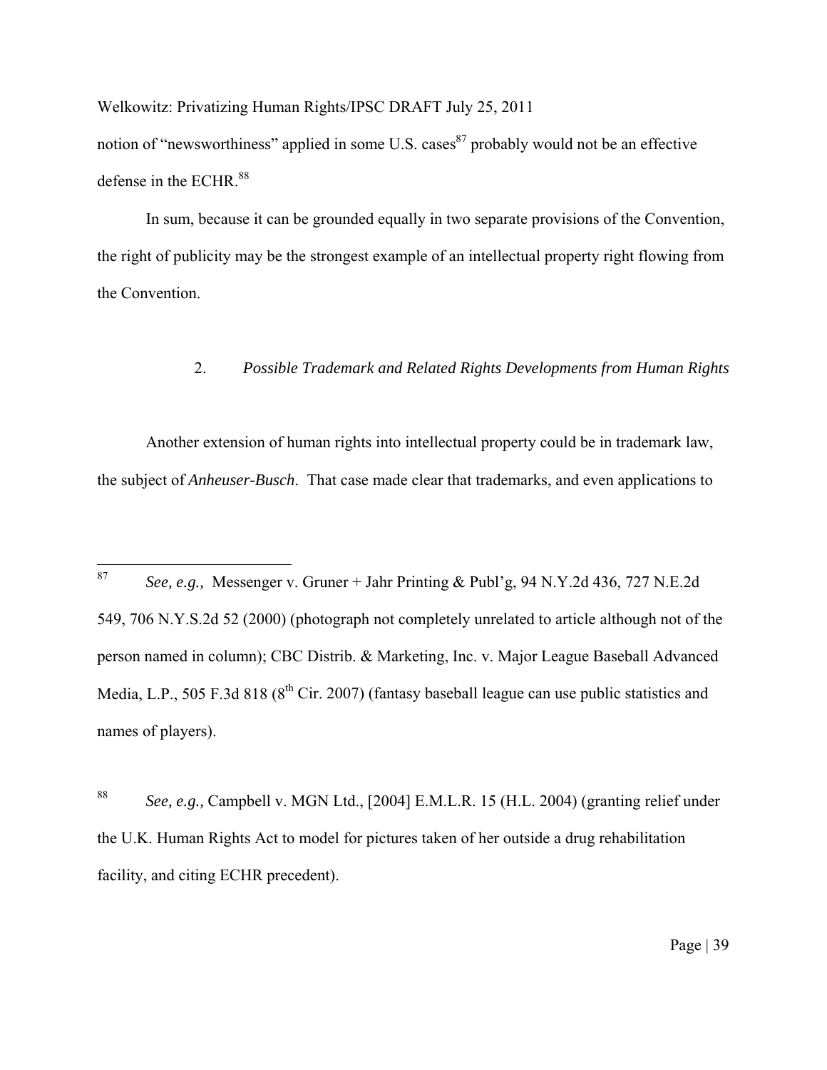notion of "newsworthiness" applied in some U.S. cases[87] probably would not be an effective defense in the ECHR.[88]

In sum, because it can be grounded equally in two separate provisions of the Convention, the right of publicity may be the strongest example of an intellectual property right flowing from the Convention.

### 2. *Possible Trademark and Related Rights Developments from Human Rights*

Another extension of human rights into intellectual property could be in trademark law, the subject of *Anheuser-Busch*. That case made clear that trademarks, and even applications to

---

[87] *See, e.g.,* Messenger v. Gruner + Jahr Printing & Publ'g, 94 N.Y.2d 436, 727 N.E.2d 549, 706 N.Y.S.2d 52 (2000) (photograph not completely unrelated to article although not of the person named in column); CBC Distrib. & Marketing, Inc. v. Major League Baseball Advanced Media, L.P., 505 F.3d 818 (8th Cir. 2007) (fantasy baseball league can use public statistics and names of players).

[88] *See, e.g.,* Campbell v. MGN Ltd., [2004] E.M.L.R. 15 (H.L. 2004) (granting relief under the U.K. Human Rights Act to model for pictures taken of her outside a drug rehabilitation facility, and citing ECHR precedent).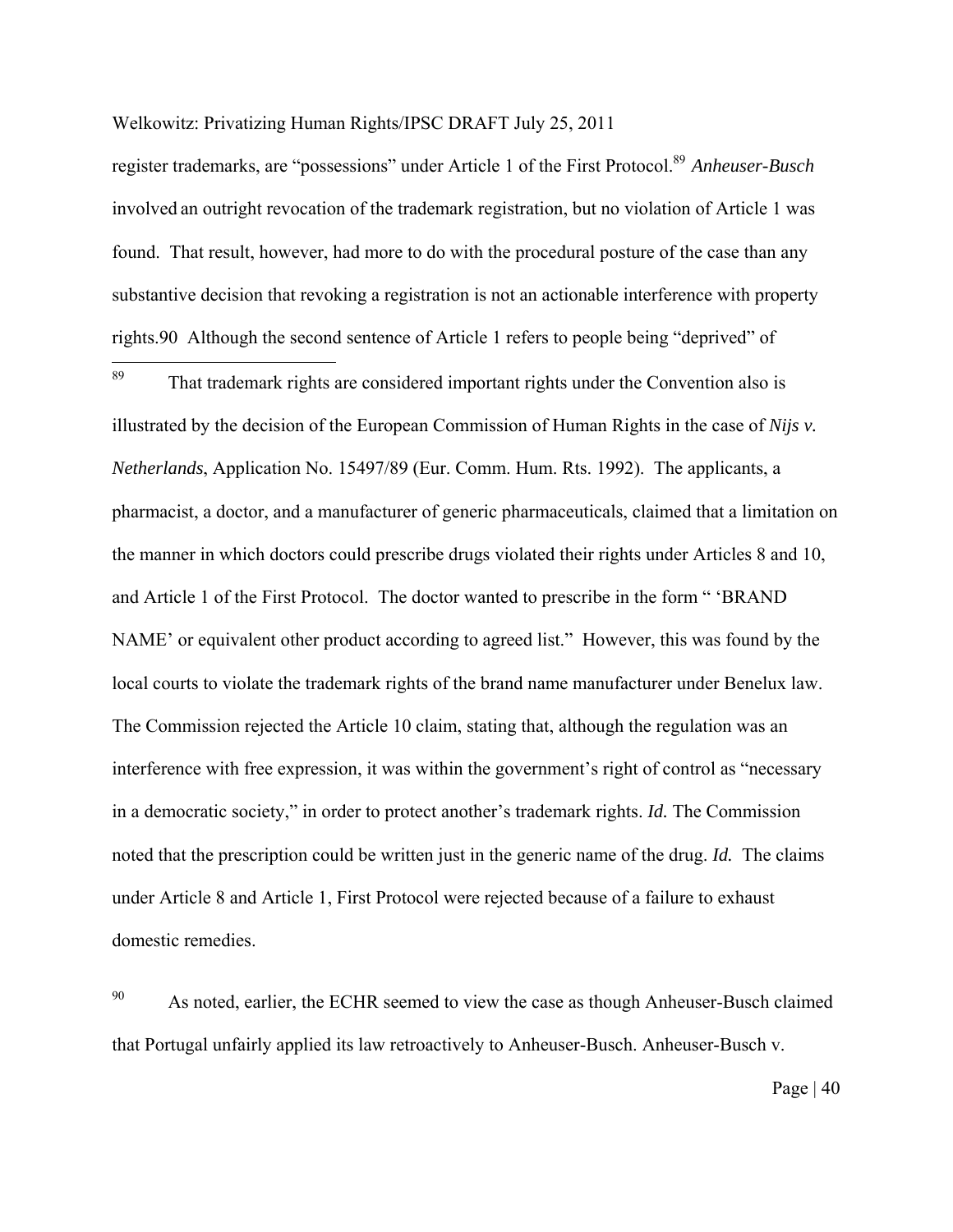register trademarks, are "possessions" under Article 1 of the First Protocol.[89] *Anheuser-Busch* involved an outright revocation of the trademark registration, but no violation of Article 1 was found. That result, however, had more to do with the procedural posture of the case than any substantive decision that revoking a registration is not an actionable interference with property rights.90 Although the second sentence of Article 1 refers to people being "deprived" of

---

[89] That trademark rights are considered important rights under the Convention also is illustrated by the decision of the European Commission of Human Rights in the case of *Nijs v. Netherlands*, Application No. 15497/89 (Eur. Comm. Hum. Rts. 1992). The applicants, a pharmacist, a doctor, and a manufacturer of generic pharmaceuticals, claimed that a limitation on the manner in which doctors could prescribe drugs violated their rights under Articles 8 and 10, and Article 1 of the First Protocol. The doctor wanted to prescribe in the form " 'BRAND NAME' or equivalent other product according to agreed list." However, this was found by the local courts to violate the trademark rights of the brand name manufacturer under Benelux law. The Commission rejected the Article 10 claim, stating that, although the regulation was an interference with free expression, it was within the government's right of control as "necessary in a democratic society," in order to protect another's trademark rights. ***Id.*** The Commission noted that the prescription could be written just in the generic name of the drug. ***Id.*** The claims under Article 8 and Article 1, First Protocol were rejected because of a failure to exhaust domestic remedies.

[90] As noted, earlier, the ECHR seemed to view the case as though Anheuser-Busch claimed that Portugal unfairly applied its law retroactively to Anheuser-Busch. Anheuser-Busch v.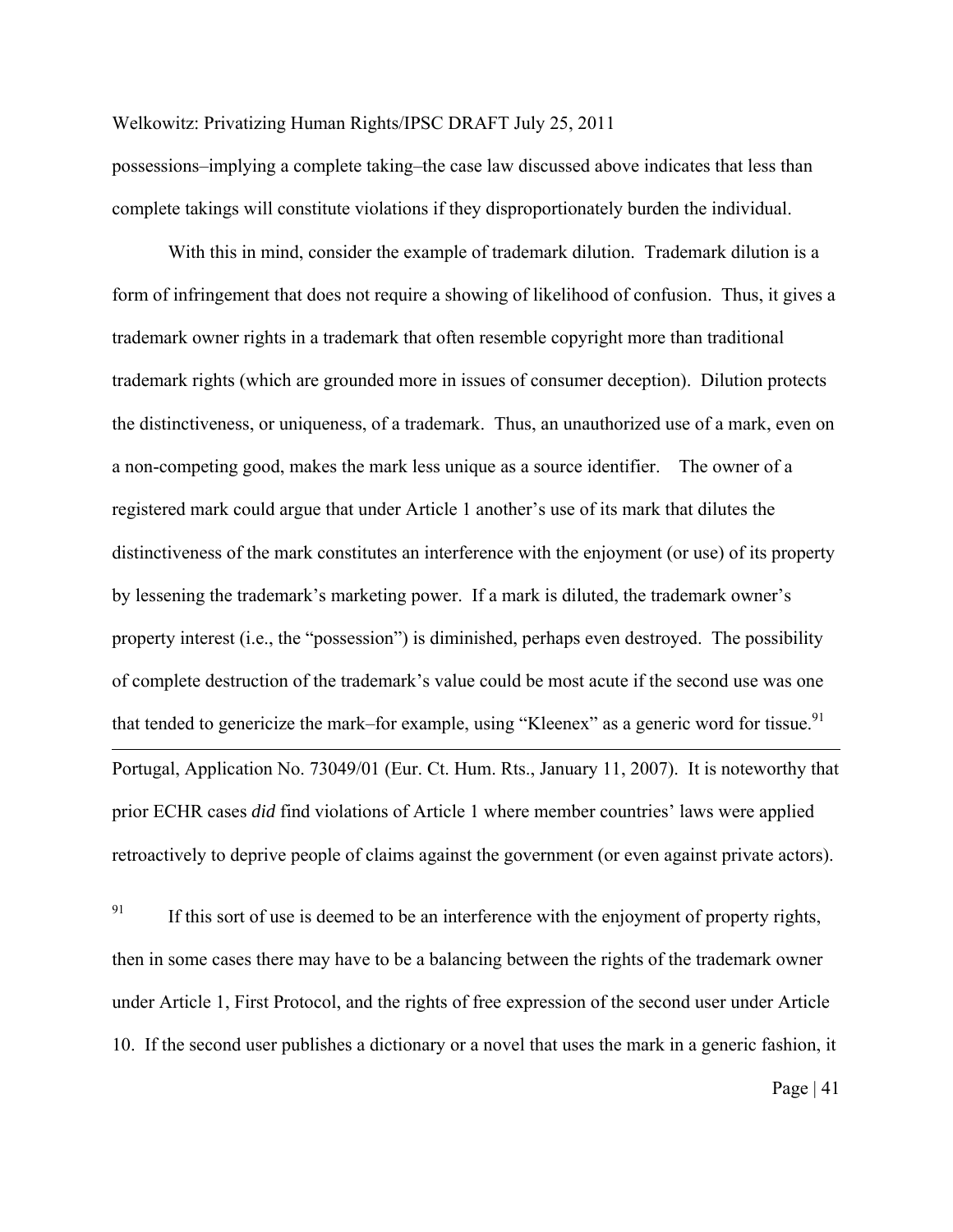possessions–implying a complete taking–the case law discussed above indicates that less than complete takings will constitute violations if they disproportionately burden the individual.

With this in mind, consider the example of trademark dilution. Trademark dilution is a form of infringement that does not require a showing of likelihood of confusion. Thus, it gives a trademark owner rights in a trademark that often resemble copyright more than traditional trademark rights (which are grounded more in issues of consumer deception). Dilution protects the distinctiveness, or uniqueness, of a trademark. Thus, an unauthorized use of a mark, even on a non-competing good, makes the mark less unique as a source identifier. The owner of a registered mark could argue that under Article 1 another's use of its mark that dilutes the distinctiveness of the mark constitutes an interference with the enjoyment (or use) of its property by lessening the trademark's marketing power. If a mark is diluted, the trademark owner's property interest (i.e., the "possession") is diminished, perhaps even destroyed. The possibility of complete destruction of the trademark's value could be most acute if the second use was one that tended to genericize the mark–for example, using "Kleenex" as a generic word for tissue.[91]

---

Portugal, Application No. 73049/01 (Eur. Ct. Hum. Rts., January 11, 2007). It is noteworthy that prior ECHR cases *did* find violations of Article 1 where member countries' laws were applied retroactively to deprive people of claims against the government (or even against private actors).

[91] If this sort of use is deemed to be an interference with the enjoyment of property rights, then in some cases there may have to be a balancing between the rights of the trademark owner under Article 1, First Protocol, and the rights of free expression of the second user under Article 10. If the second user publishes a dictionary or a novel that uses the mark in a generic fashion, it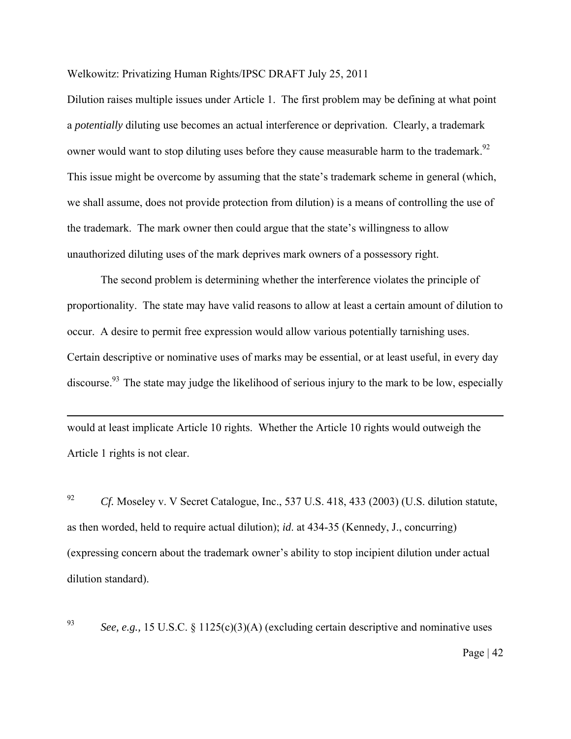Dilution raises multiple issues under Article 1. The first problem may be defining at what point a *potentially* diluting use becomes an actual interference or deprivation. Clearly, a trademark owner would want to stop diluting uses before they cause measurable harm to the trademark.[92] This issue might be overcome by assuming that the state's trademark scheme in general (which, we shall assume, does not provide protection from dilution) is a means of controlling the use of the trademark. The mark owner then could argue that the state's willingness to allow unauthorized diluting uses of the mark deprives mark owners of a possessory right.

The second problem is determining whether the interference violates the principle of proportionality. The state may have valid reasons to allow at least a certain amount of dilution to occur. A desire to permit free expression would allow various potentially tarnishing uses. Certain descriptive or nominative uses of marks may be essential, or at least useful, in every day discourse.[93] The state may judge the likelihood of serious injury to the mark to be low, especially

---

would at least implicate Article 10 rights. Whether the Article 10 rights would outweigh the Article 1 rights is not clear.

[92] *Cf.* Moseley v. V Secret Catalogue, Inc., 537 U.S. 418, 433 (2003) (U.S. dilution statute, as then worded, held to require actual dilution); *id.* at 434-35 (Kennedy, J., concurring) (expressing concern about the trademark owner's ability to stop incipient dilution under actual dilution standard).

[93] *See, e.g.,* 15 U.S.C. § 1125(c)(3)(A) (excluding certain descriptive and nominative uses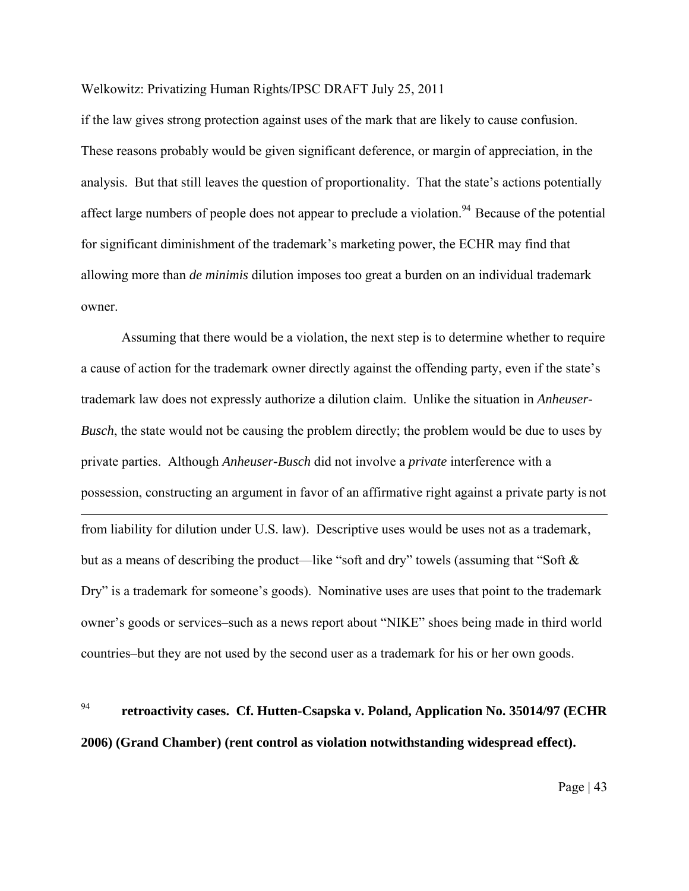if the law gives strong protection against uses of the mark that are likely to cause confusion. These reasons probably would be given significant deference, or margin of appreciation, in the analysis. But that still leaves the question of proportionality. That the state's actions potentially affect large numbers of people does not appear to preclude a violation.[94] Because of the potential for significant diminishment of the trademark's marketing power, the ECHR may find that allowing more than *de minimis* dilution imposes too great a burden on an individual trademark owner.

Assuming that there would be a violation, the next step is to determine whether to require a cause of action for the trademark owner directly against the offending party, even if the state's trademark law does not expressly authorize a dilution claim. Unlike the situation in *Anheuser-Busch*, the state would not be causing the problem directly; the problem would be due to uses by private parties. Although *Anheuser-Busch* did not involve a *private* interference with a possession, constructing an argument in favor of an affirmative right against a private party is not

---

from liability for dilution under U.S. law). Descriptive uses would be uses not as a trademark, but as a means of describing the product—like "soft and dry" towels (assuming that "Soft & Dry" is a trademark for someone's goods). Nominative uses are uses that point to the trademark owner's goods or services–such as a news report about "NIKE" shoes being made in third world countries–but they are not used by the second user as a trademark for his or her own goods.

[94] **retroactivity cases. Cf. Hutten-Csapska v. Poland, Application No. 35014/97 (ECHR 2006) (Grand Chamber) (rent control as violation notwithstanding widespread effect).**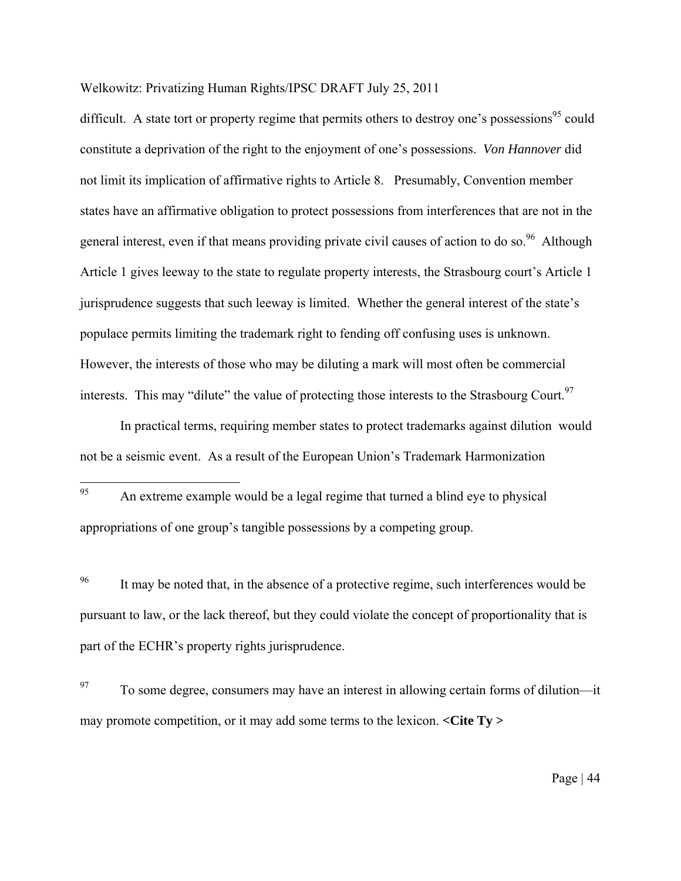difficult. A state tort or property regime that permits others to destroy one's possessions[95] could constitute a deprivation of the right to the enjoyment of one's possessions. *Von Hannover* did not limit its implication of affirmative rights to Article 8. Presumably, Convention member states have an affirmative obligation to protect possessions from interferences that are not in the general interest, even if that means providing private civil causes of action to do so.[96] Although Article 1 gives leeway to the state to regulate property interests, the Strasbourg court's Article 1 jurisprudence suggests that such leeway is limited. Whether the general interest of the state's populace permits limiting the trademark right to fending off confusing uses is unknown. However, the interests of those who may be diluting a mark will most often be commercial interests. This may "dilute" the value of protecting those interests to the Strasbourg Court.[97]

In practical terms, requiring member states to protect trademarks against dilution would not be a seismic event. As a result of the European Union's Trademark Harmonization

---

[95] An extreme example would be a legal regime that turned a blind eye to physical appropriations of one group's tangible possessions by a competing group.

[96] It may be noted that, in the absence of a protective regime, such interferences would be pursuant to law, or the lack thereof, but they could violate the concept of proportionality that is part of the ECHR's property rights jurisprudence.

[97] To some degree, consumers may have an interest in allowing certain forms of dilution—it may promote competition, or it may add some terms to the lexicon. **<Cite Ty >**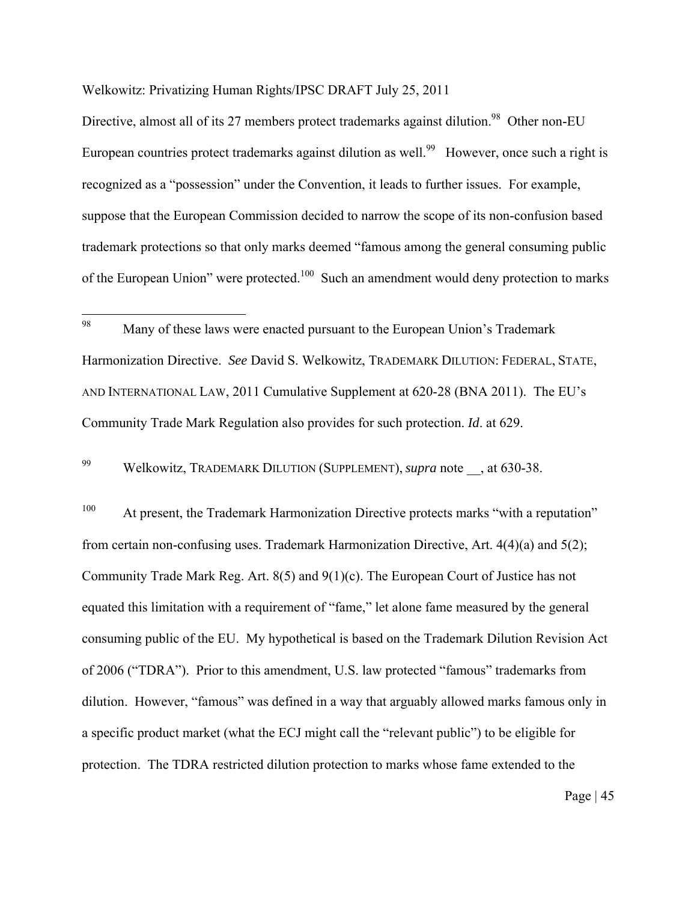Directive, almost all of its 27 members protect trademarks against dilution.[98] Other non-EU European countries protect trademarks against dilution as well.[99] However, once such a right is recognized as a "possession" under the Convention, it leads to further issues. For example, suppose that the European Commission decided to narrow the scope of its non-confusion based trademark protections so that only marks deemed "famous among the general consuming public of the European Union" were protected.[100] Such an amendment would deny protection to marks

---

[98] Many of these laws were enacted pursuant to the European Union's Trademark Harmonization Directive. *See* David S. Welkowitz, TRADEMARK DILUTION: FEDERAL, STATE, AND INTERNATIONAL LAW, 2011 Cumulative Supplement at 620-28 (BNA 2011). The EU's Community Trade Mark Regulation also provides for such protection. *Id*. at 629.

[99] Welkowitz, TRADEMARK DILUTION (SUPPLEMENT), *supra* note __, at 630-38.

[100] At present, the Trademark Harmonization Directive protects marks "with a reputation" from certain non-confusing uses. Trademark Harmonization Directive, Art. 4(4)(a) and 5(2); Community Trade Mark Reg. Art. 8(5) and 9(1)(c). The European Court of Justice has not equated this limitation with a requirement of "fame," let alone fame measured by the general consuming public of the EU. My hypothetical is based on the Trademark Dilution Revision Act of 2006 ("TDRA"). Prior to this amendment, U.S. law protected "famous" trademarks from dilution. However, "famous" was defined in a way that arguably allowed marks famous only in a specific product market (what the ECJ might call the "relevant public") to be eligible for protection. The TDRA restricted dilution protection to marks whose fame extended to the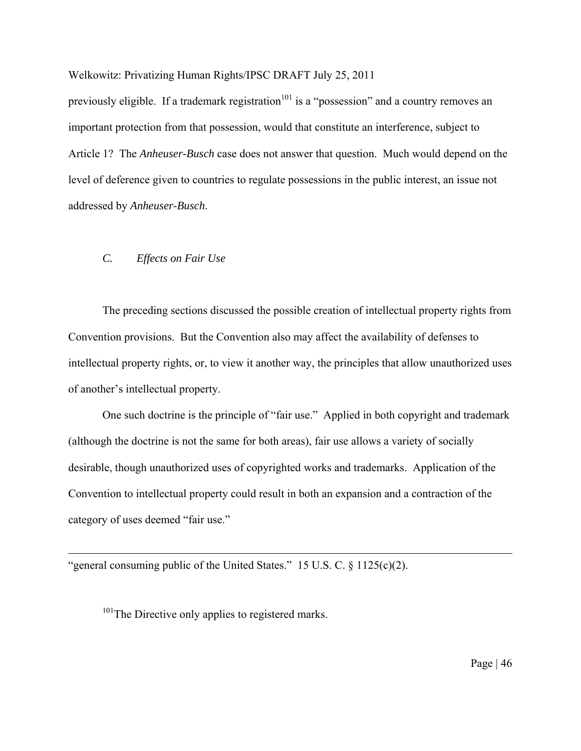previously eligible. If a trademark registration[101] is a "possession" and a country removes an important protection from that possession, would that constitute an interference, subject to Article 1? The *Anheuser-Busch* case does not answer that question. Much would depend on the level of deference given to countries to regulate possessions in the public interest, an issue not addressed by *Anheuser-Busch*.

### *C. Effects on Fair Use*

The preceding sections discussed the possible creation of intellectual property rights from Convention provisions. But the Convention also may affect the availability of defenses to intellectual property rights, or, to view it another way, the principles that allow unauthorized uses of another's intellectual property.

One such doctrine is the principle of "fair use." Applied in both copyright and trademark (although the doctrine is not the same for both areas), fair use allows a variety of socially desirable, though unauthorized uses of copyrighted works and trademarks. Application of the Convention to intellectual property could result in both an expansion and a contraction of the category of uses deemed "fair use."

---

"general consuming public of the United States." 15 U.S. C. § 1125(c)(2).

[101] The Directive only applies to registered marks.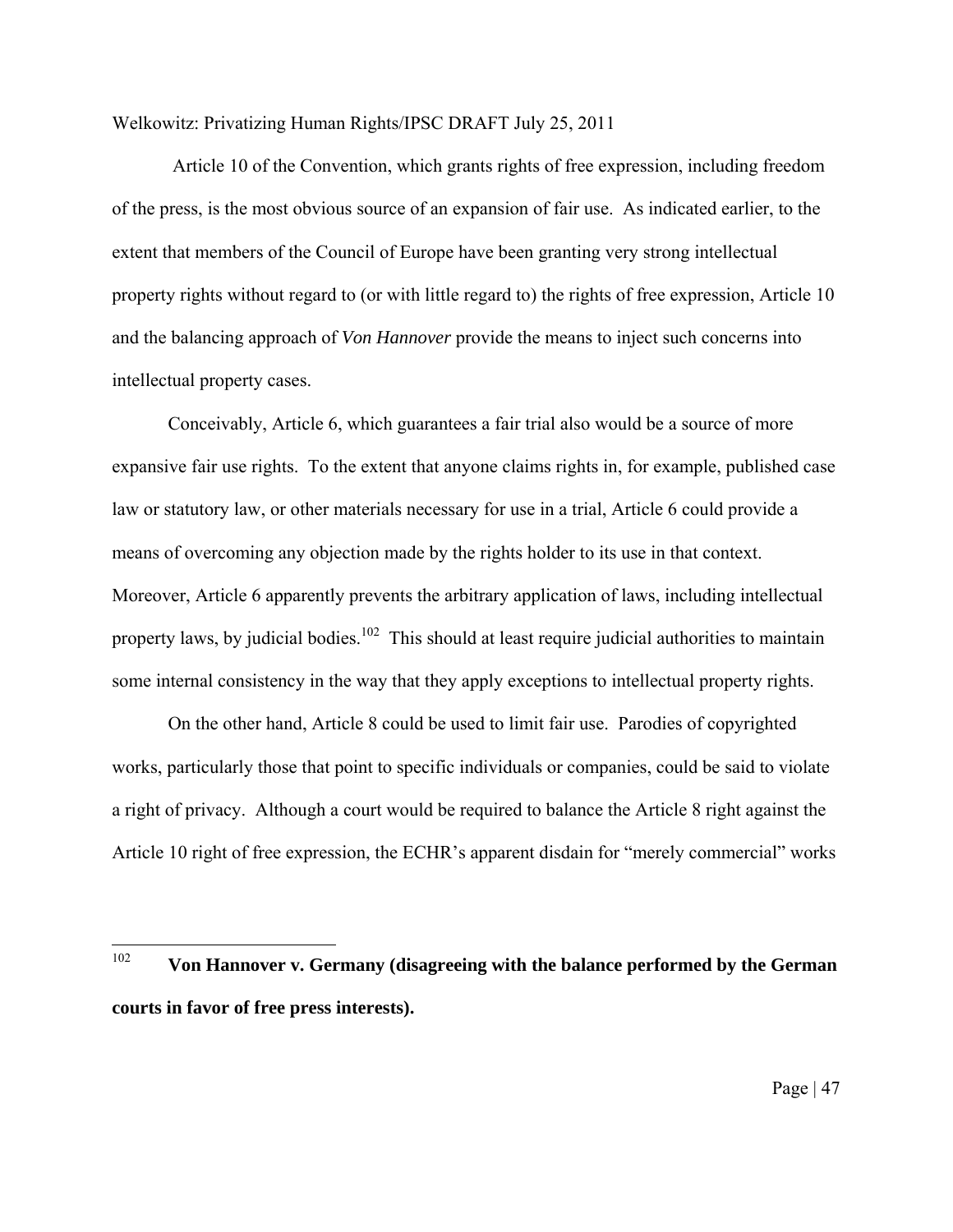Article 10 of the Convention, which grants rights of free expression, including freedom of the press, is the most obvious source of an expansion of fair use. As indicated earlier, to the extent that members of the Council of Europe have been granting very strong intellectual property rights without regard to (or with little regard to) the rights of free expression, Article 10 and the balancing approach of *Von Hannover* provide the means to inject such concerns into intellectual property cases.

Conceivably, Article 6, which guarantees a fair trial also would be a source of more expansive fair use rights. To the extent that anyone claims rights in, for example, published case law or statutory law, or other materials necessary for use in a trial, Article 6 could provide a means of overcoming any objection made by the rights holder to its use in that context. Moreover, Article 6 apparently prevents the arbitrary application of laws, including intellectual property laws, by judicial bodies.[102] This should at least require judicial authorities to maintain some internal consistency in the way that they apply exceptions to intellectual property rights.

On the other hand, Article 8 could be used to limit fair use. Parodies of copyrighted works, particularly those that point to specific individuals or companies, could be said to violate a right of privacy. Although a court would be required to balance the Article 8 right against the Article 10 right of free expression, the ECHR's apparent disdain for "merely commercial" works

---

[102] **Von Hannover v. Germany (disagreeing with the balance performed by the German courts in favor of free press interests).**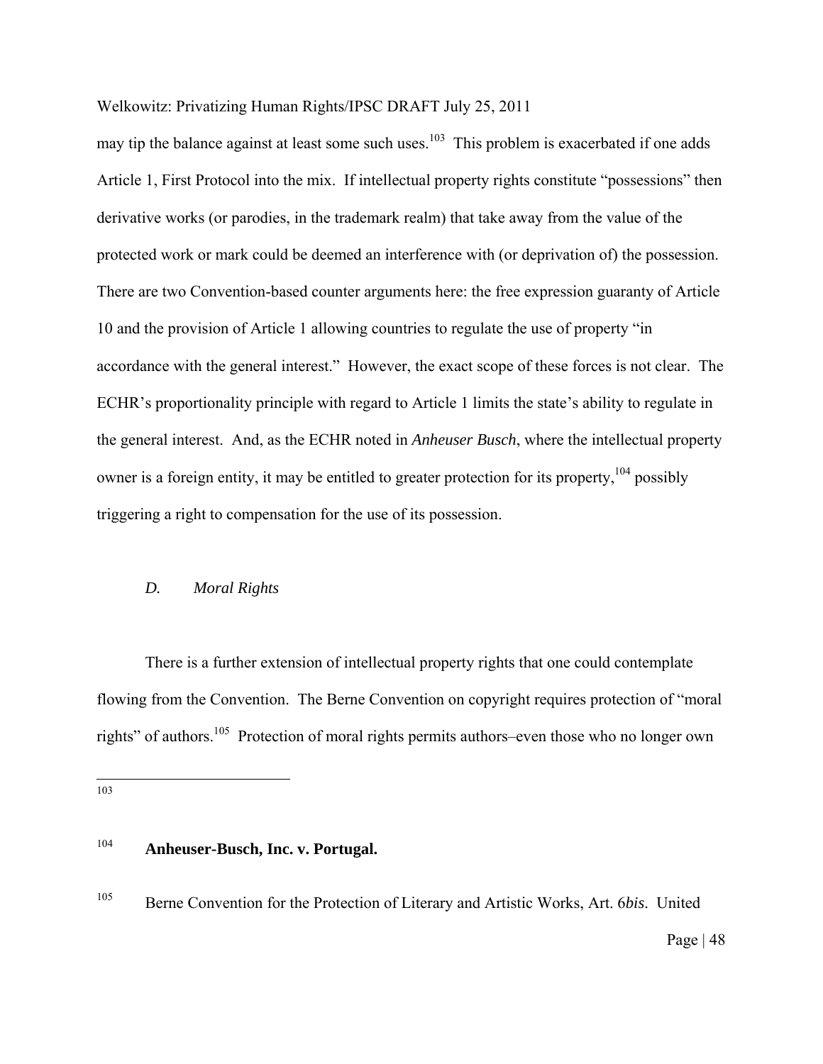may tip the balance against at least some such uses.[103] This problem is exacerbated if one adds Article 1, First Protocol into the mix. If intellectual property rights constitute "possessions" then derivative works (or parodies, in the trademark realm) that take away from the value of the protected work or mark could be deemed an interference with (or deprivation of) the possession. There are two Convention-based counter arguments here: the free expression guaranty of Article 10 and the provision of Article 1 allowing countries to regulate the use of property "in accordance with the general interest." However, the exact scope of these forces is not clear. The ECHR's proportionality principle with regard to Article 1 limits the state's ability to regulate in the general interest. And, as the ECHR noted in *Anheuser Busch*, where the intellectual property owner is a foreign entity, it may be entitled to greater protection for its property,[104] possibly triggering a right to compensation for the use of its possession.

### *D. Moral Rights*

There is a further extension of intellectual property rights that one could contemplate flowing from the Convention. The Berne Convention on copyright requires protection of "moral rights" of authors.[105] Protection of moral rights permits authors–even those who no longer own

---

[103]

[104] **Anheuser-Busch, Inc. v. Portugal.**

[105] Berne Convention for the Protection of Literary and Artistic Works, Art. 6*bis*. United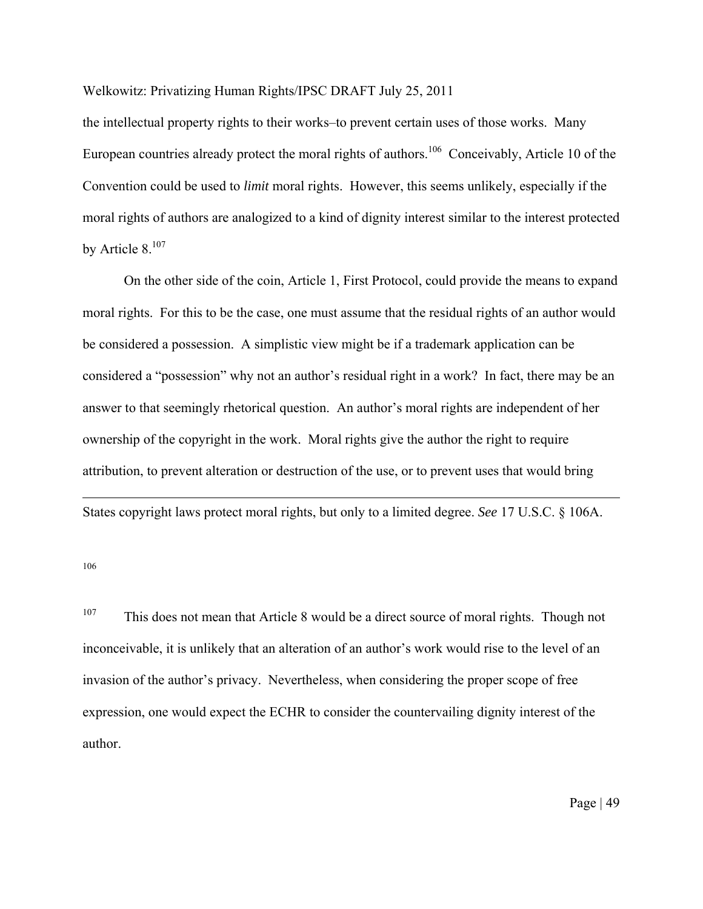the intellectual property rights to their works–to prevent certain uses of those works. Many European countries already protect the moral rights of authors.[106] Conceivably, Article 10 of the Convention could be used to *limit* moral rights. However, this seems unlikely, especially if the moral rights of authors are analogized to a kind of dignity interest similar to the interest protected by Article 8.[107]

On the other side of the coin, Article 1, First Protocol, could provide the means to expand moral rights. For this to be the case, one must assume that the residual rights of an author would be considered a possession. A simplistic view might be if a trademark application can be considered a "possession" why not an author's residual right in a work? In fact, there may be an answer to that seemingly rhetorical question. An author's moral rights are independent of her ownership of the copyright in the work. Moral rights give the author the right to require attribution, to prevent alteration or destruction of the use, or to prevent uses that would bring

---

States copyright laws protect moral rights, but only to a limited degree. *See* 17 U.S.C. § 106A.

106

107 This does not mean that Article 8 would be a direct source of moral rights. Though not inconceivable, it is unlikely that an alteration of an author's work would rise to the level of an invasion of the author's privacy. Nevertheless, when considering the proper scope of free expression, one would expect the ECHR to consider the countervailing dignity interest of the author.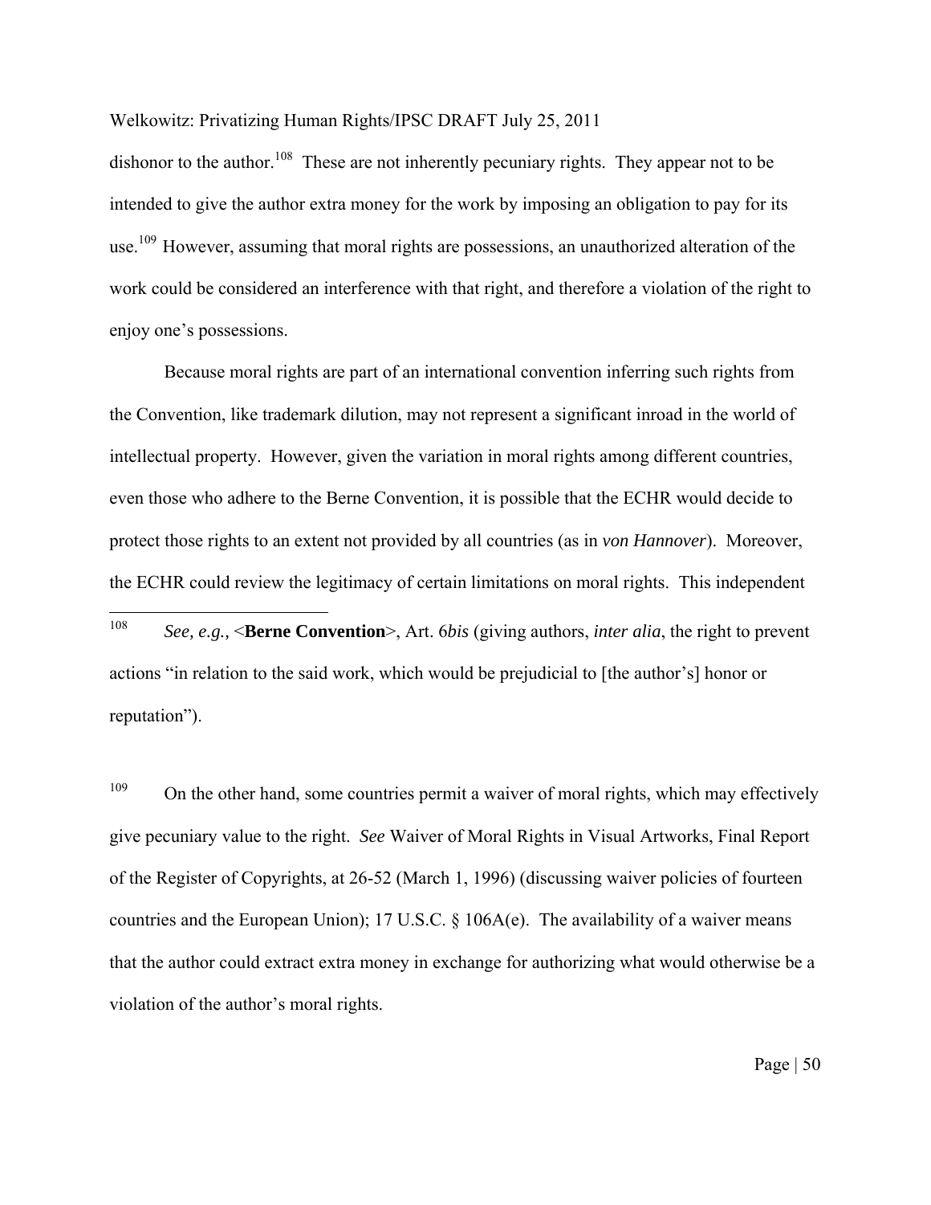dishonor to the author.[108] These are not inherently pecuniary rights. They appear not to be intended to give the author extra money for the work by imposing an obligation to pay for its use.[109] However, assuming that moral rights are possessions, an unauthorized alteration of the work could be considered an interference with that right, and therefore a violation of the right to enjoy one's possessions.

Because moral rights are part of an international convention inferring such rights from the Convention, like trademark dilution, may not represent a significant inroad in the world of intellectual property. However, given the variation in moral rights among different countries, even those who adhere to the Berne Convention, it is possible that the ECHR would decide to protect those rights to an extent not provided by all countries (as in *von Hannover*). Moreover, the ECHR could review the legitimacy of certain limitations on moral rights. This independent

---

[108] *See, e.g.,* <**Berne Convention**>, Art. 6*bis* (giving authors, *inter alia*, the right to prevent actions "in relation to the said work, which would be prejudicial to [the author's] honor or reputation").

[109] On the other hand, some countries permit a waiver of moral rights, which may effectively give pecuniary value to the right. *See* Waiver of Moral Rights in Visual Artworks, Final Report of the Register of Copyrights, at 26-52 (March 1, 1996) (discussing waiver policies of fourteen countries and the European Union); 17 U.S.C. § 106A(e). The availability of a waiver means that the author could extract extra money in exchange for authorizing what would otherwise be a violation of the author's moral rights.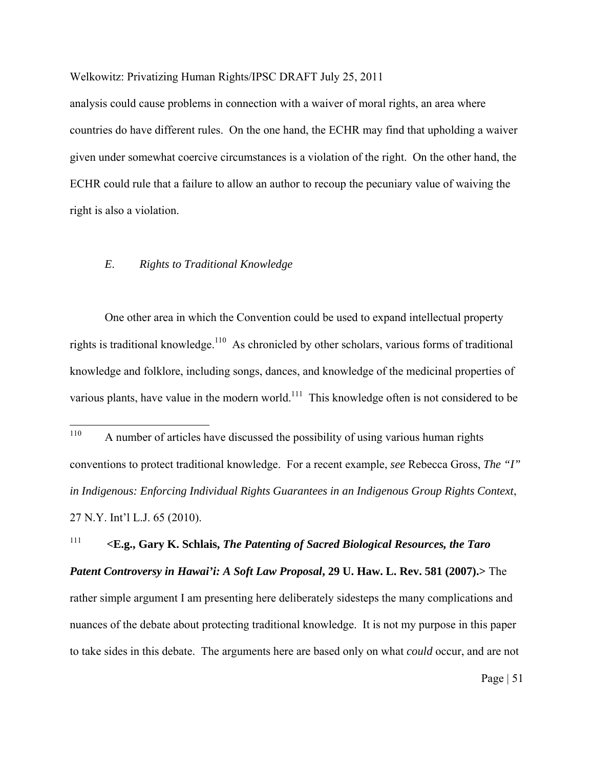analysis could cause problems in connection with a waiver of moral rights, an area where countries do have different rules. On the one hand, the ECHR may find that upholding a waiver given under somewhat coercive circumstances is a violation of the right. On the other hand, the ECHR could rule that a failure to allow an author to recoup the pecuniary value of waiving the right is also a violation.

### *E. Rights to Traditional Knowledge*

One other area in which the Convention could be used to expand intellectual property rights is traditional knowledge.[110] As chronicled by other scholars, various forms of traditional knowledge and folklore, including songs, dances, and knowledge of the medicinal properties of various plants, have value in the modern world.[111] This knowledge often is not considered to be

---

[110] A number of articles have discussed the possibility of using various human rights conventions to protect traditional knowledge. For a recent example, *see* Rebecca Gross, *The "I" in Indigenous: Enforcing Individual Rights Guarantees in an Indigenous Group Rights Context*, 27 N.Y. Int'l L.J. 65 (2010).

[111] **<E.g., Gary K. Schlais, *The Patenting of Sacred Biological Resources, the Taro Patent Controversy in Hawai'i: A Soft Law Proposal*, 29 U. Haw. L. Rev. 581 (2007).>** The rather simple argument I am presenting here deliberately sidesteps the many complications and nuances of the debate about protecting traditional knowledge. It is not my purpose in this paper to take sides in this debate. The arguments here are based only on what *could* occur, and are not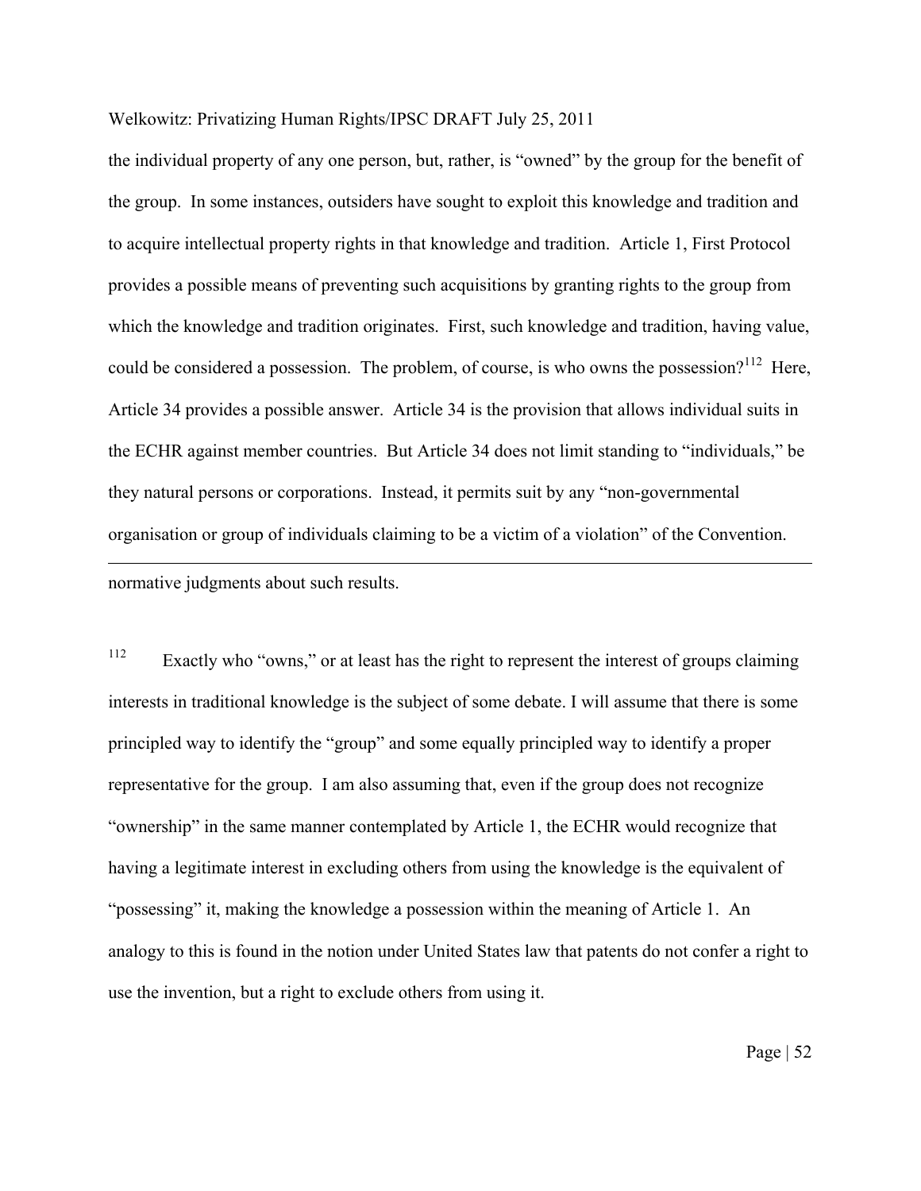the individual property of any one person, but, rather, is "owned" by the group for the benefit of the group. In some instances, outsiders have sought to exploit this knowledge and tradition and to acquire intellectual property rights in that knowledge and tradition. Article 1, First Protocol provides a possible means of preventing such acquisitions by granting rights to the group from which the knowledge and tradition originates. First, such knowledge and tradition, having value, could be considered a possession. The problem, of course, is who owns the possession?[112] Here, Article 34 provides a possible answer. Article 34 is the provision that allows individual suits in the ECHR against member countries. But Article 34 does not limit standing to "individuals," be they natural persons or corporations. Instead, it permits suit by any "non-governmental organisation or group of individuals claiming to be a victim of a violation" of the Convention.

---

normative judgments about such results.

[112] Exactly who "owns," or at least has the right to represent the interest of groups claiming interests in traditional knowledge is the subject of some debate. I will assume that there is some principled way to identify the "group" and some equally principled way to identify a proper representative for the group. I am also assuming that, even if the group does not recognize "ownership" in the same manner contemplated by Article 1, the ECHR would recognize that having a legitimate interest in excluding others from using the knowledge is the equivalent of "possessing" it, making the knowledge a possession within the meaning of Article 1. An analogy to this is found in the notion under United States law that patents do not confer a right to use the invention, but a right to exclude others from using it.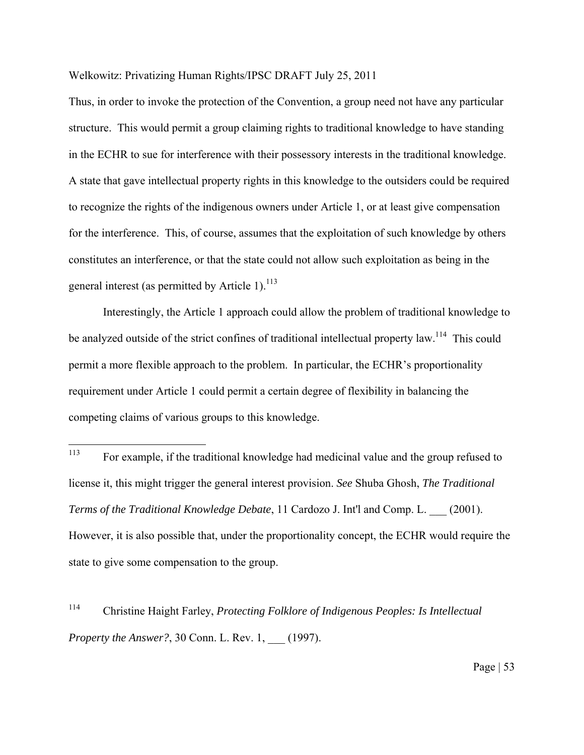Thus, in order to invoke the protection of the Convention, a group need not have any particular structure. This would permit a group claiming rights to traditional knowledge to have standing in the ECHR to sue for interference with their possessory interests in the traditional knowledge. A state that gave intellectual property rights in this knowledge to the outsiders could be required to recognize the rights of the indigenous owners under Article 1, or at least give compensation for the interference. This, of course, assumes that the exploitation of such knowledge by others constitutes an interference, or that the state could not allow such exploitation as being in the general interest (as permitted by Article 1).[113]

Interestingly, the Article 1 approach could allow the problem of traditional knowledge to be analyzed outside of the strict confines of traditional intellectual property law.[114] This could permit a more flexible approach to the problem. In particular, the ECHR's proportionality requirement under Article 1 could permit a certain degree of flexibility in balancing the competing claims of various groups to this knowledge.

---

[113] For example, if the traditional knowledge had medicinal value and the group refused to license it, this might trigger the general interest provision. *See* Shuba Ghosh, *The Traditional Terms of the Traditional Knowledge Debate*, 11 Cardozo J. Int'l and Comp. L. ___ (2001). However, it is also possible that, under the proportionality concept, the ECHR would require the state to give some compensation to the group.

[114] Christine Haight Farley, *Protecting Folklore of Indigenous Peoples: Is Intellectual Property the Answer?*, 30 Conn. L. Rev. 1, ___ (1997).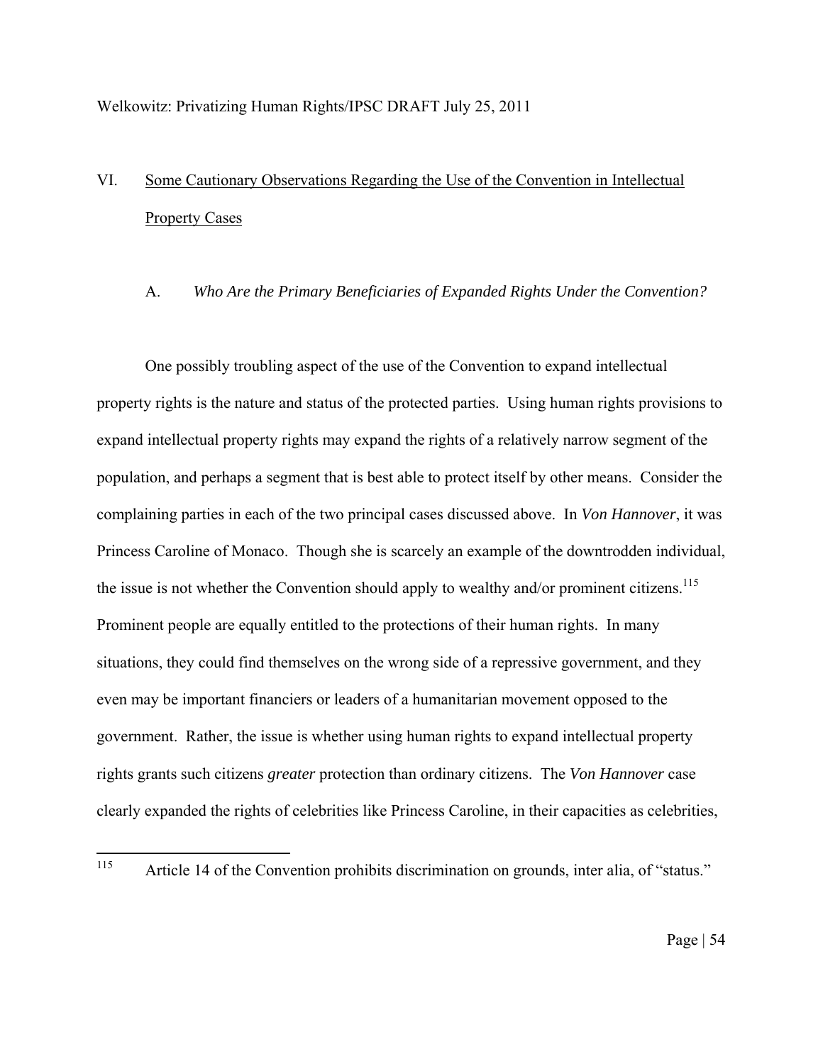## VI. Some Cautionary Observations Regarding the Use of the Convention in Intellectual Property Cases

### A. *Who Are the Primary Beneficiaries of Expanded Rights Under the Convention?*

One possibly troubling aspect of the use of the Convention to expand intellectual property rights is the nature and status of the protected parties. Using human rights provisions to expand intellectual property rights may expand the rights of a relatively narrow segment of the population, and perhaps a segment that is best able to protect itself by other means. Consider the complaining parties in each of the two principal cases discussed above. In *Von Hannover*, it was Princess Caroline of Monaco. Though she is scarcely an example of the downtrodden individual, the issue is not whether the Convention should apply to wealthy and/or prominent citizens.[115] Prominent people are equally entitled to the protections of their human rights. In many situations, they could find themselves on the wrong side of a repressive government, and they even may be important financiers or leaders of a humanitarian movement opposed to the government. Rather, the issue is whether using human rights to expand intellectual property rights grants such citizens *greater* protection than ordinary citizens. The *Von Hannover* case clearly expanded the rights of celebrities like Princess Caroline, in their capacities as celebrities,

[115] Article 14 of the Convention prohibits discrimination on grounds, inter alia, of "status."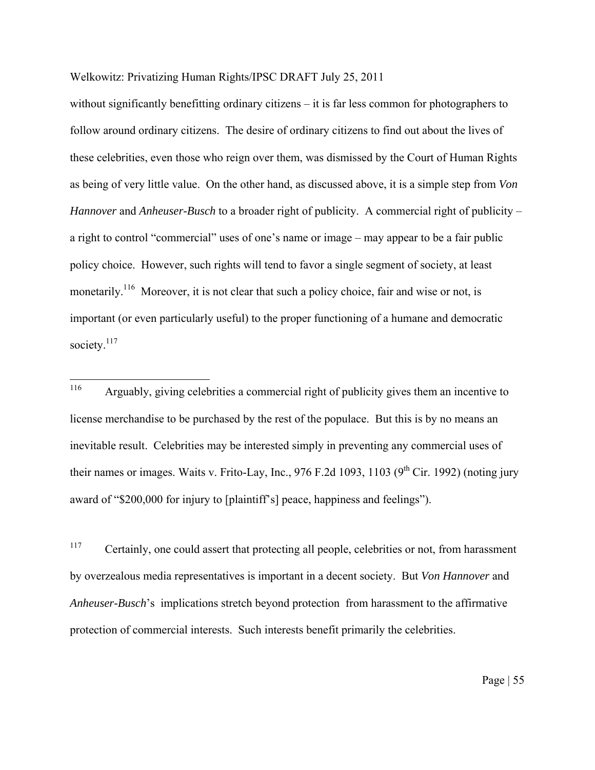without significantly benefitting ordinary citizens – it is far less common for photographers to follow around ordinary citizens. The desire of ordinary citizens to find out about the lives of these celebrities, even those who reign over them, was dismissed by the Court of Human Rights as being of very little value. On the other hand, as discussed above, it is a simple step from *Von Hannover* and *Anheuser-Busch* to a broader right of publicity. A commercial right of publicity – a right to control "commercial" uses of one's name or image – may appear to be a fair public policy choice. However, such rights will tend to favor a single segment of society, at least monetarily.[116] Moreover, it is not clear that such a policy choice, fair and wise or not, is important (or even particularly useful) to the proper functioning of a humane and democratic society.[117]

---

[116] Arguably, giving celebrities a commercial right of publicity gives them an incentive to license merchandise to be purchased by the rest of the populace. But this is by no means an inevitable result. Celebrities may be interested simply in preventing any commercial uses of their names or images. Waits v. Frito-Lay, Inc., 976 F.2d 1093, 1103 (9th Cir. 1992) (noting jury award of "$200,000 for injury to [plaintiff's] peace, happiness and feelings").

[117] Certainly, one could assert that protecting all people, celebrities or not, from harassment by overzealous media representatives is important in a decent society. But *Von Hannover* and *Anheuser-Busch*'s implications stretch beyond protection from harassment to the affirmative protection of commercial interests. Such interests benefit primarily the celebrities.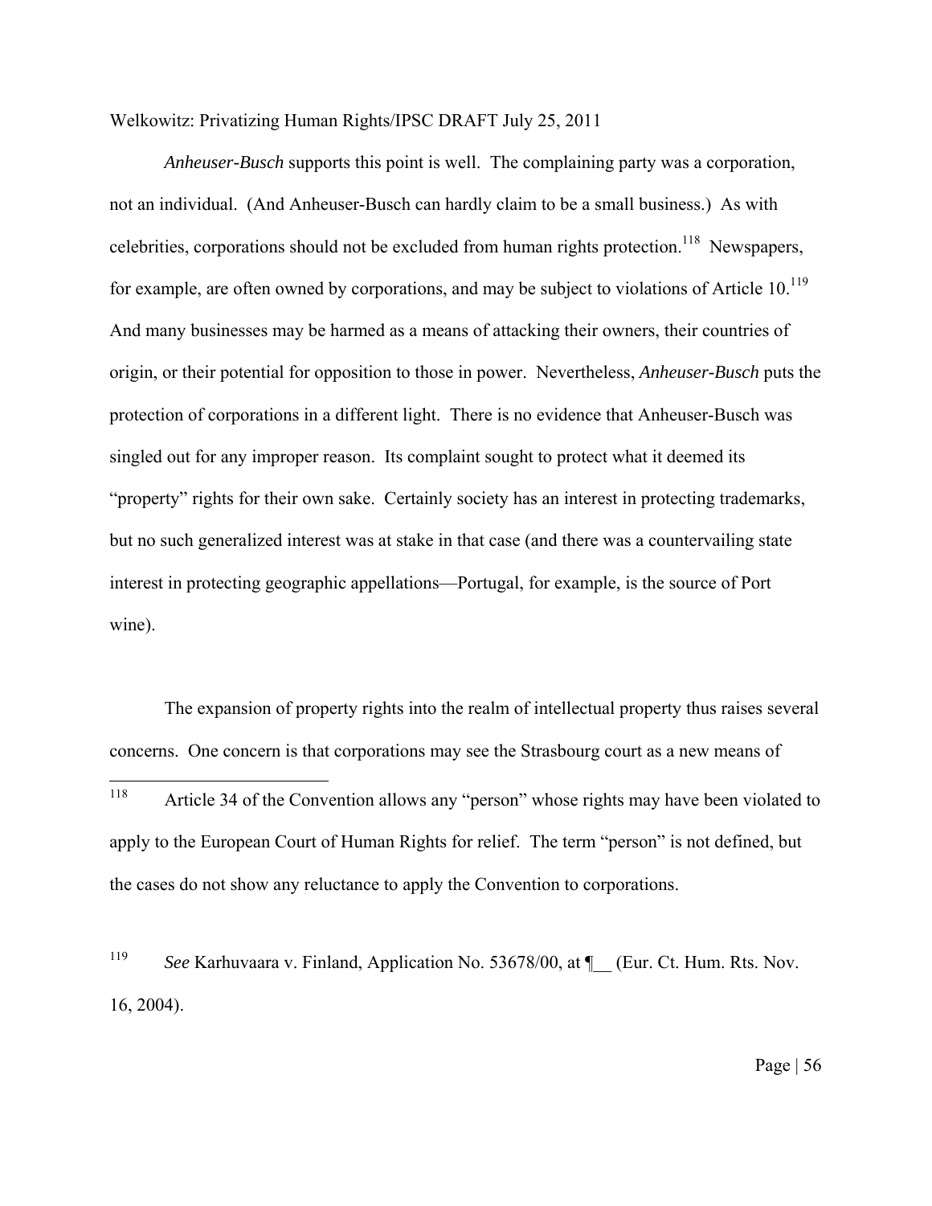*Anheuser-Busch* supports this point is well. The complaining party was a corporation, not an individual. (And Anheuser-Busch can hardly claim to be a small business.) As with celebrities, corporations should not be excluded from human rights protection.[118] Newspapers, for example, are often owned by corporations, and may be subject to violations of Article 10.[119] And many businesses may be harmed as a means of attacking their owners, their countries of origin, or their potential for opposition to those in power. Nevertheless, *Anheuser-Busch* puts the protection of corporations in a different light. There is no evidence that Anheuser-Busch was singled out for any improper reason. Its complaint sought to protect what it deemed its "property" rights for their own sake. Certainly society has an interest in protecting trademarks, but no such generalized interest was at stake in that case (and there was a countervailing state interest in protecting geographic appellations—Portugal, for example, is the source of Port wine).

The expansion of property rights into the realm of intellectual property thus raises several concerns. One concern is that corporations may see the Strasbourg court as a new means of

---

[118] Article 34 of the Convention allows any "person" whose rights may have been violated to apply to the European Court of Human Rights for relief. The term "person" is not defined, but the cases do not show any reluctance to apply the Convention to corporations.

[119] *See* Karhuvaara v. Finland, Application No. 53678/00, at ¶__ (Eur. Ct. Hum. Rts. Nov. 16, 2004).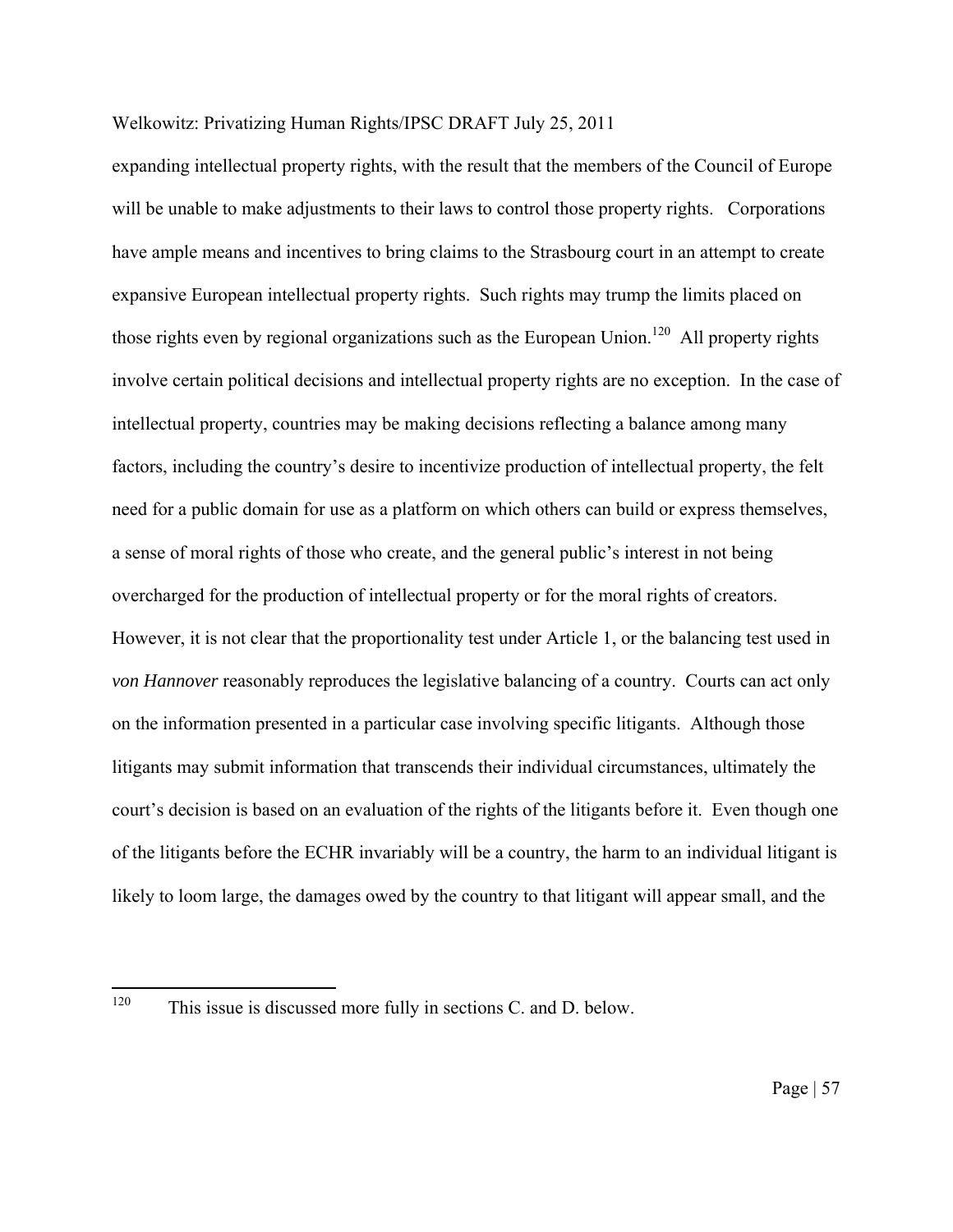expanding intellectual property rights, with the result that the members of the Council of Europe will be unable to make adjustments to their laws to control those property rights. Corporations have ample means and incentives to bring claims to the Strasbourg court in an attempt to create expansive European intellectual property rights. Such rights may trump the limits placed on those rights even by regional organizations such as the European Union.[120] All property rights involve certain political decisions and intellectual property rights are no exception. In the case of intellectual property, countries may be making decisions reflecting a balance among many factors, including the country's desire to incentivize production of intellectual property, the felt need for a public domain for use as a platform on which others can build or express themselves, a sense of moral rights of those who create, and the general public's interest in not being overcharged for the production of intellectual property or for the moral rights of creators. However, it is not clear that the proportionality test under Article 1, or the balancing test used in *von Hannover* reasonably reproduces the legislative balancing of a country. Courts can act only on the information presented in a particular case involving specific litigants. Although those litigants may submit information that transcends their individual circumstances, ultimately the court's decision is based on an evaluation of the rights of the litigants before it. Even though one of the litigants before the ECHR invariably will be a country, the harm to an individual litigant is likely to loom large, the damages owed by the country to that litigant will appear small, and the

---

[120] This issue is discussed more fully in sections C. and D. below.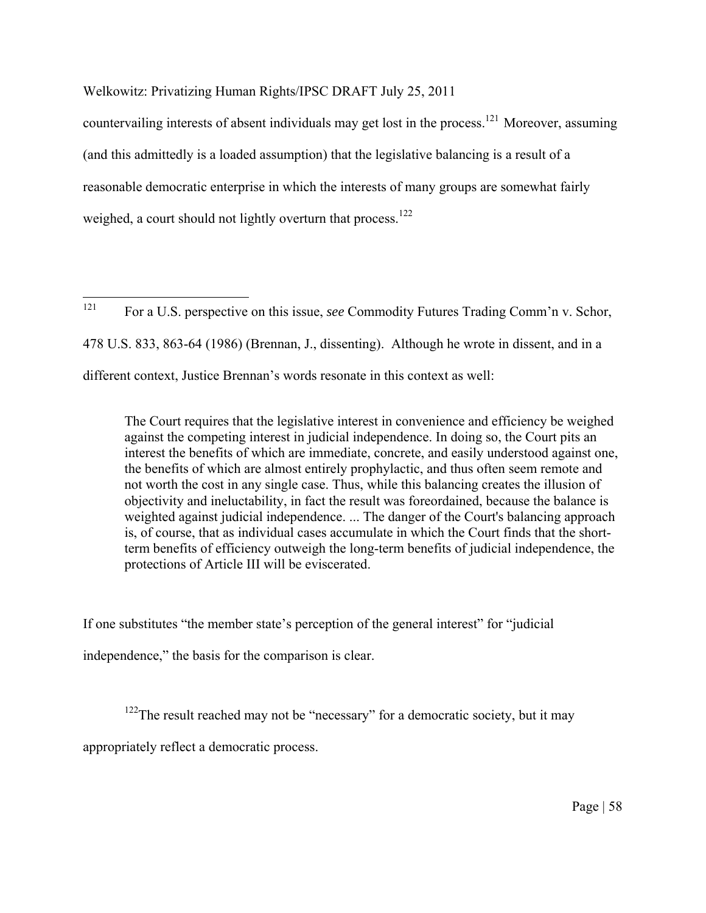countervailing interests of absent individuals may get lost in the process.[121] Moreover, assuming (and this admittedly is a loaded assumption) that the legislative balancing is a result of a reasonable democratic enterprise in which the interests of many groups are somewhat fairly weighed, a court should not lightly overturn that process.[122]

---

[121] For a U.S. perspective on this issue, *see* Commodity Futures Trading Comm'n v. Schor, 478 U.S. 833, 863-64 (1986) (Brennan, J., dissenting). Although he wrote in dissent, and in a different context, Justice Brennan's words resonate in this context as well:

> The Court requires that the legislative interest in convenience and efficiency be weighed against the competing interest in judicial independence. In doing so, the Court pits an interest the benefits of which are immediate, concrete, and easily understood against one, the benefits of which are almost entirely prophylactic, and thus often seem remote and not worth the cost in any single case. Thus, while this balancing creates the illusion of objectivity and ineluctability, in fact the result was foreordained, because the balance is weighted against judicial independence. ... The danger of the Court's balancing approach is, of course, that as individual cases accumulate in which the Court finds that the short-term benefits of efficiency outweigh the long-term benefits of judicial independence, the protections of Article III will be eviscerated.

If one substitutes "the member state's perception of the general interest" for "judicial independence," the basis for the comparison is clear.

[122] The result reached may not be "necessary" for a democratic society, but it may appropriately reflect a democratic process.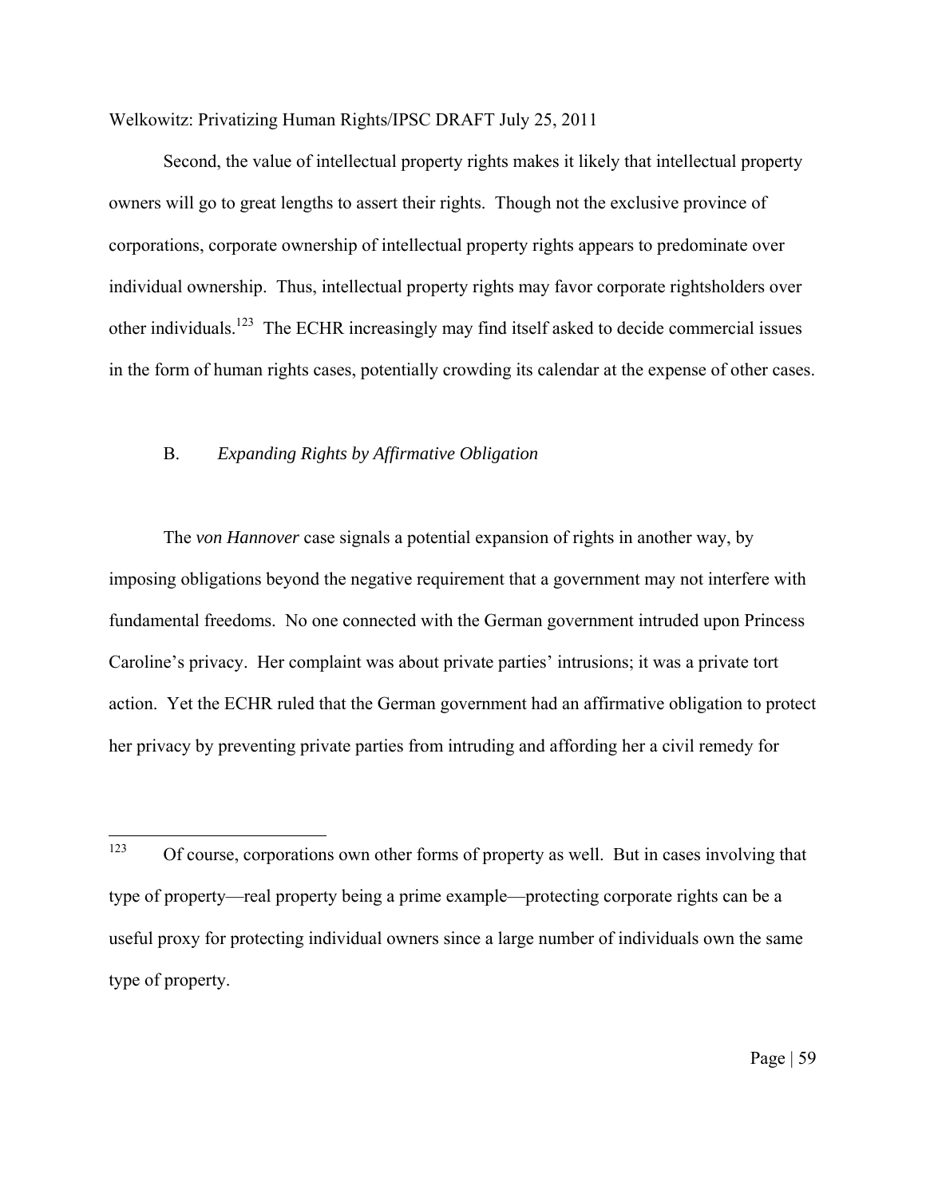Second, the value of intellectual property rights makes it likely that intellectual property owners will go to great lengths to assert their rights. Though not the exclusive province of corporations, corporate ownership of intellectual property rights appears to predominate over individual ownership. Thus, intellectual property rights may favor corporate rightsholders over other individuals.[123] The ECHR increasingly may find itself asked to decide commercial issues in the form of human rights cases, potentially crowding its calendar at the expense of other cases.

### B. *Expanding Rights by Affirmative Obligation*

The *von Hannover* case signals a potential expansion of rights in another way, by imposing obligations beyond the negative requirement that a government may not interfere with fundamental freedoms. No one connected with the German government intruded upon Princess Caroline's privacy. Her complaint was about private parties' intrusions; it was a private tort action. Yet the ECHR ruled that the German government had an affirmative obligation to protect her privacy by preventing private parties from intruding and affording her a civil remedy for

---

[123] Of course, corporations own other forms of property as well. But in cases involving that type of property—real property being a prime example—protecting corporate rights can be a useful proxy for protecting individual owners since a large number of individuals own the same type of property.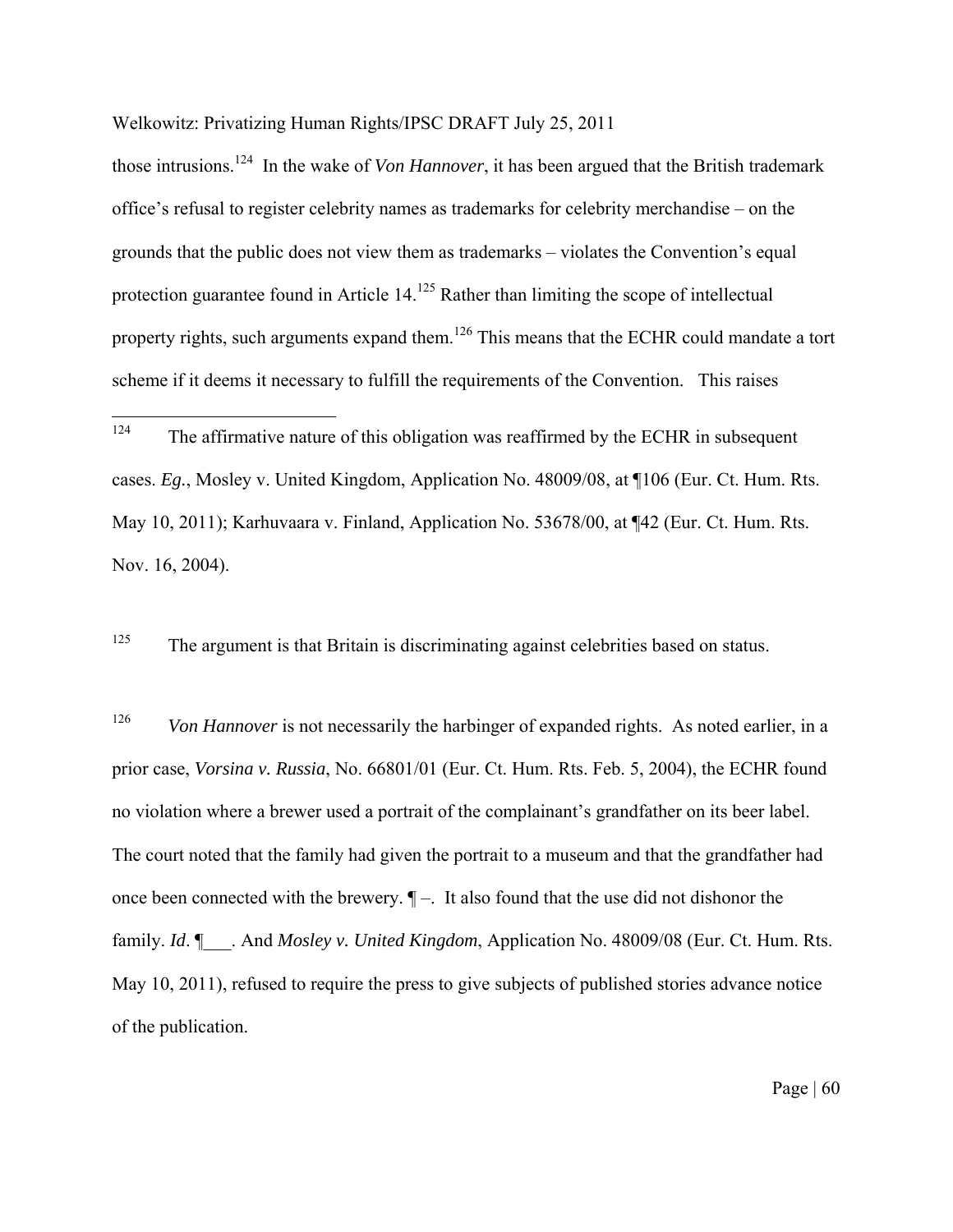those intrusions.[124] In the wake of *Von Hannover*, it has been argued that the British trademark office's refusal to register celebrity names as trademarks for celebrity merchandise – on the grounds that the public does not view them as trademarks – violates the Convention's equal protection guarantee found in Article 14.[125] Rather than limiting the scope of intellectual property rights, such arguments expand them.[126] This means that the ECHR could mandate a tort scheme if it deems it necessary to fulfill the requirements of the Convention. This raises

---

[124] The affirmative nature of this obligation was reaffirmed by the ECHR in subsequent cases. *Eg.*, Mosley v. United Kingdom, Application No. 48009/08, at ¶106 (Eur. Ct. Hum. Rts. May 10, 2011); Karhuvaara v. Finland, Application No. 53678/00, at ¶42 (Eur. Ct. Hum. Rts. Nov. 16, 2004).

[125] The argument is that Britain is discriminating against celebrities based on status.

[126] *Von Hannover* is not necessarily the harbinger of expanded rights. As noted earlier, in a prior case, *Vorsina v. Russia*, No. 66801/01 (Eur. Ct. Hum. Rts. Feb. 5, 2004), the ECHR found no violation where a brewer used a portrait of the complainant's grandfather on its beer label. The court noted that the family had given the portrait to a museum and that the grandfather had once been connected with the brewery. ¶ –. It also found that the use did not dishonor the family. *Id*. ¶___. And *Mosley v. United Kingdom*, Application No. 48009/08 (Eur. Ct. Hum. Rts. May 10, 2011), refused to require the press to give subjects of published stories advance notice of the publication.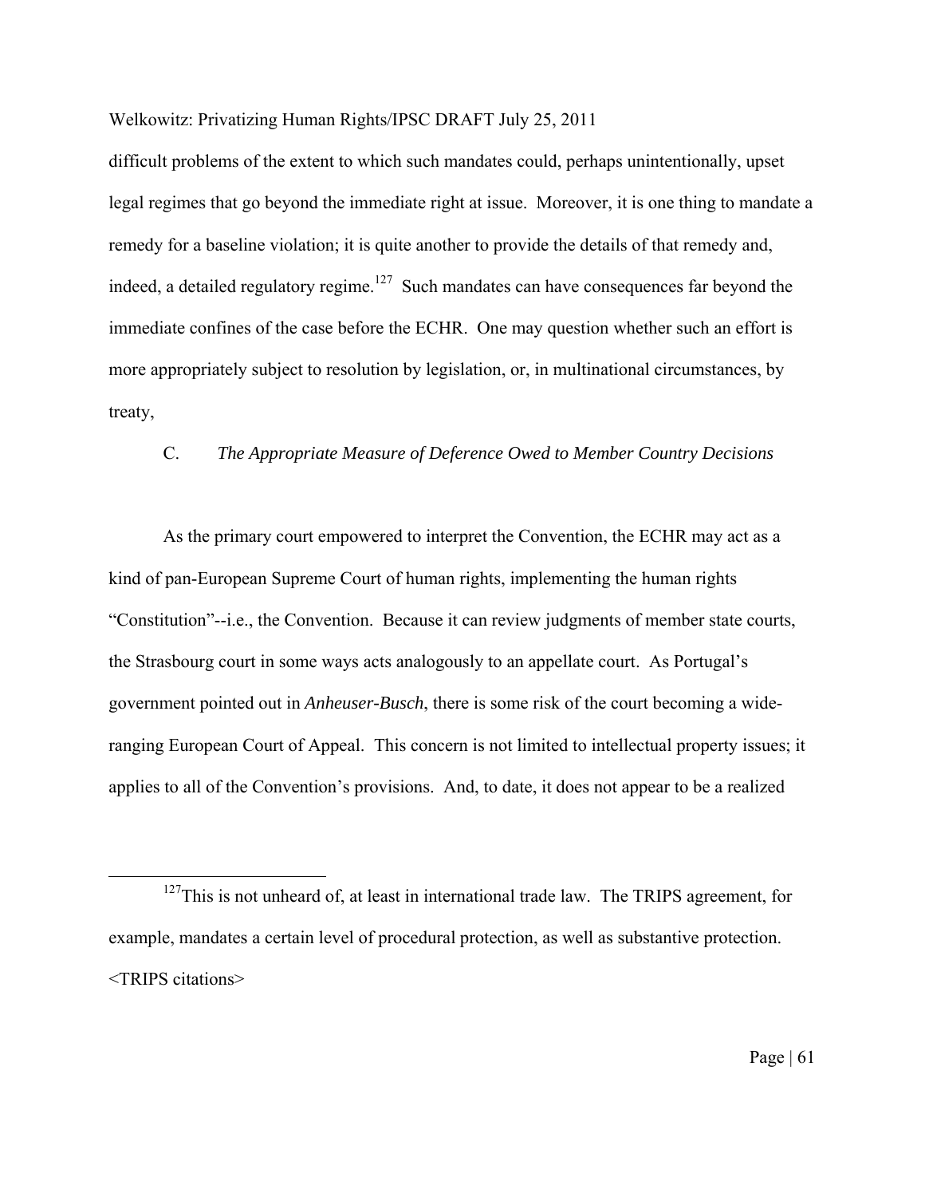difficult problems of the extent to which such mandates could, perhaps unintentionally, upset legal regimes that go beyond the immediate right at issue. Moreover, it is one thing to mandate a remedy for a baseline violation; it is quite another to provide the details of that remedy and, indeed, a detailed regulatory regime.[127] Such mandates can have consequences far beyond the immediate confines of the case before the ECHR. One may question whether such an effort is more appropriately subject to resolution by legislation, or, in multinational circumstances, by treaty,

### C. *The Appropriate Measure of Deference Owed to Member Country Decisions*

As the primary court empowered to interpret the Convention, the ECHR may act as a kind of pan-European Supreme Court of human rights, implementing the human rights "Constitution"--i.e., the Convention. Because it can review judgments of member state courts, the Strasbourg court in some ways acts analogously to an appellate court. As Portugal's government pointed out in *Anheuser-Busch*, there is some risk of the court becoming a wide-ranging European Court of Appeal. This concern is not limited to intellectual property issues; it applies to all of the Convention's provisions. And, to date, it does not appear to be a realized

---

[127] This is not unheard of, at least in international trade law. The TRIPS agreement, for example, mandates a certain level of procedural protection, as well as substantive protection. <TRIPS citations>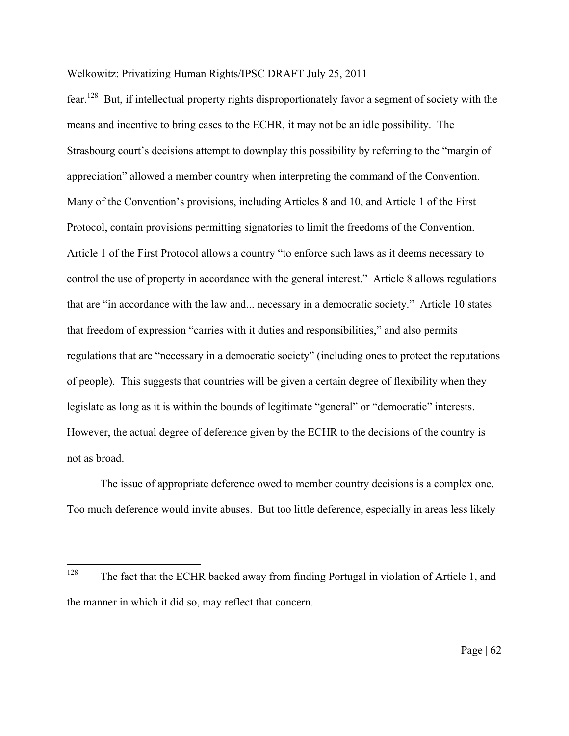fear.[128] But, if intellectual property rights disproportionately favor a segment of society with the means and incentive to bring cases to the ECHR, it may not be an idle possibility. The Strasbourg court's decisions attempt to downplay this possibility by referring to the "margin of appreciation" allowed a member country when interpreting the command of the Convention. Many of the Convention's provisions, including Articles 8 and 10, and Article 1 of the First Protocol, contain provisions permitting signatories to limit the freedoms of the Convention. Article 1 of the First Protocol allows a country "to enforce such laws as it deems necessary to control the use of property in accordance with the general interest." Article 8 allows regulations that are "in accordance with the law and... necessary in a democratic society." Article 10 states that freedom of expression "carries with it duties and responsibilities," and also permits regulations that are "necessary in a democratic society" (including ones to protect the reputations of people). This suggests that countries will be given a certain degree of flexibility when they legislate as long as it is within the bounds of legitimate "general" or "democratic" interests. However, the actual degree of deference given by the ECHR to the decisions of the country is not as broad.

The issue of appropriate deference owed to member country decisions is a complex one. Too much deference would invite abuses. But too little deference, especially in areas less likely

---

[128] The fact that the ECHR backed away from finding Portugal in violation of Article 1, and the manner in which it did so, may reflect that concern.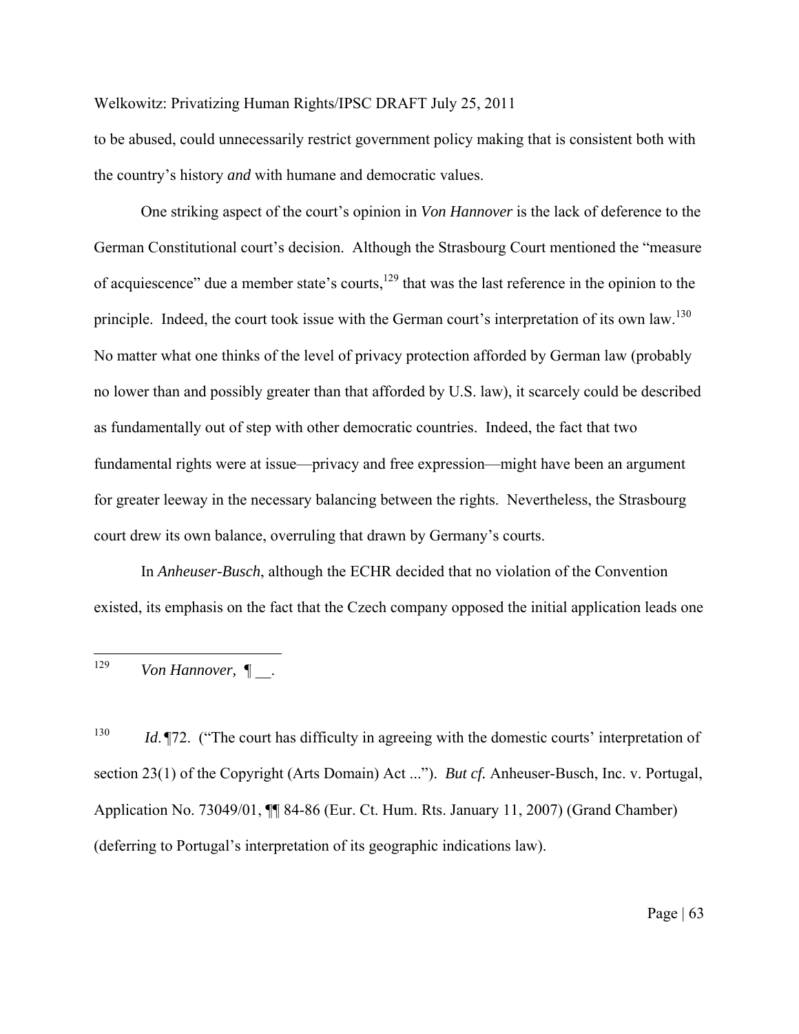to be abused, could unnecessarily restrict government policy making that is consistent both with the country's history *and* with humane and democratic values.

One striking aspect of the court's opinion in *Von Hannover* is the lack of deference to the German Constitutional court's decision. Although the Strasbourg Court mentioned the "measure of acquiescence" due a member state's courts,[129] that was the last reference in the opinion to the principle. Indeed, the court took issue with the German court's interpretation of its own law.[130] No matter what one thinks of the level of privacy protection afforded by German law (probably no lower than and possibly greater than that afforded by U.S. law), it scarcely could be described as fundamentally out of step with other democratic countries. Indeed, the fact that two fundamental rights were at issue—privacy and free expression—might have been an argument for greater leeway in the necessary balancing between the rights. Nevertheless, the Strasbourg court drew its own balance, overruling that drawn by Germany's courts.

In *Anheuser-Busch*, although the ECHR decided that no violation of the Convention existed, its emphasis on the fact that the Czech company opposed the initial application leads one

---

[129] *Von Hannover,* ¶ __.

[130] *Id.*¶72. ("The court has difficulty in agreeing with the domestic courts' interpretation of section 23(1) of the Copyright (Arts Domain) Act ..."). *But cf.* Anheuser-Busch, Inc. v. Portugal, Application No. 73049/01, ¶¶ 84-86 (Eur. Ct. Hum. Rts. January 11, 2007) (Grand Chamber) (deferring to Portugal's interpretation of its geographic indications law).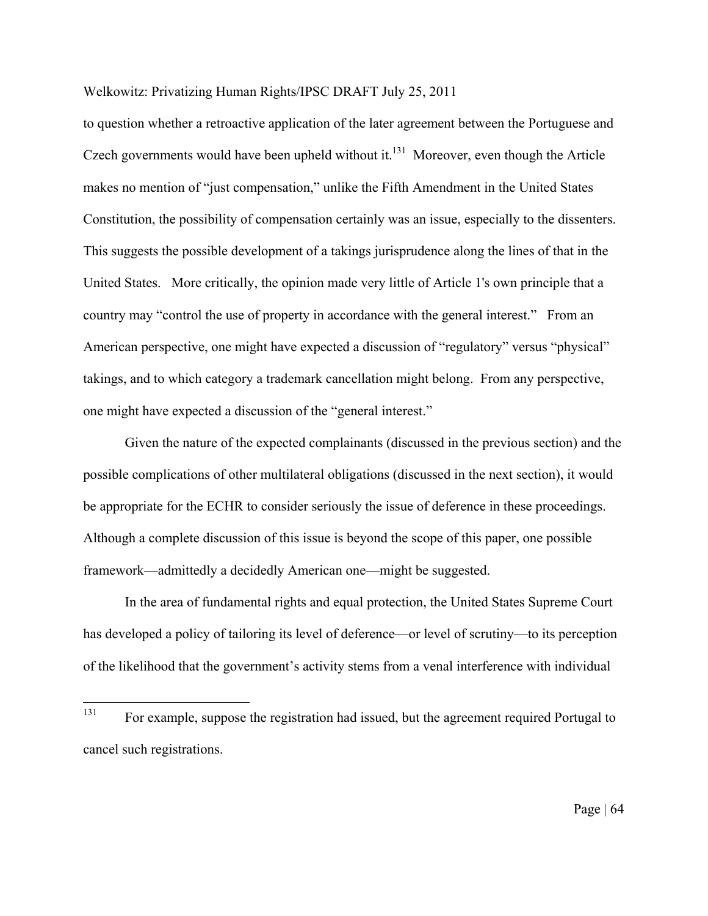to question whether a retroactive application of the later agreement between the Portuguese and Czech governments would have been upheld without it.[131] Moreover, even though the Article makes no mention of "just compensation," unlike the Fifth Amendment in the United States Constitution, the possibility of compensation certainly was an issue, especially to the dissenters. This suggests the possible development of a takings jurisprudence along the lines of that in the United States. More critically, the opinion made very little of Article 1's own principle that a country may "control the use of property in accordance with the general interest." From an American perspective, one might have expected a discussion of "regulatory" versus "physical" takings, and to which category a trademark cancellation might belong. From any perspective, one might have expected a discussion of the "general interest."

Given the nature of the expected complainants (discussed in the previous section) and the possible complications of other multilateral obligations (discussed in the next section), it would be appropriate for the ECHR to consider seriously the issue of deference in these proceedings. Although a complete discussion of this issue is beyond the scope of this paper, one possible framework—admittedly a decidedly American one—might be suggested.

In the area of fundamental rights and equal protection, the United States Supreme Court has developed a policy of tailoring its level of deference—or level of scrutiny—to its perception of the likelihood that the government's activity stems from a venal interference with individual

---

[131] For example, suppose the registration had issued, but the agreement required Portugal to cancel such registrations.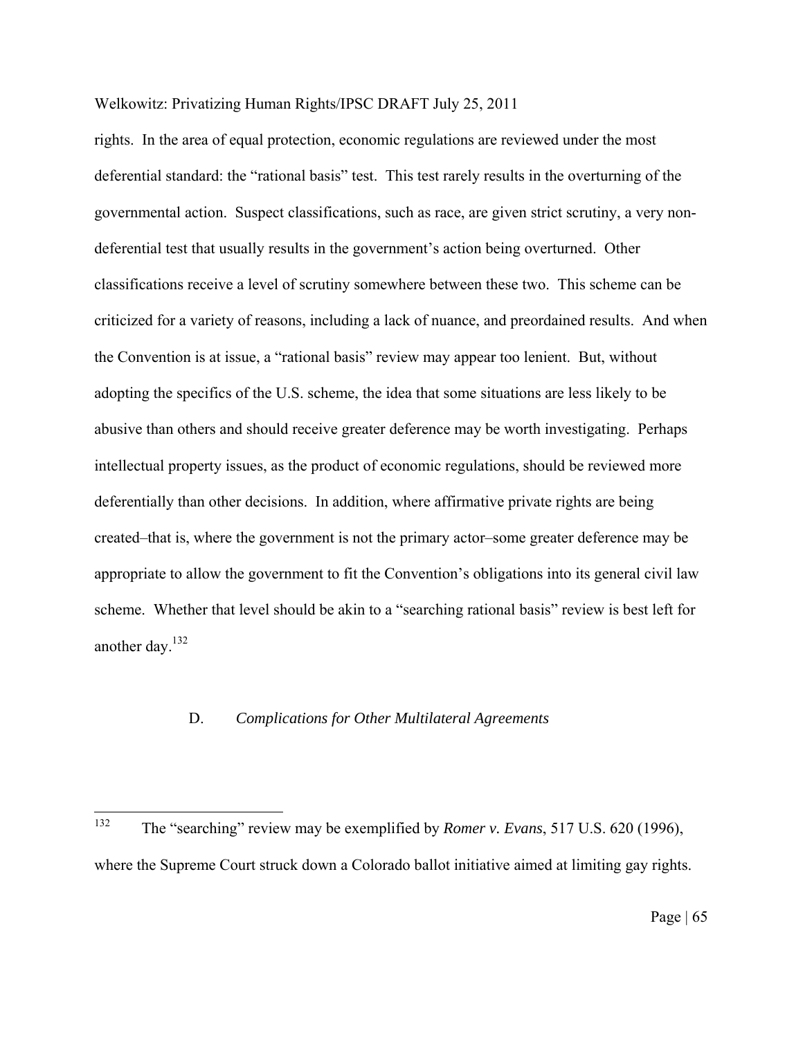rights. In the area of equal protection, economic regulations are reviewed under the most deferential standard: the "rational basis" test. This test rarely results in the overturning of the governmental action. Suspect classifications, such as race, are given strict scrutiny, a very non-deferential test that usually results in the government's action being overturned. Other classifications receive a level of scrutiny somewhere between these two. This scheme can be criticized for a variety of reasons, including a lack of nuance, and preordained results. And when the Convention is at issue, a "rational basis" review may appear too lenient. But, without adopting the specifics of the U.S. scheme, the idea that some situations are less likely to be abusive than others and should receive greater deference may be worth investigating. Perhaps intellectual property issues, as the product of economic regulations, should be reviewed more deferentially than other decisions. In addition, where affirmative private rights are being created–that is, where the government is not the primary actor–some greater deference may be appropriate to allow the government to fit the Convention's obligations into its general civil law scheme. Whether that level should be akin to a "searching rational basis" review is best left for another day.[132]

### D. *Complications for Other Multilateral Agreements*

---

[132] The "searching" review may be exemplified by *Romer v. Evans*, 517 U.S. 620 (1996), where the Supreme Court struck down a Colorado ballot initiative aimed at limiting gay rights.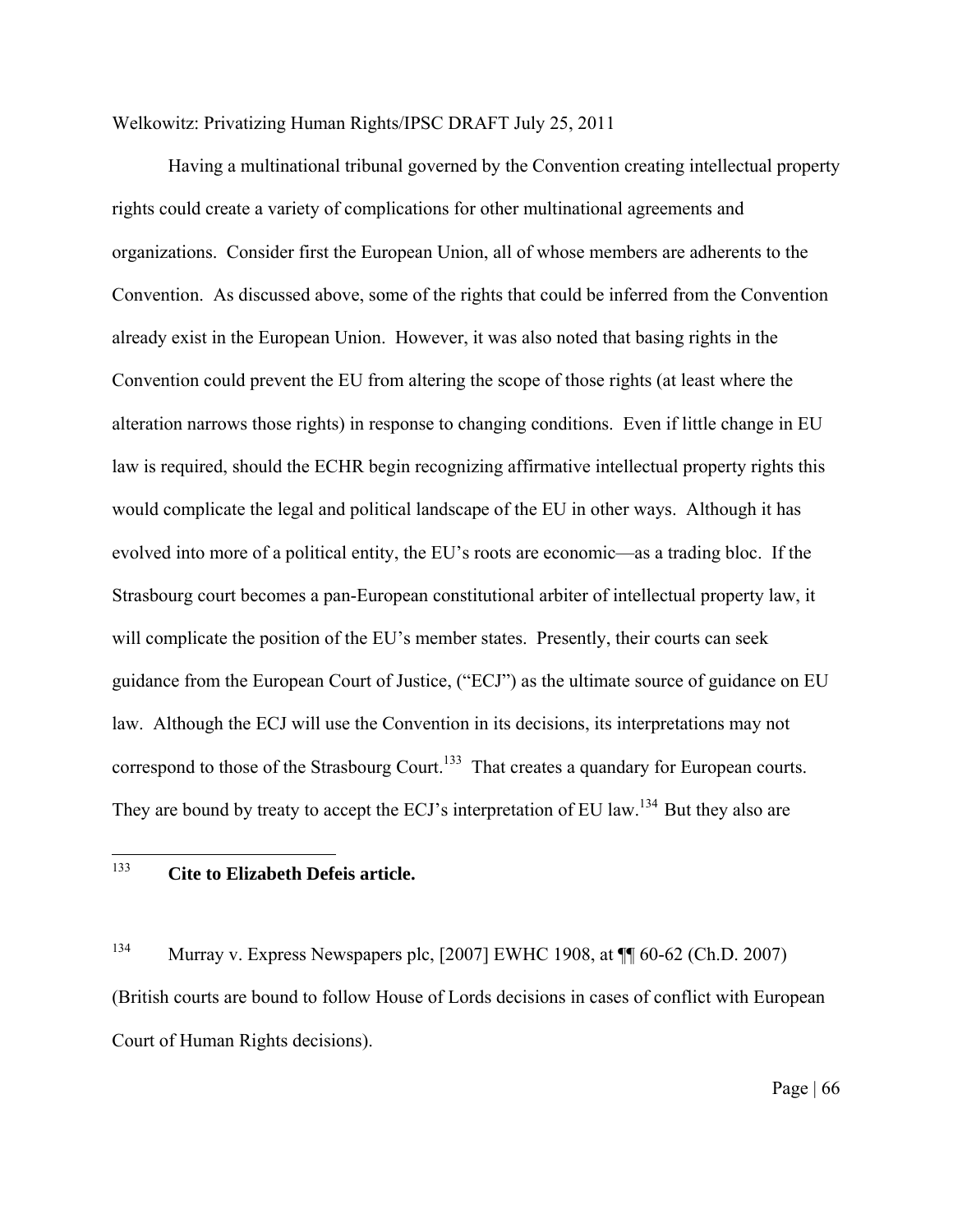Having a multinational tribunal governed by the Convention creating intellectual property rights could create a variety of complications for other multinational agreements and organizations. Consider first the European Union, all of whose members are adherents to the Convention. As discussed above, some of the rights that could be inferred from the Convention already exist in the European Union. However, it was also noted that basing rights in the Convention could prevent the EU from altering the scope of those rights (at least where the alteration narrows those rights) in response to changing conditions. Even if little change in EU law is required, should the ECHR begin recognizing affirmative intellectual property rights this would complicate the legal and political landscape of the EU in other ways. Although it has evolved into more of a political entity, the EU's roots are economic—as a trading bloc. If the Strasbourg court becomes a pan-European constitutional arbiter of intellectual property law, it will complicate the position of the EU's member states. Presently, their courts can seek guidance from the European Court of Justice, ("ECJ") as the ultimate source of guidance on EU law. Although the ECJ will use the Convention in its decisions, its interpretations may not correspond to those of the Strasbourg Court.[133] That creates a quandary for European courts. They are bound by treaty to accept the ECJ's interpretation of EU law.[134] But they also are

---

[133] **Cite to Elizabeth Defeis article.**

[134] Murray v. Express Newspapers plc, [2007] EWHC 1908, at ¶¶ 60-62 (Ch.D. 2007) (British courts are bound to follow House of Lords decisions in cases of conflict with European Court of Human Rights decisions).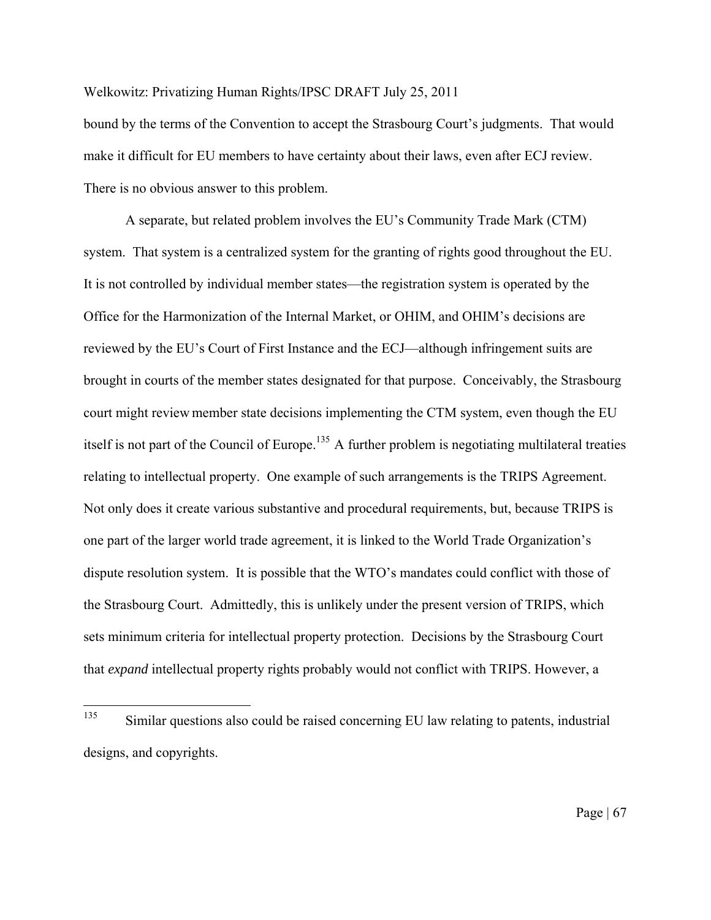bound by the terms of the Convention to accept the Strasbourg Court's judgments. That would make it difficult for EU members to have certainty about their laws, even after ECJ review. There is no obvious answer to this problem.

A separate, but related problem involves the EU's Community Trade Mark (CTM) system. That system is a centralized system for the granting of rights good throughout the EU. It is not controlled by individual member states—the registration system is operated by the Office for the Harmonization of the Internal Market, or OHIM, and OHIM's decisions are reviewed by the EU's Court of First Instance and the ECJ—although infringement suits are brought in courts of the member states designated for that purpose. Conceivably, the Strasbourg court might review member state decisions implementing the CTM system, even though the EU itself is not part of the Council of Europe.[135] A further problem is negotiating multilateral treaties relating to intellectual property. One example of such arrangements is the TRIPS Agreement. Not only does it create various substantive and procedural requirements, but, because TRIPS is one part of the larger world trade agreement, it is linked to the World Trade Organization's dispute resolution system. It is possible that the WTO's mandates could conflict with those of the Strasbourg Court. Admittedly, this is unlikely under the present version of TRIPS, which sets minimum criteria for intellectual property protection. Decisions by the Strasbourg Court that *expand* intellectual property rights probably would not conflict with TRIPS. However, a

---

[135] Similar questions also could be raised concerning EU law relating to patents, industrial designs, and copyrights.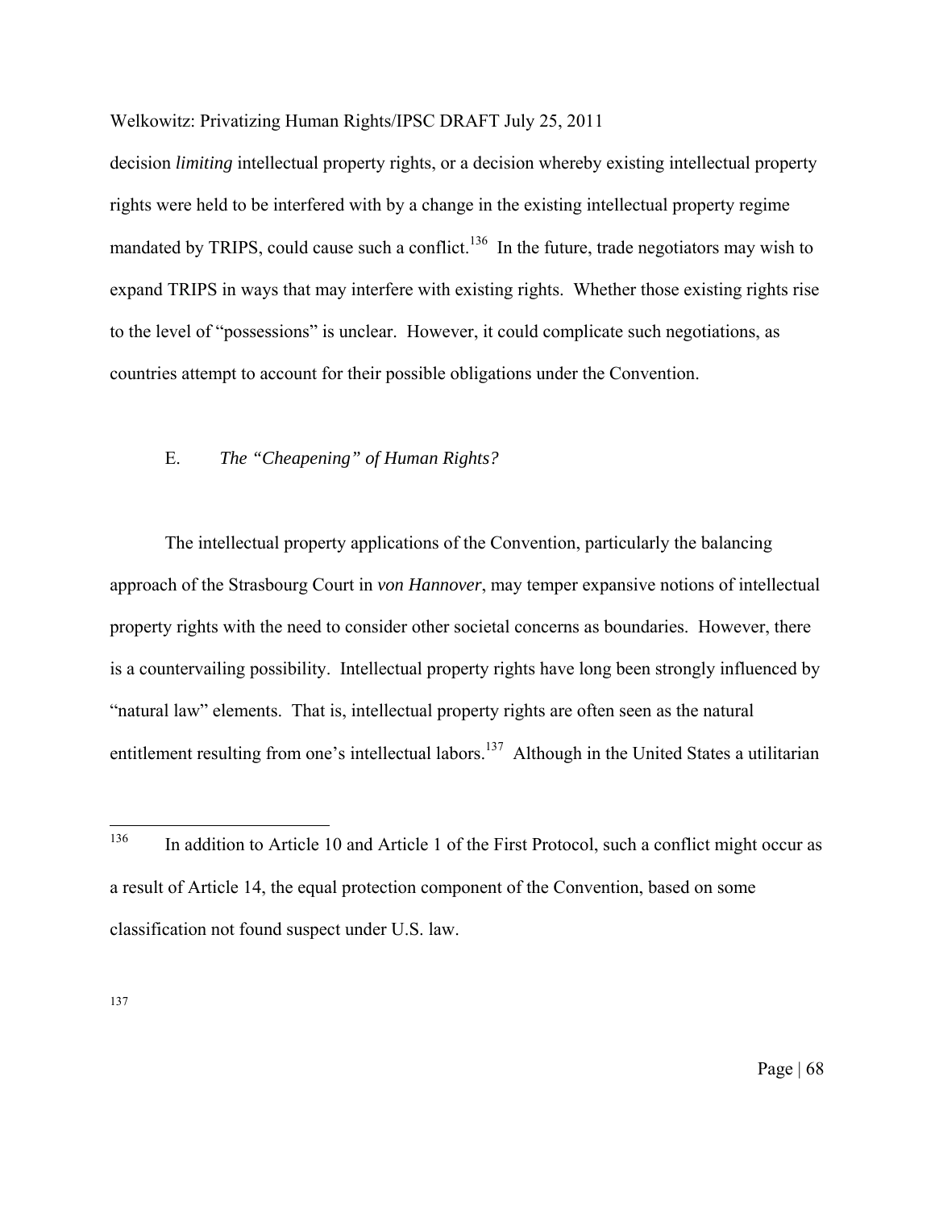decision *limiting* intellectual property rights, or a decision whereby existing intellectual property rights were held to be interfered with by a change in the existing intellectual property regime mandated by TRIPS, could cause such a conflict.[136] In the future, trade negotiators may wish to expand TRIPS in ways that may interfere with existing rights. Whether those existing rights rise to the level of "possessions" is unclear. However, it could complicate such negotiations, as countries attempt to account for their possible obligations under the Convention.

### E. *The "Cheapening" of Human Rights?*

The intellectual property applications of the Convention, particularly the balancing approach of the Strasbourg Court in *von Hannover*, may temper expansive notions of intellectual property rights with the need to consider other societal concerns as boundaries. However, there is a countervailing possibility. Intellectual property rights have long been strongly influenced by "natural law" elements. That is, intellectual property rights are often seen as the natural entitlement resulting from one's intellectual labors.[137] Although in the United States a utilitarian

---

[136] In addition to Article 10 and Article 1 of the First Protocol, such a conflict might occur as a result of Article 14, the equal protection component of the Convention, based on some classification not found suspect under U.S. law.

[137]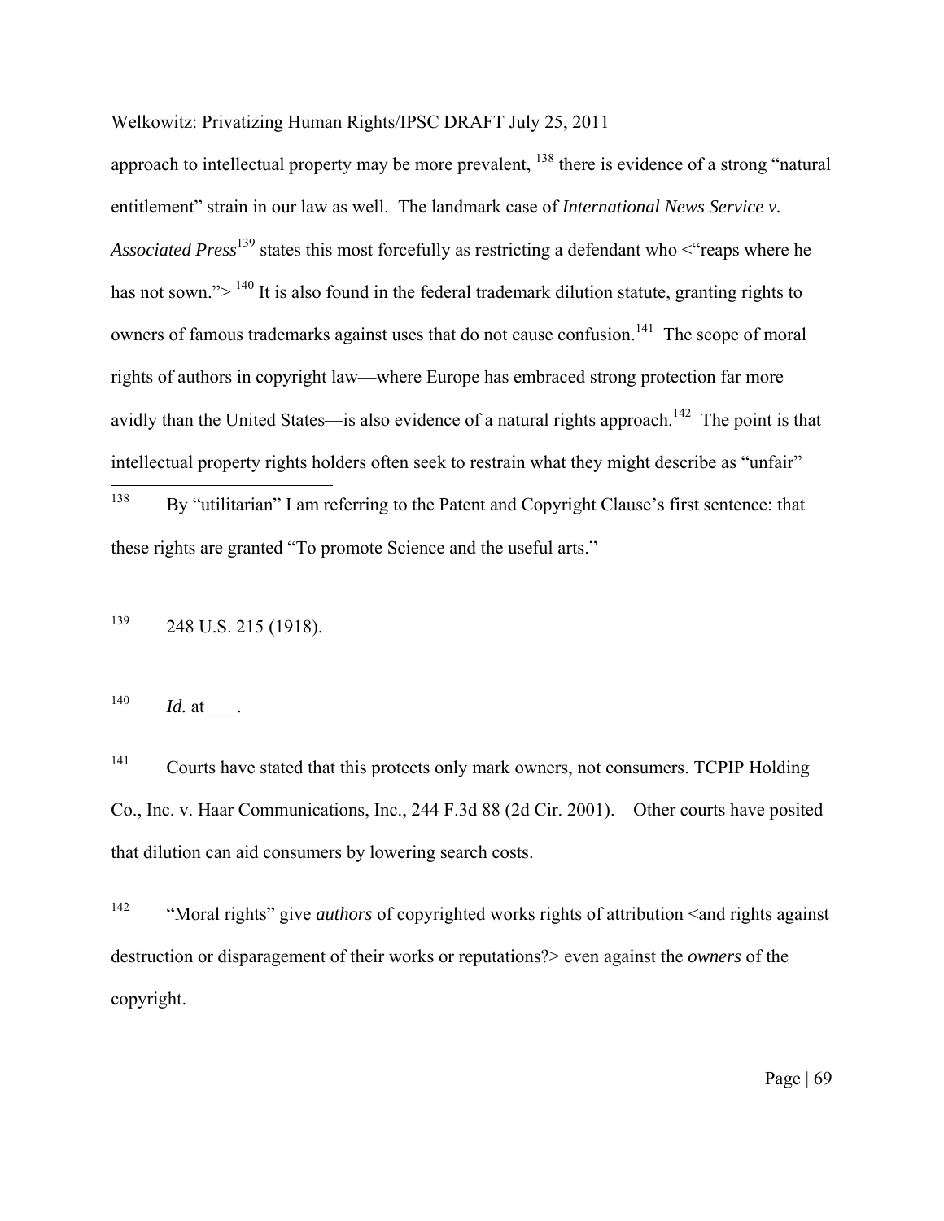approach to intellectual property may be more prevalent, [138] there is evidence of a strong "natural entitlement" strain in our law as well. The landmark case of *International News Service v. Associated Press*[139] states this most forcefully as restricting a defendant who <"reaps where he has not sown."> [140] It is also found in the federal trademark dilution statute, granting rights to owners of famous trademarks against uses that do not cause confusion.[141] The scope of moral rights of authors in copyright law—where Europe has embraced strong protection far more avidly than the United States—is also evidence of a natural rights approach.[142] The point is that intellectual property rights holders often seek to restrain what they might describe as "unfair"

---

[138] By "utilitarian" I am referring to the Patent and Copyright Clause's first sentence: that these rights are granted "To promote Science and the useful arts."

[139] 248 U.S. 215 (1918).

[140] *Id.* at ___.

[141] Courts have stated that this protects only mark owners, not consumers. TCPIP Holding Co., Inc. v. Haar Communications, Inc., 244 F.3d 88 (2d Cir. 2001). Other courts have posited that dilution can aid consumers by lowering search costs.

[142] "Moral rights" give *authors* of copyrighted works rights of attribution <and rights against destruction or disparagement of their works or reputations?> even against the *owners* of the copyright.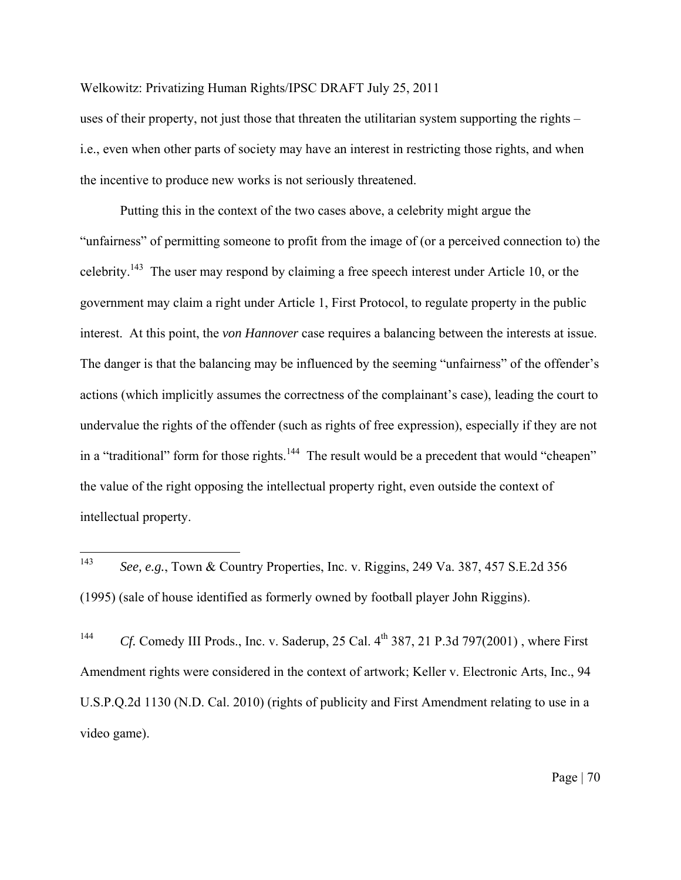uses of their property, not just those that threaten the utilitarian system supporting the rights – i.e., even when other parts of society may have an interest in restricting those rights, and when the incentive to produce new works is not seriously threatened.

Putting this in the context of the two cases above, a celebrity might argue the "unfairness" of permitting someone to profit from the image of (or a perceived connection to) the celebrity.[143] The user may respond by claiming a free speech interest under Article 10, or the government may claim a right under Article 1, First Protocol, to regulate property in the public interest. At this point, the *von Hannover* case requires a balancing between the interests at issue. The danger is that the balancing may be influenced by the seeming "unfairness" of the offender's actions (which implicitly assumes the correctness of the complainant's case), leading the court to undervalue the rights of the offender (such as rights of free expression), especially if they are not in a "traditional" form for those rights.[144] The result would be a precedent that would "cheapen" the value of the right opposing the intellectual property right, even outside the context of intellectual property.

---

[143] *See, e.g.*, Town & Country Properties, Inc. v. Riggins, 249 Va. 387, 457 S.E.2d 356 (1995) (sale of house identified as formerly owned by football player John Riggins).

[144] *Cf.* Comedy III Prods., Inc. v. Saderup, 25 Cal. 4th 387, 21 P.3d 797(2001) , where First Amendment rights were considered in the context of artwork; Keller v. Electronic Arts, Inc., 94 U.S.P.Q.2d 1130 (N.D. Cal. 2010) (rights of publicity and First Amendment relating to use in a video game).